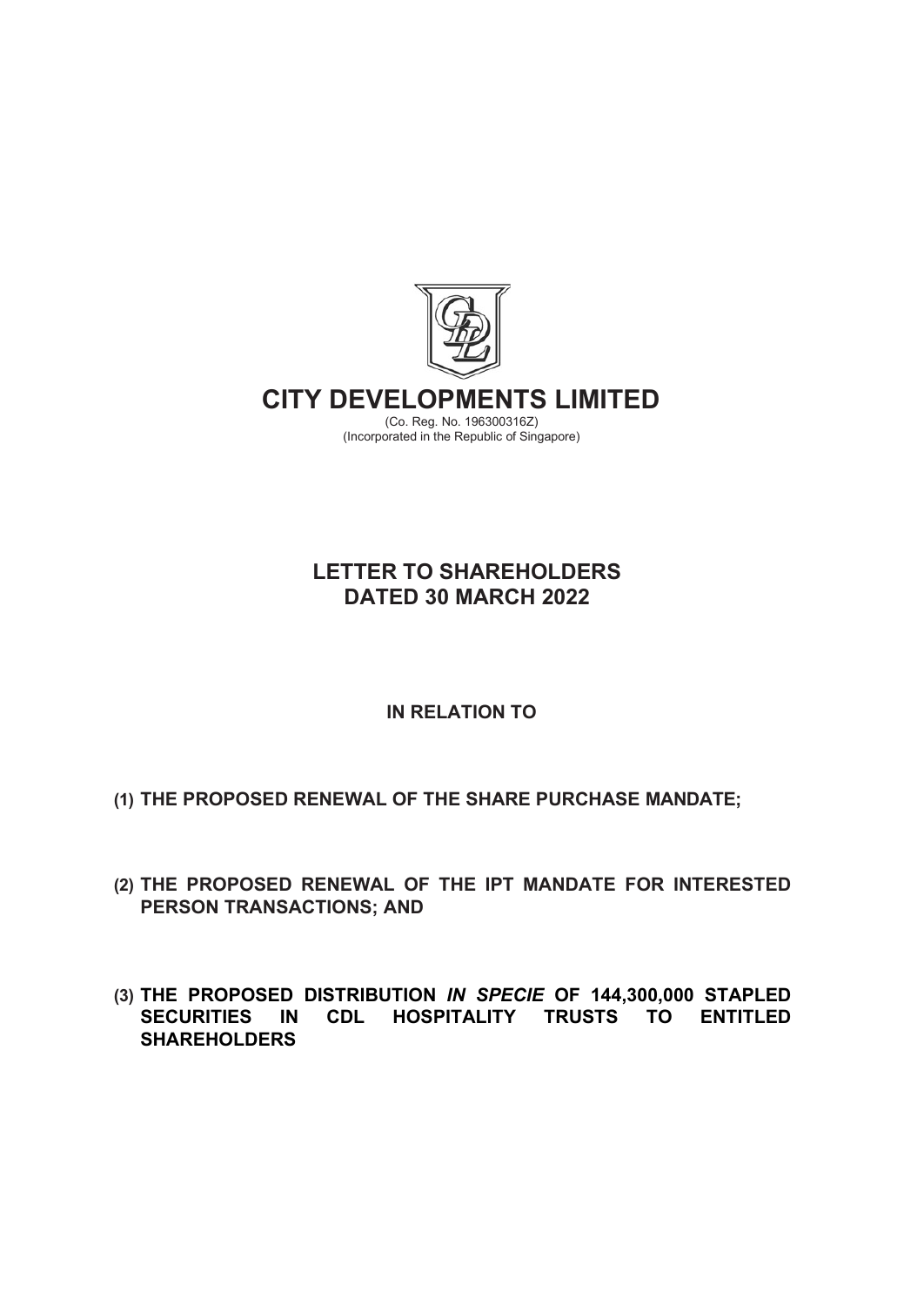# CITY DEVELOPMENTS LIMITED

(Co. Reg. No. 196300316Z)
(Incorporated in the Republic of Singapore)

## LETTER TO SHAREHOLDERS DATED 30 MARCH 2022

**IN RELATION TO**

**(1) THE PROPOSED RENEWAL OF THE SHARE PURCHASE MANDATE;**

**(2) THE PROPOSED RENEWAL OF THE IPT MANDATE FOR INTERESTED PERSON TRANSACTIONS; AND**

**(3) THE PROPOSED DISTRIBUTION *IN SPECIE* OF 144,300,000 STAPLED SECURITIES IN CDL HOSPITALITY TRUSTS TO ENTITLED SHAREHOLDERS**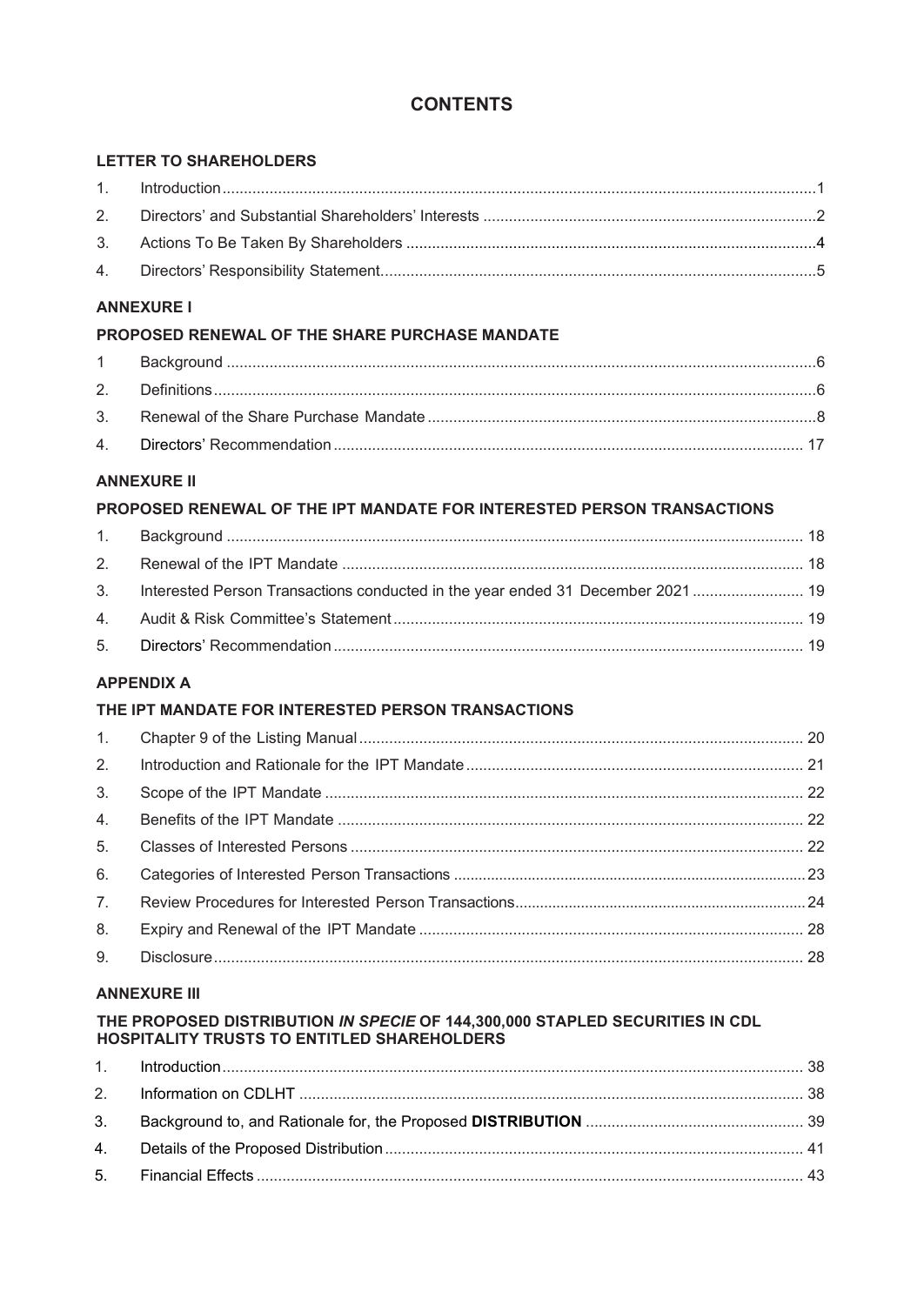# CONTENTS

## LETTER TO SHAREHOLDERS

| | | |
|---|---|---|
| 1. | Introduction | 1 |
| 2. | Directors' and Substantial Shareholders' Interests | 2 |
| 3. | Actions To Be Taken By Shareholders | 4 |
| 4. | Directors' Responsibility Statement | 5 |

## ANNEXURE I

### PROPOSED RENEWAL OF THE SHARE PURCHASE MANDATE

| | | |
|---|---|---|
| 1 | Background | 6 |
| 2. | Definitions | 6 |
| 3. | Renewal of the Share Purchase Mandate | 8 |
| 4. | Directors' Recommendation | 17 |

## ANNEXURE II

### PROPOSED RENEWAL OF THE IPT MANDATE FOR INTERESTED PERSON TRANSACTIONS

| | | |
|---|---|---|
| 1. | Background | 18 |
| 2. | Renewal of the IPT Mandate | 18 |
| 3. | Interested Person Transactions conducted in the year ended 31 December 2021 | 19 |
| 4. | Audit & Risk Committee's Statement | 19 |
| 5. | Directors' Recommendation | 19 |

## APPENDIX A

### THE IPT MANDATE FOR INTERESTED PERSON TRANSACTIONS

| | | |
|---|---|---|
| 1. | Chapter 9 of the Listing Manual | 20 |
| 2. | Introduction and Rationale for the IPT Mandate | 21 |
| 3. | Scope of the IPT Mandate | 22 |
| 4. | Benefits of the IPT Mandate | 22 |
| 5. | Classes of Interested Persons | 22 |
| 6. | Categories of Interested Person Transactions | 23 |
| 7. | Review Procedures for Interested Person Transactions | 24 |
| 8. | Expiry and Renewal of the IPT Mandate | 28 |
| 9. | Disclosure | 28 |

## ANNEXURE III

### THE PROPOSED DISTRIBUTION *IN SPECIE* OF 144,300,000 STAPLED SECURITIES IN CDL HOSPITALITY TRUSTS TO ENTITLED SHAREHOLDERS

| | | |
|---|---|---|
| 1. | Introduction | 38 |
| 2. | Information on CDLHT | 38 |
| 3. | Background to, and Rationale for, the Proposed **DISTRIBUTION** | 39 |
| 4. | Details of the Proposed Distribution | 41 |
| 5. | Financial Effects | 43 |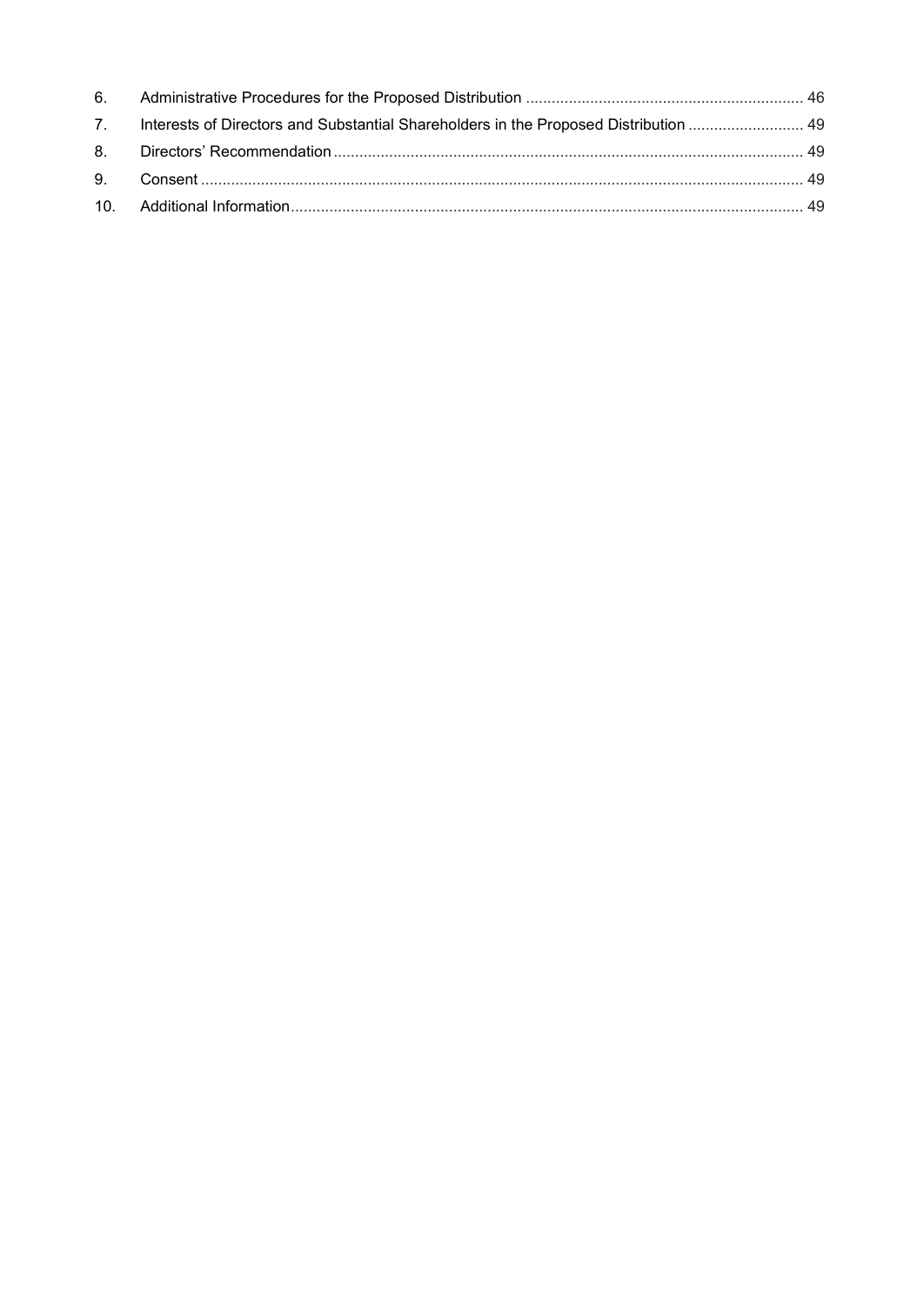| | | |
|---|---|---|
| 6. | Administrative Procedures for the Proposed Distribution | 46 |
| 7. | Interests of Directors and Substantial Shareholders in the Proposed Distribution | 49 |
| 8. | Directors' Recommendation | 49 |
| 9. | Consent | 49 |
| 10. | Additional Information | 49 |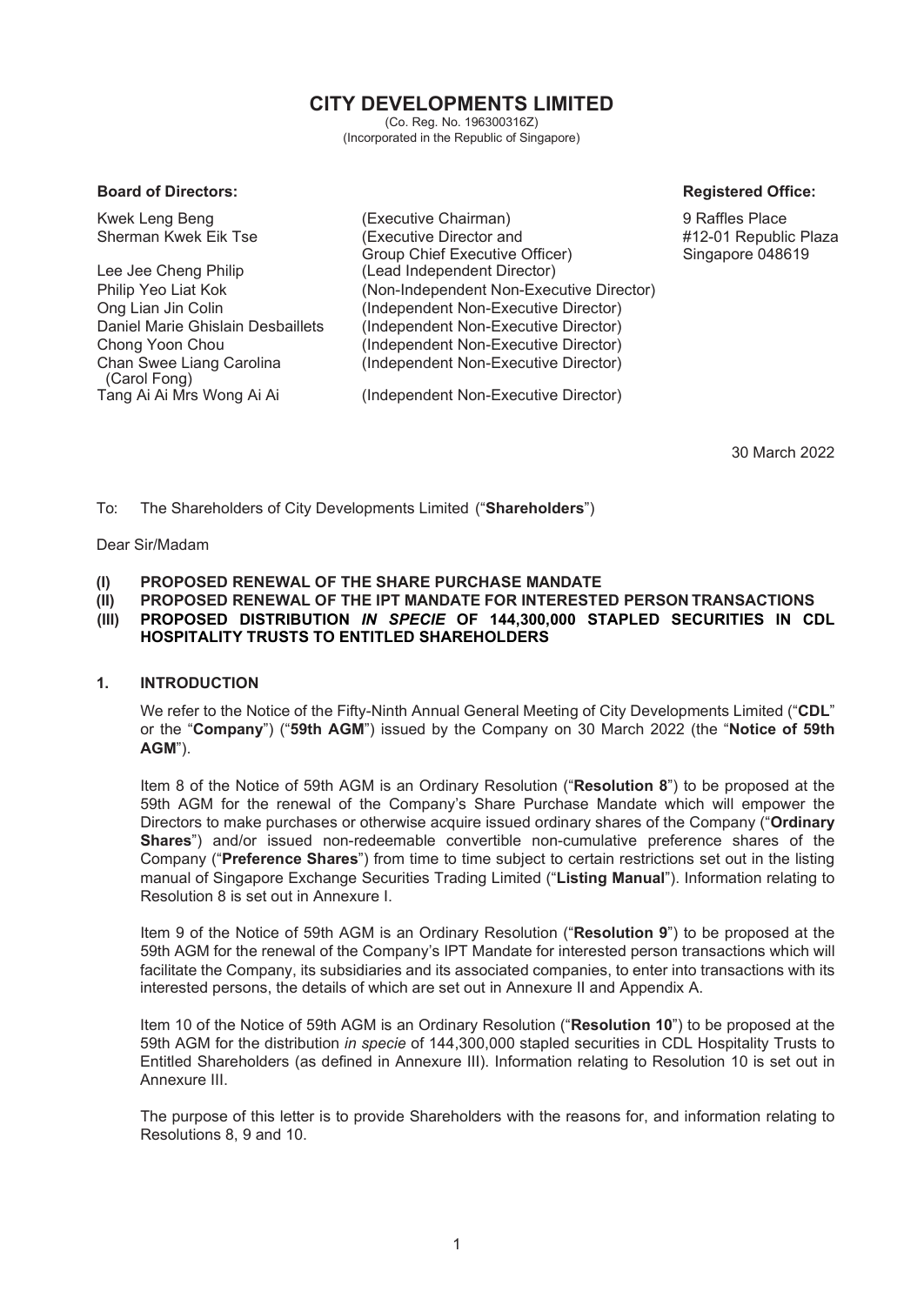# CITY DEVELOPMENTS LIMITED

(Co. Reg. No. 196300316Z)
(Incorporated in the Republic of Singapore)

**Board of Directors:**

| | |
|---|---|
| Kwek Leng Beng | (Executive Chairman) |
| Sherman Kwek Eik Tse | (Executive Director and Group Chief Executive Officer) |
| Lee Jee Cheng Philip | (Lead Independent Director) |
| Philip Yeo Liat Kok | (Non-Independent Non-Executive Director) |
| Ong Lian Jin Colin | (Independent Non-Executive Director) |
| Daniel Marie Ghislain Desbaillets | (Independent Non-Executive Director) |
| Chong Yoon Chou | (Independent Non-Executive Director) |
| Chan Swee Liang Carolina (Carol Fong) | (Independent Non-Executive Director) |
| Tang Ai Ai Mrs Wong Ai Ai | (Independent Non-Executive Director) |

**Registered Office:**

9 Raffles Place
#12-01 Republic Plaza
Singapore 048619

30 March 2022

To: The Shareholders of City Developments Limited ("**Shareholders**")

Dear Sir/Madam

**(I) PROPOSED RENEWAL OF THE SHARE PURCHASE MANDATE**

**(II) PROPOSED RENEWAL OF THE IPT MANDATE FOR INTERESTED PERSON TRANSACTIONS**

**(III) PROPOSED DISTRIBUTION *IN SPECIE* OF 144,300,000 STAPLED SECURITIES IN CDL HOSPITALITY TRUSTS TO ENTITLED SHAREHOLDERS**

## 1. INTRODUCTION

We refer to the Notice of the Fifty-Ninth Annual General Meeting of City Developments Limited ("**CDL**" or the "**Company**") ("**59th AGM**") issued by the Company on 30 March 2022 (the "**Notice of 59th AGM**").

Item 8 of the Notice of 59th AGM is an Ordinary Resolution ("**Resolution 8**") to be proposed at the 59th AGM for the renewal of the Company's Share Purchase Mandate which will empower the Directors to make purchases or otherwise acquire issued ordinary shares of the Company ("**Ordinary Shares**") and/or issued non-redeemable convertible non-cumulative preference shares of the Company ("**Preference Shares**") from time to time subject to certain restrictions set out in the listing manual of Singapore Exchange Securities Trading Limited ("**Listing Manual**"). Information relating to Resolution 8 is set out in Annexure I.

Item 9 of the Notice of 59th AGM is an Ordinary Resolution ("**Resolution 9**") to be proposed at the 59th AGM for the renewal of the Company's IPT Mandate for interested person transactions which will facilitate the Company, its subsidiaries and its associated companies, to enter into transactions with its interested persons, the details of which are set out in Annexure II and Appendix A.

Item 10 of the Notice of 59th AGM is an Ordinary Resolution ("**Resolution 10**") to be proposed at the 59th AGM for the distribution *in specie* of 144,300,000 stapled securities in CDL Hospitality Trusts to Entitled Shareholders (as defined in Annexure III). Information relating to Resolution 10 is set out in Annexure III.

The purpose of this letter is to provide Shareholders with the reasons for, and information relating to Resolutions 8, 9 and 10.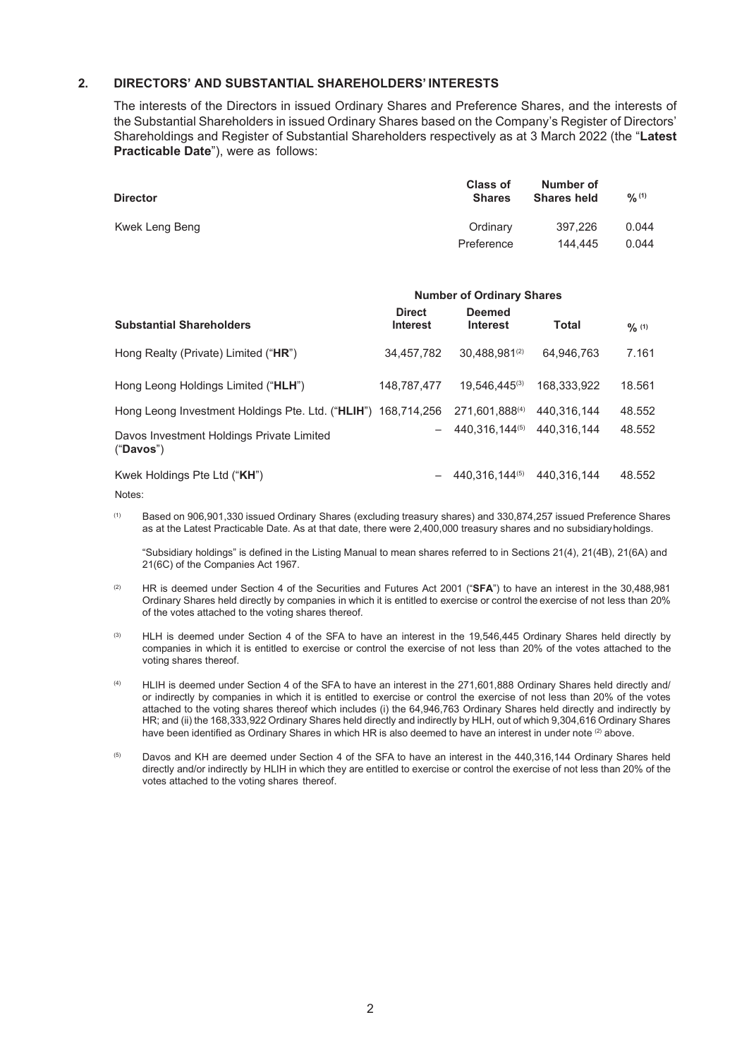## 2. DIRECTORS' AND SUBSTANTIAL SHAREHOLDERS' INTERESTS

The interests of the Directors in issued Ordinary Shares and Preference Shares, and the interests of the Substantial Shareholders in issued Ordinary Shares based on the Company's Register of Directors' Shareholdings and Register of Substantial Shareholders respectively as at 3 March 2022 (the "**Latest Practicable Date**"), were as follows:

| Director | Class of Shares | Number of Shares held | % [1] |
|---|---|---|---|
| Kwek Leng Beng | Ordinary | 397,226 | 0.044 |
| | Preference | 144,445 | 0.044 |

| Substantial Shareholders | Number of Ordinary Shares | | | |
|---|---|---|---|---|
| | Direct Interest | Deemed Interest | Total | % [1] |
| Hong Realty (Private) Limited ("**HR**") | 34,457,782 | 30,488,981[2] | 64,946,763 | 7.161 |
| Hong Leong Holdings Limited ("**HLH**") | 148,787,477 | 19,546,445[3] | 168,333,922 | 18.561 |
| Hong Leong Investment Holdings Pte. Ltd. ("**HLIH**") | 168,714,256 | 271,601,888[4] | 440,316,144 | 48.552 |
| Davos Investment Holdings Private Limited ("**Davos**") | – | 440,316,144[5] | 440,316,144 | 48.552 |
| Kwek Holdings Pte Ltd ("**KH**") | – | 440,316,144[5] | 440,316,144 | 48.552 |

Notes:

[1] Based on 906,901,330 issued Ordinary Shares (excluding treasury shares) and 330,874,257 issued Preference Shares as at the Latest Practicable Date. As at that date, there were 2,400,000 treasury shares and no subsidiary holdings.

"Subsidiary holdings" is defined in the Listing Manual to mean shares referred to in Sections 21(4), 21(4B), 21(6A) and 21(6C) of the Companies Act 1967.

[2] HR is deemed under Section 4 of the Securities and Futures Act 2001 ("**SFA**") to have an interest in the 30,488,981 Ordinary Shares held directly by companies in which it is entitled to exercise or control the exercise of not less than 20% of the votes attached to the voting shares thereof.

[3] HLH is deemed under Section 4 of the SFA to have an interest in the 19,546,445 Ordinary Shares held directly by companies in which it is entitled to exercise or control the exercise of not less than 20% of the votes attached to the voting shares thereof.

[4] HLIH is deemed under Section 4 of the SFA to have an interest in the 271,601,888 Ordinary Shares held directly and/ or indirectly by companies in which it is entitled to exercise or control the exercise of not less than 20% of the votes attached to the voting shares thereof which includes (i) the 64,946,763 Ordinary Shares held directly and indirectly by HR; and (ii) the 168,333,922 Ordinary Shares held directly and indirectly by HLH, out of which 9,304,616 Ordinary Shares have been identified as Ordinary Shares in which HR is also deemed to have an interest in under note [2] above.

[5] Davos and KH are deemed under Section 4 of the SFA to have an interest in the 440,316,144 Ordinary Shares held directly and/or indirectly by HLIH in which they are entitled to exercise or control the exercise of not less than 20% of the votes attached to the voting shares thereof.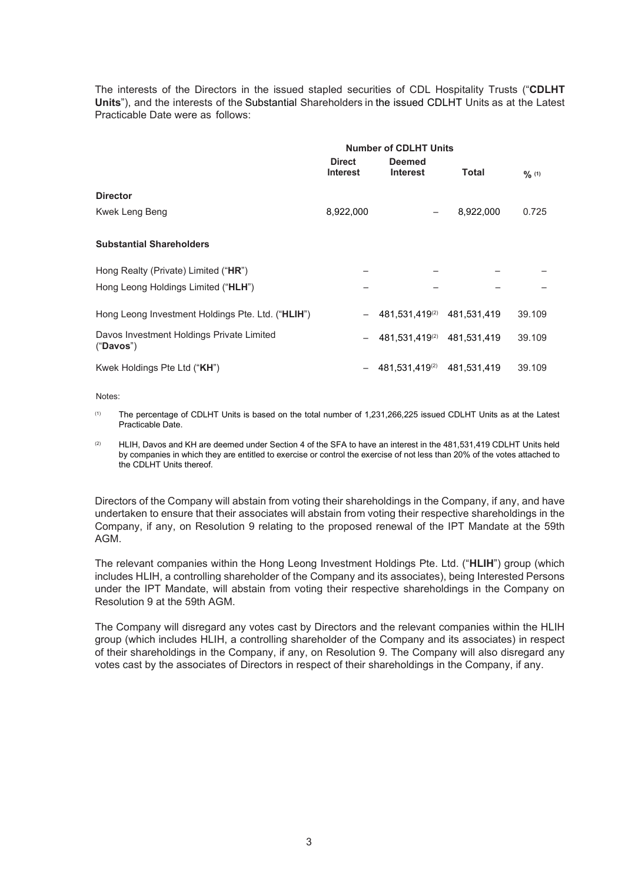The interests of the Directors in the issued stapled securities of CDL Hospitality Trusts ("**CDLHT Units**"), and the interests of the Substantial Shareholders in the issued CDLHT Units as at the Latest Practicable Date were as follows:

| | Number of CDLHT Units | | | |
|---|---|---|---|---|
| | **Direct Interest** | **Deemed Interest** | **Total** | **%** [(1)] |
| **Director** | | | | |
| Kwek Leng Beng | 8,922,000 | – | 8,922,000 | 0.725 |
| **Substantial Shareholders** | | | | |
| Hong Realty (Private) Limited ("**HR**") | – | – | – | – |
| Hong Leong Holdings Limited ("**HLH**") | – | – | – | – |
| Hong Leong Investment Holdings Pte. Ltd. ("**HLIH**") | – | 481,531,419[(2)] | 481,531,419 | 39.109 |
| Davos Investment Holdings Private Limited ("**Davos**") | – | 481,531,419[(2)] | 481,531,419 | 39.109 |
| Kwek Holdings Pte Ltd ("**KH**") | – | 481,531,419[(2)] | 481,531,419 | 39.109 |

Notes:

(1) The percentage of CDLHT Units is based on the total number of 1,231,266,225 issued CDLHT Units as at the Latest Practicable Date.

(2) HLIH, Davos and KH are deemed under Section 4 of the SFA to have an interest in the 481,531,419 CDLHT Units held by companies in which they are entitled to exercise or control the exercise of not less than 20% of the votes attached to the CDLHT Units thereof.

Directors of the Company will abstain from voting their shareholdings in the Company, if any, and have undertaken to ensure that their associates will abstain from voting their respective shareholdings in the Company, if any, on Resolution 9 relating to the proposed renewal of the IPT Mandate at the 59th AGM.

The relevant companies within the Hong Leong Investment Holdings Pte. Ltd. ("**HLIH**") group (which includes HLIH, a controlling shareholder of the Company and its associates), being Interested Persons under the IPT Mandate, will abstain from voting their respective shareholdings in the Company on Resolution 9 at the 59th AGM.

The Company will disregard any votes cast by Directors and the relevant companies within the HLIH group (which includes HLIH, a controlling shareholder of the Company and its associates) in respect of their shareholdings in the Company, if any, on Resolution 9. The Company will also disregard any votes cast by the associates of Directors in respect of their shareholdings in the Company, if any.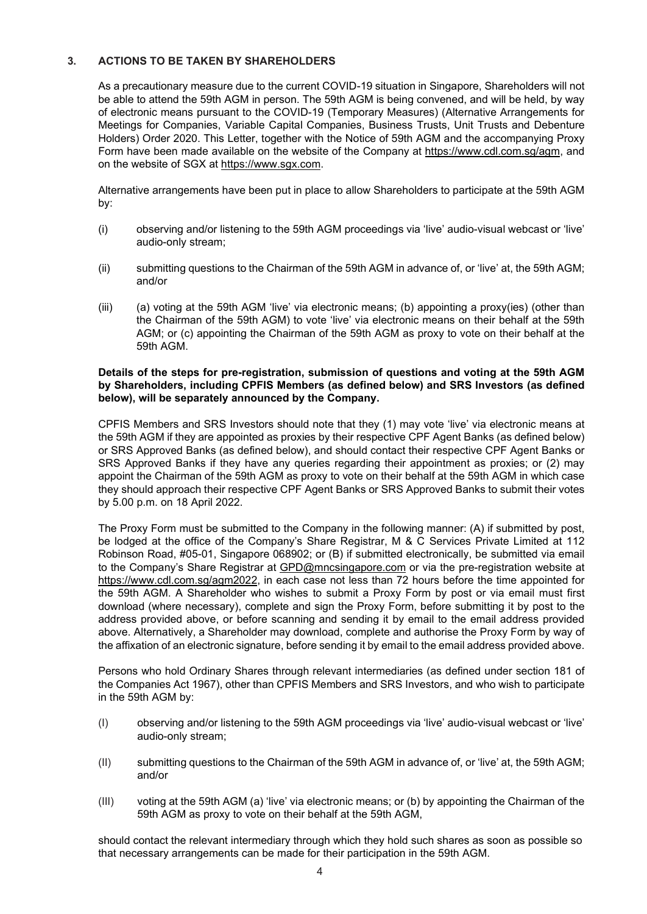## 3. ACTIONS TO BE TAKEN BY SHAREHOLDERS

As a precautionary measure due to the current COVID-19 situation in Singapore, Shareholders will not be able to attend the 59th AGM in person. The 59th AGM is being convened, and will be held, by way of electronic means pursuant to the COVID-19 (Temporary Measures) (Alternative Arrangements for Meetings for Companies, Variable Capital Companies, Business Trusts, Unit Trusts and Debenture Holders) Order 2020. This Letter, together with the Notice of 59th AGM and the accompanying Proxy Form have been made available on the website of the Company at https://www.cdl.com.sg/agm, and on the website of SGX at https://www.sgx.com.

Alternative arrangements have been put in place to allow Shareholders to participate at the 59th AGM by:

(i) observing and/or listening to the 59th AGM proceedings via 'live' audio-visual webcast or 'live' audio-only stream;

(ii) submitting questions to the Chairman of the 59th AGM in advance of, or 'live' at, the 59th AGM; and/or

(iii) (a) voting at the 59th AGM 'live' via electronic means; (b) appointing a proxy(ies) (other than the Chairman of the 59th AGM) to vote 'live' via electronic means on their behalf at the 59th AGM; or (c) appointing the Chairman of the 59th AGM as proxy to vote on their behalf at the 59th AGM.

**Details of the steps for pre-registration, submission of questions and voting at the 59th AGM by Shareholders, including CPFIS Members (as defined below) and SRS Investors (as defined below), will be separately announced by the Company.**

CPFIS Members and SRS Investors should note that they (1) may vote 'live' via electronic means at the 59th AGM if they are appointed as proxies by their respective CPF Agent Banks (as defined below) or SRS Approved Banks (as defined below), and should contact their respective CPF Agent Banks or SRS Approved Banks if they have any queries regarding their appointment as proxies; or (2) may appoint the Chairman of the 59th AGM as proxy to vote on their behalf at the 59th AGM in which case they should approach their respective CPF Agent Banks or SRS Approved Banks to submit their votes by 5.00 p.m. on 18 April 2022.

The Proxy Form must be submitted to the Company in the following manner: (A) if submitted by post, be lodged at the office of the Company's Share Registrar, M & C Services Private Limited at 112 Robinson Road, #05-01, Singapore 068902; or (B) if submitted electronically, be submitted via email to the Company's Share Registrar at GPD@mncsingapore.com or via the pre-registration website at https://www.cdl.com.sg/agm2022, in each case not less than 72 hours before the time appointed for the 59th AGM. A Shareholder who wishes to submit a Proxy Form by post or via email must first download (where necessary), complete and sign the Proxy Form, before submitting it by post to the address provided above, or before scanning and sending it by email to the email address provided above. Alternatively, a Shareholder may download, complete and authorise the Proxy Form by way of the affixation of an electronic signature, before sending it by email to the email address provided above.

Persons who hold Ordinary Shares through relevant intermediaries (as defined under section 181 of the Companies Act 1967), other than CPFIS Members and SRS Investors, and who wish to participate in the 59th AGM by:

(I) observing and/or listening to the 59th AGM proceedings via 'live' audio-visual webcast or 'live' audio-only stream;

(II) submitting questions to the Chairman of the 59th AGM in advance of, or 'live' at, the 59th AGM; and/or

(III) voting at the 59th AGM (a) 'live' via electronic means; or (b) by appointing the Chairman of the 59th AGM as proxy to vote on their behalf at the 59th AGM,

should contact the relevant intermediary through which they hold such shares as soon as possible so that necessary arrangements can be made for their participation in the 59th AGM.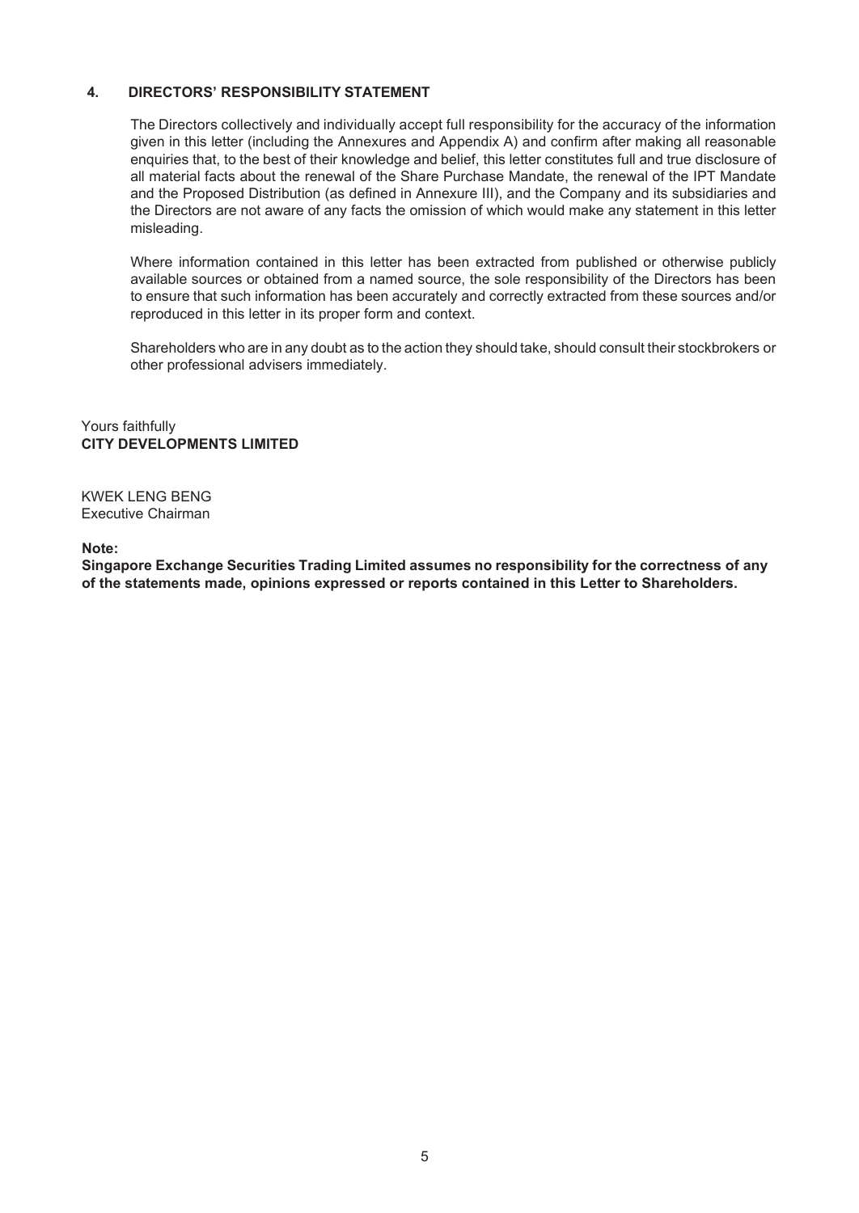## 4. DIRECTORS' RESPONSIBILITY STATEMENT

The Directors collectively and individually accept full responsibility for the accuracy of the information given in this letter (including the Annexures and Appendix A) and confirm after making all reasonable enquiries that, to the best of their knowledge and belief, this letter constitutes full and true disclosure of all material facts about the renewal of the Share Purchase Mandate, the renewal of the IPT Mandate and the Proposed Distribution (as defined in Annexure III), and the Company and its subsidiaries and the Directors are not aware of any facts the omission of which would make any statement in this letter misleading.

Where information contained in this letter has been extracted from published or otherwise publicly available sources or obtained from a named source, the sole responsibility of the Directors has been to ensure that such information has been accurately and correctly extracted from these sources and/or reproduced in this letter in its proper form and context.

Shareholders who are in any doubt as to the action they should take, should consult their stockbrokers or other professional advisers immediately.

Yours faithfully
**CITY DEVELOPMENTS LIMITED**

KWEK LENG BENG
Executive Chairman

**Note:**
**Singapore Exchange Securities Trading Limited assumes no responsibility for the correctness of any of the statements made, opinions expressed or reports contained in this Letter to Shareholders.**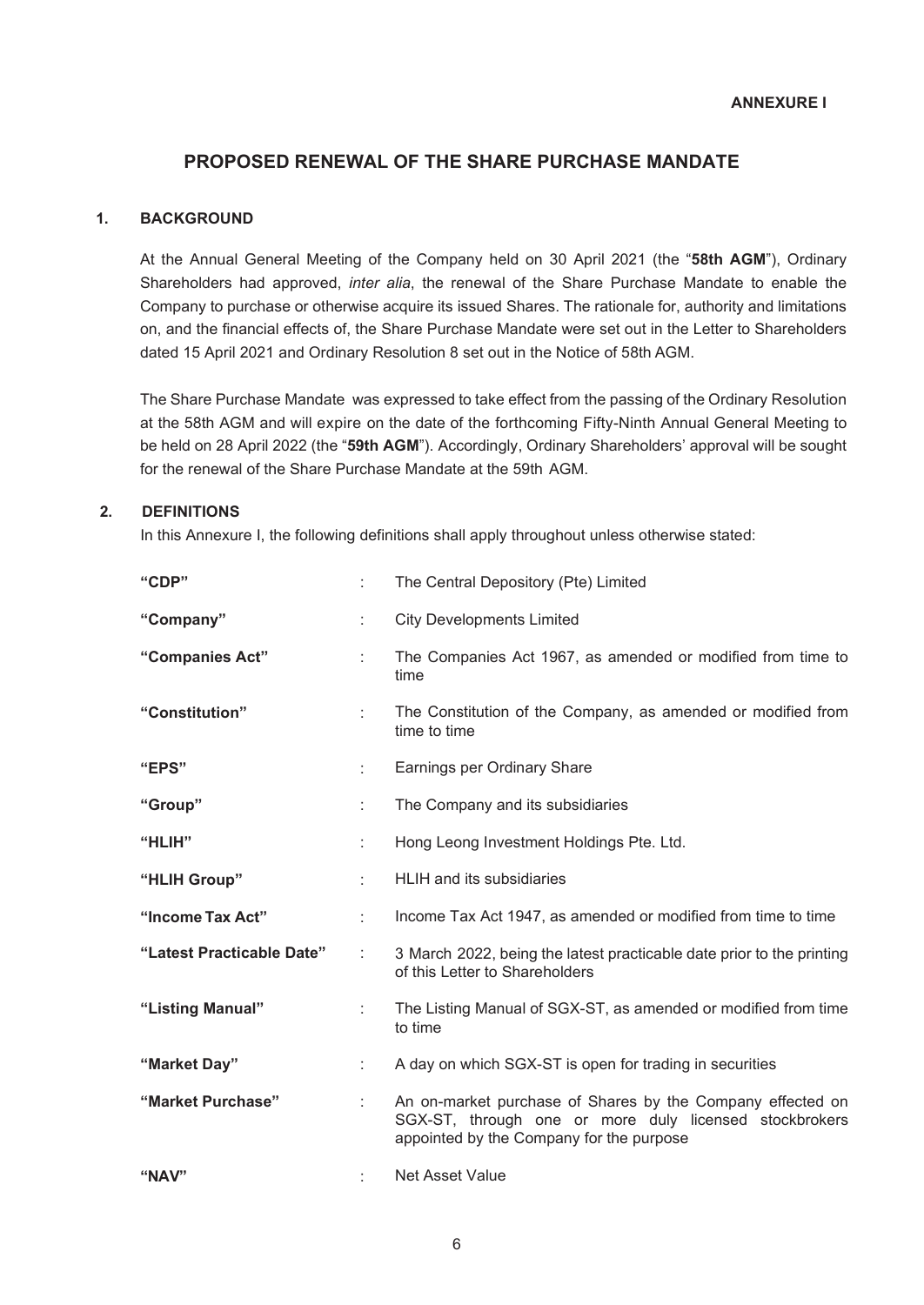**ANNEXURE I**

# PROPOSED RENEWAL OF THE SHARE PURCHASE MANDATE

## 1. BACKGROUND

At the Annual General Meeting of the Company held on 30 April 2021 (the "**58th AGM**"), Ordinary Shareholders had approved, *inter alia*, the renewal of the Share Purchase Mandate to enable the Company to purchase or otherwise acquire its issued Shares. The rationale for, authority and limitations on, and the financial effects of, the Share Purchase Mandate were set out in the Letter to Shareholders dated 15 April 2021 and Ordinary Resolution 8 set out in the Notice of 58th AGM.

The Share Purchase Mandate was expressed to take effect from the passing of the Ordinary Resolution at the 58th AGM and will expire on the date of the forthcoming Fifty-Ninth Annual General Meeting to be held on 28 April 2022 (the "**59th AGM**"). Accordingly, Ordinary Shareholders' approval will be sought for the renewal of the Share Purchase Mandate at the 59th AGM.

## 2. DEFINITIONS

In this Annexure I, the following definitions shall apply throughout unless otherwise stated:

| | | |
|---|---|---|
| **"CDP"** | : | The Central Depository (Pte) Limited |
| **"Company"** | : | City Developments Limited |
| **"Companies Act"** | : | The Companies Act 1967, as amended or modified from time to time |
| **"Constitution"** | : | The Constitution of the Company, as amended or modified from time to time |
| **"EPS"** | : | Earnings per Ordinary Share |
| **"Group"** | : | The Company and its subsidiaries |
| **"HLIH"** | : | Hong Leong Investment Holdings Pte. Ltd. |
| **"HLIH Group"** | : | HLIH and its subsidiaries |
| **"Income Tax Act"** | : | Income Tax Act 1947, as amended or modified from time to time |
| **"Latest Practicable Date"** | : | 3 March 2022, being the latest practicable date prior to the printing of this Letter to Shareholders |
| **"Listing Manual"** | : | The Listing Manual of SGX-ST, as amended or modified from time to time |
| **"Market Day"** | : | A day on which SGX-ST is open for trading in securities |
| **"Market Purchase"** | : | An on-market purchase of Shares by the Company effected on SGX-ST, through one or more duly licensed stockbrokers appointed by the Company for the purpose |
| **"NAV"** | : | Net Asset Value |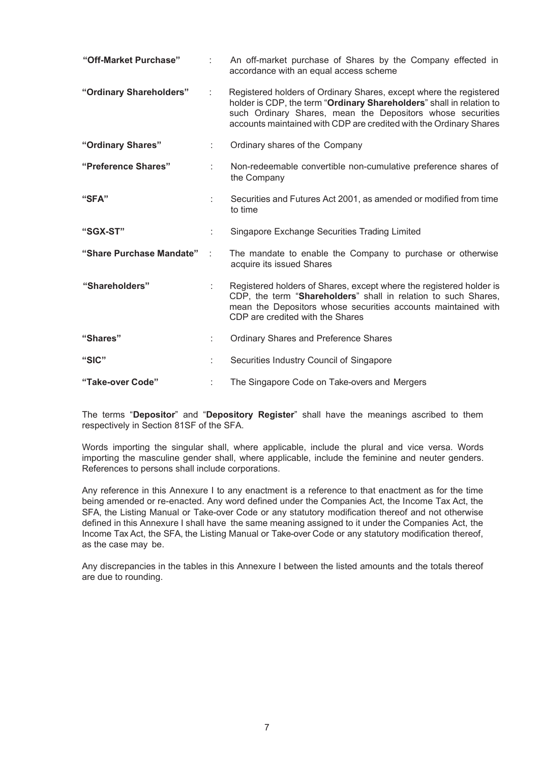| | | |
|---|---|---|
| **"Off-Market Purchase"** | : | An off-market purchase of Shares by the Company effected in accordance with an equal access scheme |
| **"Ordinary Shareholders"** | : | Registered holders of Ordinary Shares, except where the registered holder is CDP, the term "**Ordinary Shareholders**" shall in relation to such Ordinary Shares, mean the Depositors whose securities accounts maintained with CDP are credited with the Ordinary Shares |
| **"Ordinary Shares"** | : | Ordinary shares of the Company |
| **"Preference Shares"** | : | Non-redeemable convertible non-cumulative preference shares of the Company |
| **"SFA"** | : | Securities and Futures Act 2001, as amended or modified from time to time |
| **"SGX-ST"** | : | Singapore Exchange Securities Trading Limited |
| **"Share Purchase Mandate"** | : | The mandate to enable the Company to purchase or otherwise acquire its issued Shares |
| **"Shareholders"** | : | Registered holders of Shares, except where the registered holder is CDP, the term "**Shareholders**" shall in relation to such Shares, mean the Depositors whose securities accounts maintained with CDP are credited with the Shares |
| **"Shares"** | : | Ordinary Shares and Preference Shares |
| **"SIC"** | : | Securities Industry Council of Singapore |
| **"Take-over Code"** | : | The Singapore Code on Take-overs and Mergers |

The terms "**Depositor**" and "**Depository Register**" shall have the meanings ascribed to them respectively in Section 81SF of the SFA.

Words importing the singular shall, where applicable, include the plural and vice versa. Words importing the masculine gender shall, where applicable, include the feminine and neuter genders. References to persons shall include corporations.

Any reference in this Annexure I to any enactment is a reference to that enactment as for the time being amended or re-enacted. Any word defined under the Companies Act, the Income Tax Act, the SFA, the Listing Manual or Take-over Code or any statutory modification thereof and not otherwise defined in this Annexure I shall have the same meaning assigned to it under the Companies Act, the Income Tax Act, the SFA, the Listing Manual or Take-over Code or any statutory modification thereof, as the case may be.

Any discrepancies in the tables in this Annexure I between the listed amounts and the totals thereof are due to rounding.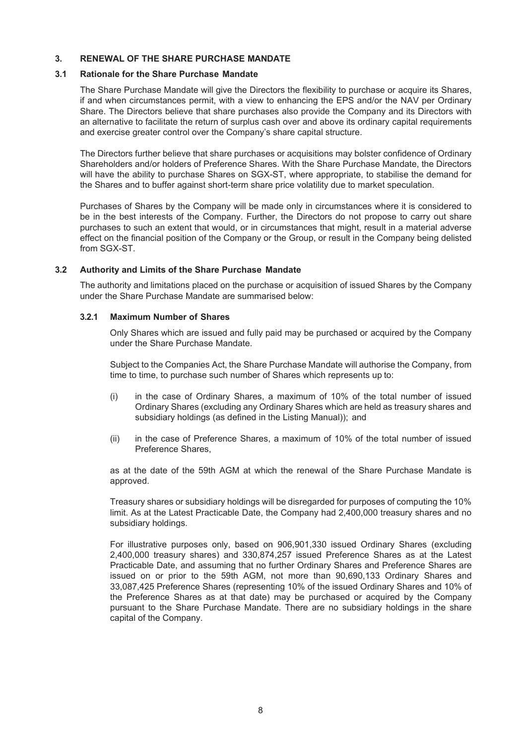## 3. RENEWAL OF THE SHARE PURCHASE MANDATE

### 3.1 Rationale for the Share Purchase Mandate

The Share Purchase Mandate will give the Directors the flexibility to purchase or acquire its Shares, if and when circumstances permit, with a view to enhancing the EPS and/or the NAV per Ordinary Share. The Directors believe that share purchases also provide the Company and its Directors with an alternative to facilitate the return of surplus cash over and above its ordinary capital requirements and exercise greater control over the Company's share capital structure.

The Directors further believe that share purchases or acquisitions may bolster confidence of Ordinary Shareholders and/or holders of Preference Shares. With the Share Purchase Mandate, the Directors will have the ability to purchase Shares on SGX-ST, where appropriate, to stabilise the demand for the Shares and to buffer against short-term share price volatility due to market speculation.

Purchases of Shares by the Company will be made only in circumstances where it is considered to be in the best interests of the Company. Further, the Directors do not propose to carry out share purchases to such an extent that would, or in circumstances that might, result in a material adverse effect on the financial position of the Company or the Group, or result in the Company being delisted from SGX-ST.

### 3.2 Authority and Limits of the Share Purchase Mandate

The authority and limitations placed on the purchase or acquisition of issued Shares by the Company under the Share Purchase Mandate are summarised below:

#### 3.2.1 Maximum Number of Shares

Only Shares which are issued and fully paid may be purchased or acquired by the Company under the Share Purchase Mandate.

Subject to the Companies Act, the Share Purchase Mandate will authorise the Company, from time to time, to purchase such number of Shares which represents up to:

(i) in the case of Ordinary Shares, a maximum of 10% of the total number of issued Ordinary Shares (excluding any Ordinary Shares which are held as treasury shares and subsidiary holdings (as defined in the Listing Manual)); and

(ii) in the case of Preference Shares, a maximum of 10% of the total number of issued Preference Shares,

as at the date of the 59th AGM at which the renewal of the Share Purchase Mandate is approved.

Treasury shares or subsidiary holdings will be disregarded for purposes of computing the 10% limit. As at the Latest Practicable Date, the Company had 2,400,000 treasury shares and no subsidiary holdings.

For illustrative purposes only, based on 906,901,330 issued Ordinary Shares (excluding 2,400,000 treasury shares) and 330,874,257 issued Preference Shares as at the Latest Practicable Date, and assuming that no further Ordinary Shares and Preference Shares are issued on or prior to the 59th AGM, not more than 90,690,133 Ordinary Shares and 33,087,425 Preference Shares (representing 10% of the issued Ordinary Shares and 10% of the Preference Shares as at that date) may be purchased or acquired by the Company pursuant to the Share Purchase Mandate. There are no subsidiary holdings in the share capital of the Company.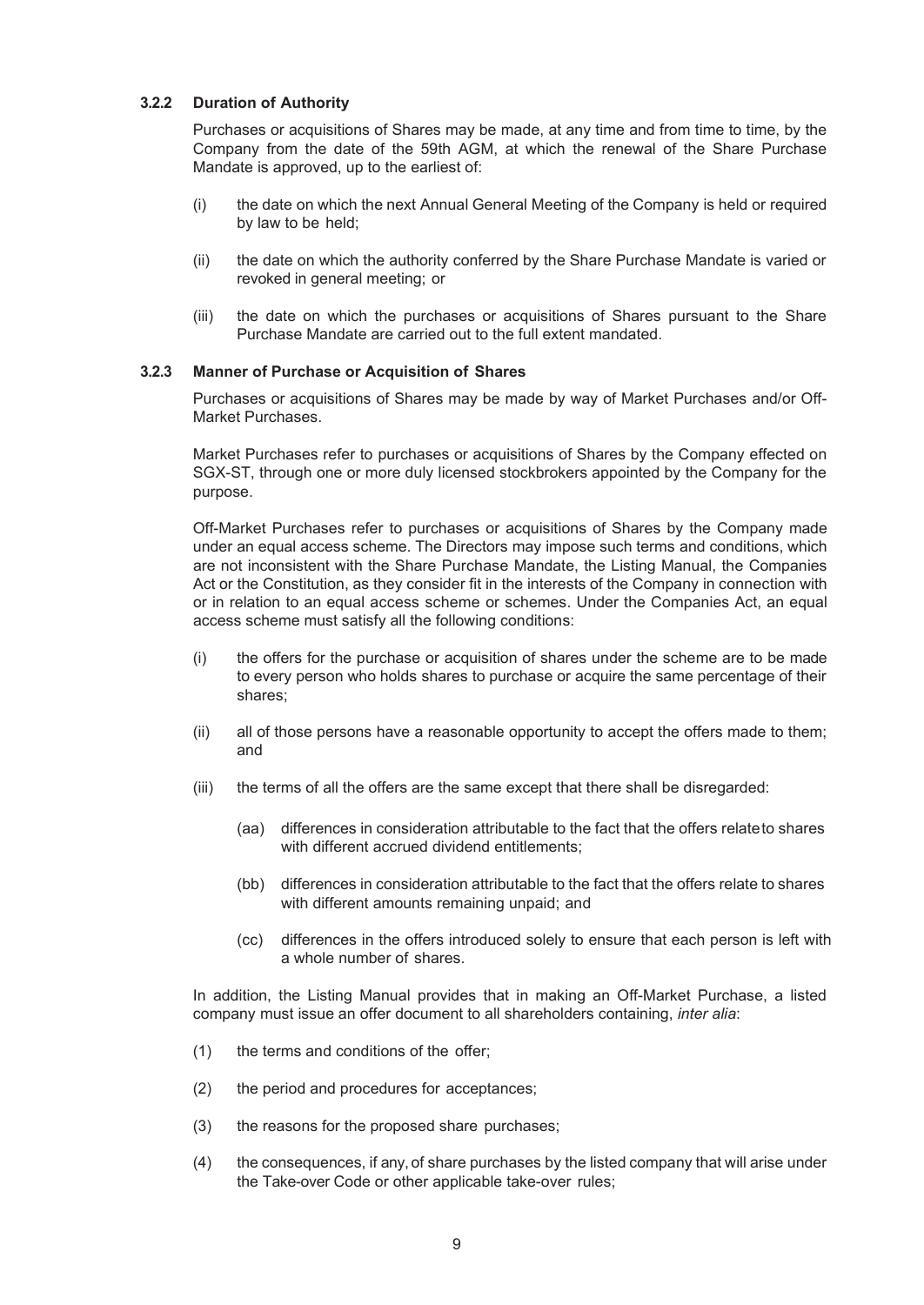#### 3.2.2 Duration of Authority

Purchases or acquisitions of Shares may be made, at any time and from time to time, by the Company from the date of the 59th AGM, at which the renewal of the Share Purchase Mandate is approved, up to the earliest of:

(i) the date on which the next Annual General Meeting of the Company is held or required by law to be held;

(ii) the date on which the authority conferred by the Share Purchase Mandate is varied or revoked in general meeting; or

(iii) the date on which the purchases or acquisitions of Shares pursuant to the Share Purchase Mandate are carried out to the full extent mandated.

#### 3.2.3 Manner of Purchase or Acquisition of Shares

Purchases or acquisitions of Shares may be made by way of Market Purchases and/or Off-Market Purchases.

Market Purchases refer to purchases or acquisitions of Shares by the Company effected on SGX-ST, through one or more duly licensed stockbrokers appointed by the Company for the purpose.

Off-Market Purchases refer to purchases or acquisitions of Shares by the Company made under an equal access scheme. The Directors may impose such terms and conditions, which are not inconsistent with the Share Purchase Mandate, the Listing Manual, the Companies Act or the Constitution, as they consider fit in the interests of the Company in connection with or in relation to an equal access scheme or schemes. Under the Companies Act, an equal access scheme must satisfy all the following conditions:

(i) the offers for the purchase or acquisition of shares under the scheme are to be made to every person who holds shares to purchase or acquire the same percentage of their shares;

(ii) all of those persons have a reasonable opportunity to accept the offers made to them; and

(iii) the terms of all the offers are the same except that there shall be disregarded:

(aa) differences in consideration attributable to the fact that the offers relate to shares with different accrued dividend entitlements;

(bb) differences in consideration attributable to the fact that the offers relate to shares with different amounts remaining unpaid; and

(cc) differences in the offers introduced solely to ensure that each person is left with a whole number of shares.

In addition, the Listing Manual provides that in making an Off-Market Purchase, a listed company must issue an offer document to all shareholders containing, *inter alia*:

(1) the terms and conditions of the offer;

(2) the period and procedures for acceptances;

(3) the reasons for the proposed share purchases;

(4) the consequences, if any, of share purchases by the listed company that will arise under the Take-over Code or other applicable take-over rules;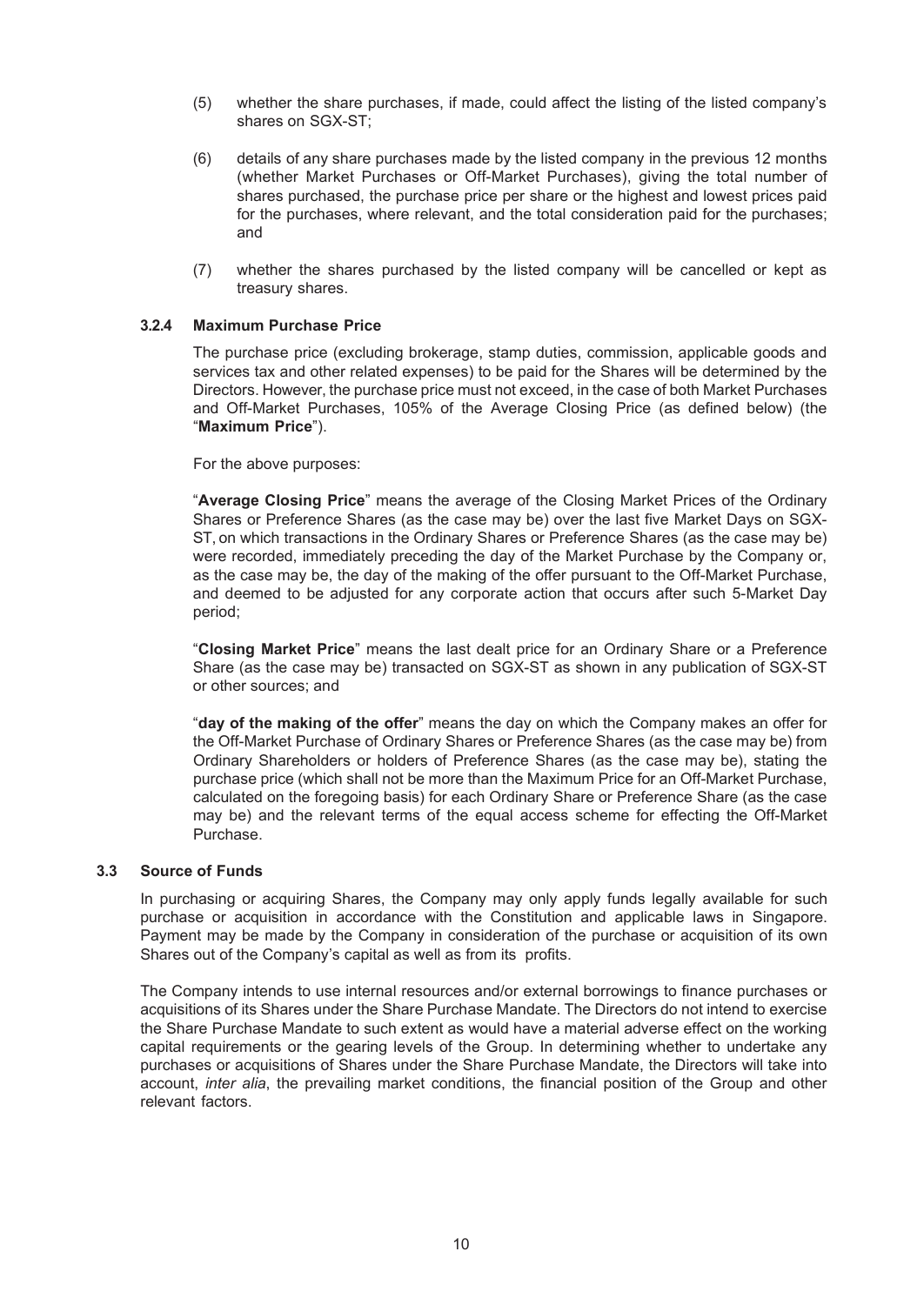(5) whether the share purchases, if made, could affect the listing of the listed company's shares on SGX-ST;

(6) details of any share purchases made by the listed company in the previous 12 months (whether Market Purchases or Off-Market Purchases), giving the total number of shares purchased, the purchase price per share or the highest and lowest prices paid for the purchases, where relevant, and the total consideration paid for the purchases; and

(7) whether the shares purchased by the listed company will be cancelled or kept as treasury shares.

#### 3.2.4 Maximum Purchase Price

The purchase price (excluding brokerage, stamp duties, commission, applicable goods and services tax and other related expenses) to be paid for the Shares will be determined by the Directors. However, the purchase price must not exceed, in the case of both Market Purchases and Off-Market Purchases, 105% of the Average Closing Price (as defined below) (the "**Maximum Price**").

For the above purposes:

"**Average Closing Price**" means the average of the Closing Market Prices of the Ordinary Shares or Preference Shares (as the case may be) over the last five Market Days on SGX-ST, on which transactions in the Ordinary Shares or Preference Shares (as the case may be) were recorded, immediately preceding the day of the Market Purchase by the Company or, as the case may be, the day of the making of the offer pursuant to the Off-Market Purchase, and deemed to be adjusted for any corporate action that occurs after such 5-Market Day period;

"**Closing Market Price**" means the last dealt price for an Ordinary Share or a Preference Share (as the case may be) transacted on SGX-ST as shown in any publication of SGX-ST or other sources; and

"**day of the making of the offer**" means the day on which the Company makes an offer for the Off-Market Purchase of Ordinary Shares or Preference Shares (as the case may be) from Ordinary Shareholders or holders of Preference Shares (as the case may be), stating the purchase price (which shall not be more than the Maximum Price for an Off-Market Purchase, calculated on the foregoing basis) for each Ordinary Share or Preference Share (as the case may be) and the relevant terms of the equal access scheme for effecting the Off-Market Purchase.

### 3.3 Source of Funds

In purchasing or acquiring Shares, the Company may only apply funds legally available for such purchase or acquisition in accordance with the Constitution and applicable laws in Singapore. Payment may be made by the Company in consideration of the purchase or acquisition of its own Shares out of the Company's capital as well as from its profits.

The Company intends to use internal resources and/or external borrowings to finance purchases or acquisitions of its Shares under the Share Purchase Mandate. The Directors do not intend to exercise the Share Purchase Mandate to such extent as would have a material adverse effect on the working capital requirements or the gearing levels of the Group. In determining whether to undertake any purchases or acquisitions of Shares under the Share Purchase Mandate, the Directors will take into account, *inter alia*, the prevailing market conditions, the financial position of the Group and other relevant factors.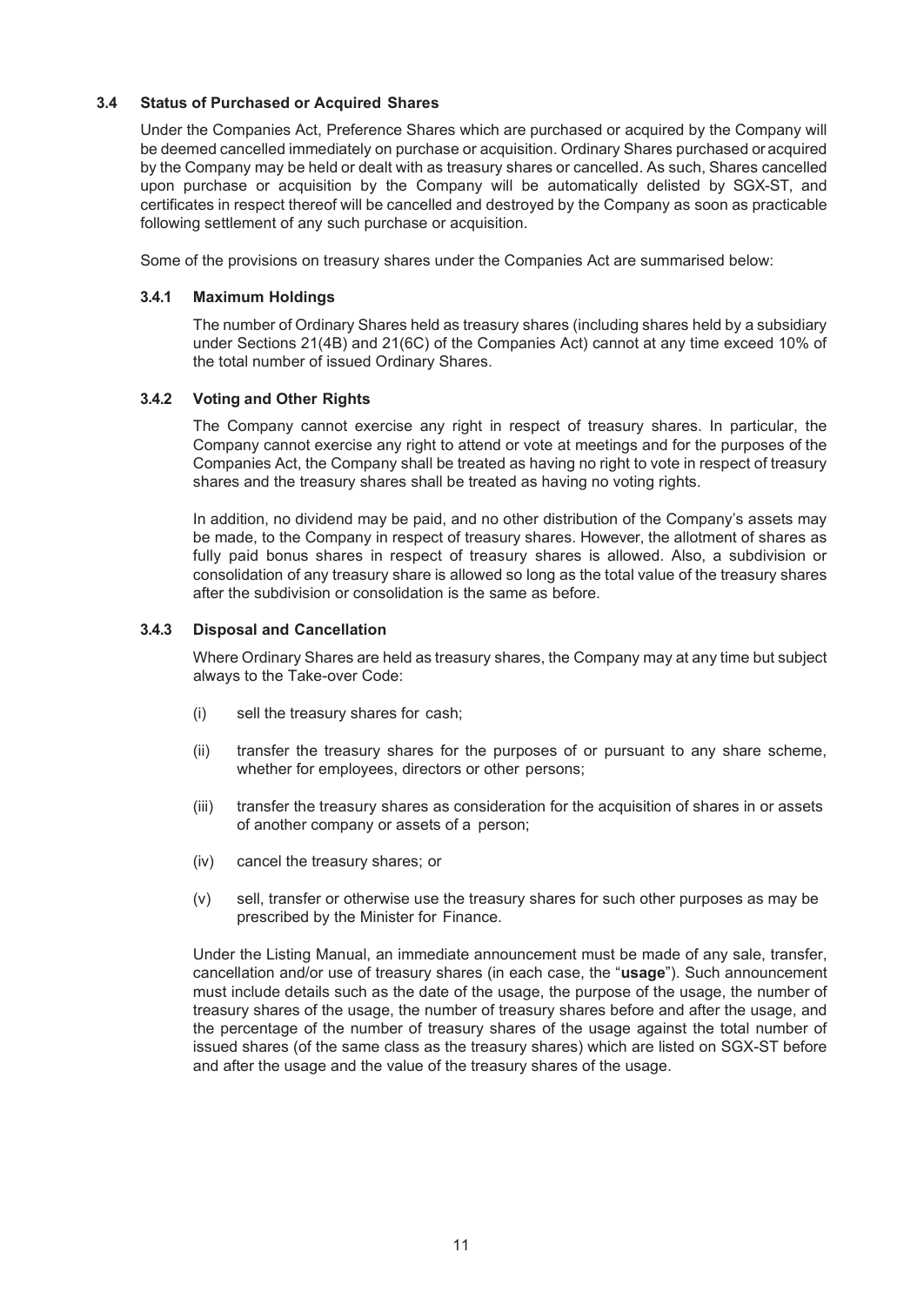### 3.4 Status of Purchased or Acquired Shares

Under the Companies Act, Preference Shares which are purchased or acquired by the Company will be deemed cancelled immediately on purchase or acquisition. Ordinary Shares purchased or acquired by the Company may be held or dealt with as treasury shares or cancelled. As such, Shares cancelled upon purchase or acquisition by the Company will be automatically delisted by SGX-ST, and certificates in respect thereof will be cancelled and destroyed by the Company as soon as practicable following settlement of any such purchase or acquisition.

Some of the provisions on treasury shares under the Companies Act are summarised below:

#### 3.4.1 Maximum Holdings

The number of Ordinary Shares held as treasury shares (including shares held by a subsidiary under Sections 21(4B) and 21(6C) of the Companies Act) cannot at any time exceed 10% of the total number of issued Ordinary Shares.

#### 3.4.2 Voting and Other Rights

The Company cannot exercise any right in respect of treasury shares. In particular, the Company cannot exercise any right to attend or vote at meetings and for the purposes of the Companies Act, the Company shall be treated as having no right to vote in respect of treasury shares and the treasury shares shall be treated as having no voting rights.

In addition, no dividend may be paid, and no other distribution of the Company's assets may be made, to the Company in respect of treasury shares. However, the allotment of shares as fully paid bonus shares in respect of treasury shares is allowed. Also, a subdivision or consolidation of any treasury share is allowed so long as the total value of the treasury shares after the subdivision or consolidation is the same as before.

#### 3.4.3 Disposal and Cancellation

Where Ordinary Shares are held as treasury shares, the Company may at any time but subject always to the Take-over Code:

(i) sell the treasury shares for cash;

(ii) transfer the treasury shares for the purposes of or pursuant to any share scheme, whether for employees, directors or other persons;

(iii) transfer the treasury shares as consideration for the acquisition of shares in or assets of another company or assets of a person;

(iv) cancel the treasury shares; or

(v) sell, transfer or otherwise use the treasury shares for such other purposes as may be prescribed by the Minister for Finance.

Under the Listing Manual, an immediate announcement must be made of any sale, transfer, cancellation and/or use of treasury shares (in each case, the "**usage**"). Such announcement must include details such as the date of the usage, the purpose of the usage, the number of treasury shares of the usage, the number of treasury shares before and after the usage, and the percentage of the number of treasury shares of the usage against the total number of issued shares (of the same class as the treasury shares) which are listed on SGX-ST before and after the usage and the value of the treasury shares of the usage.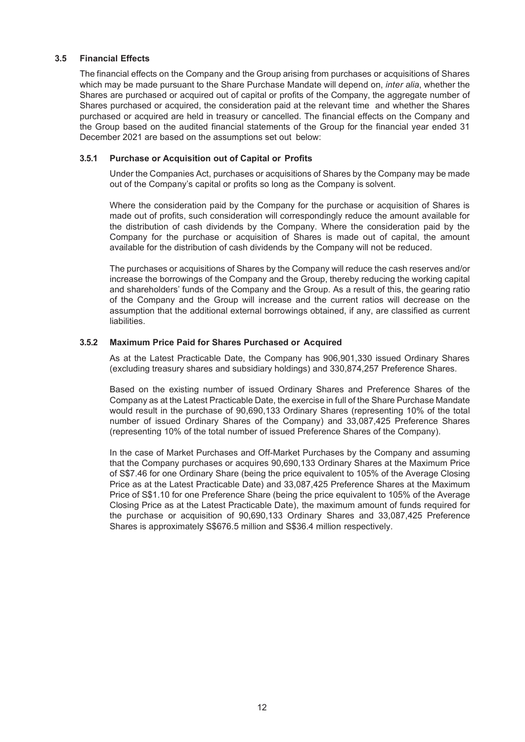### 3.5 Financial Effects

The financial effects on the Company and the Group arising from purchases or acquisitions of Shares which may be made pursuant to the Share Purchase Mandate will depend on, *inter alia*, whether the Shares are purchased or acquired out of capital or profits of the Company, the aggregate number of Shares purchased or acquired, the consideration paid at the relevant time and whether the Shares purchased or acquired are held in treasury or cancelled. The financial effects on the Company and the Group based on the audited financial statements of the Group for the financial year ended 31 December 2021 are based on the assumptions set out below:

#### 3.5.1 Purchase or Acquisition out of Capital or Profits

Under the Companies Act, purchases or acquisitions of Shares by the Company may be made out of the Company's capital or profits so long as the Company is solvent.

Where the consideration paid by the Company for the purchase or acquisition of Shares is made out of profits, such consideration will correspondingly reduce the amount available for the distribution of cash dividends by the Company. Where the consideration paid by the Company for the purchase or acquisition of Shares is made out of capital, the amount available for the distribution of cash dividends by the Company will not be reduced.

The purchases or acquisitions of Shares by the Company will reduce the cash reserves and/or increase the borrowings of the Company and the Group, thereby reducing the working capital and shareholders' funds of the Company and the Group. As a result of this, the gearing ratio of the Company and the Group will increase and the current ratios will decrease on the assumption that the additional external borrowings obtained, if any, are classified as current liabilities.

#### 3.5.2 Maximum Price Paid for Shares Purchased or Acquired

As at the Latest Practicable Date, the Company has 906,901,330 issued Ordinary Shares (excluding treasury shares and subsidiary holdings) and 330,874,257 Preference Shares.

Based on the existing number of issued Ordinary Shares and Preference Shares of the Company as at the Latest Practicable Date, the exercise in full of the Share Purchase Mandate would result in the purchase of 90,690,133 Ordinary Shares (representing 10% of the total number of issued Ordinary Shares of the Company) and 33,087,425 Preference Shares (representing 10% of the total number of issued Preference Shares of the Company).

In the case of Market Purchases and Off-Market Purchases by the Company and assuming that the Company purchases or acquires 90,690,133 Ordinary Shares at the Maximum Price of S$7.46 for one Ordinary Share (being the price equivalent to 105% of the Average Closing Price as at the Latest Practicable Date) and 33,087,425 Preference Shares at the Maximum Price of S$1.10 for one Preference Share (being the price equivalent to 105% of the Average Closing Price as at the Latest Practicable Date), the maximum amount of funds required for the purchase or acquisition of 90,690,133 Ordinary Shares and 33,087,425 Preference Shares is approximately S$676.5 million and S$36.4 million respectively.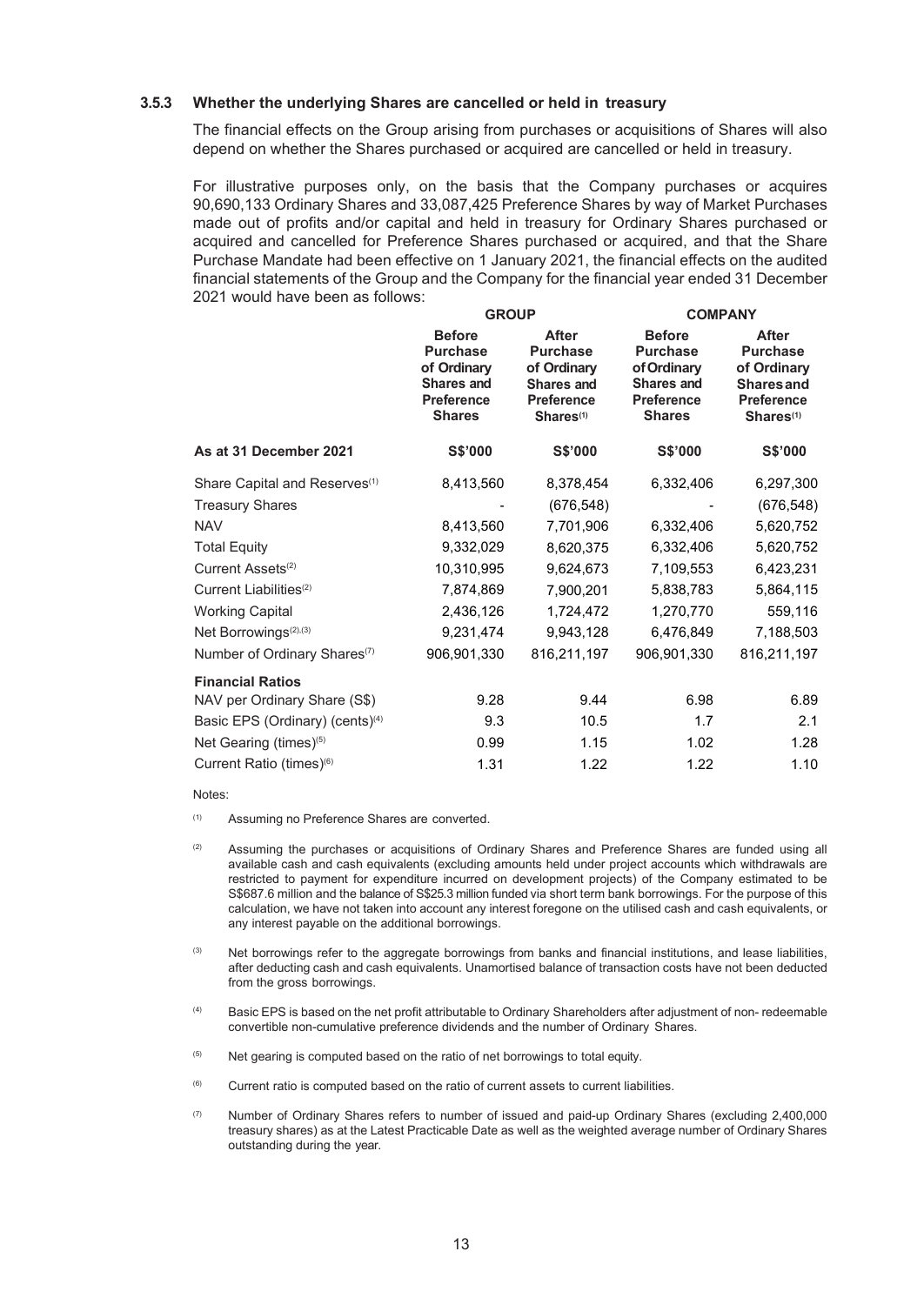### 3.5.3 Whether the underlying Shares are cancelled or held in treasury

The financial effects on the Group arising from purchases or acquisitions of Shares will also depend on whether the Shares purchased or acquired are cancelled or held in treasury.

For illustrative purposes only, on the basis that the Company purchases or acquires 90,690,133 Ordinary Shares and 33,087,425 Preference Shares by way of Market Purchases made out of profits and/or capital and held in treasury for Ordinary Shares purchased or acquired and cancelled for Preference Shares purchased or acquired, and that the Share Purchase Mandate had been effective on 1 January 2021, the financial effects on the audited financial statements of the Group and the Company for the financial year ended 31 December 2021 would have been as follows:

| | GROUP | | COMPANY | |
|---|---|---|---|---|
| | Before Purchase of Ordinary Shares and Preference Shares | After Purchase of Ordinary Shares and Preference Shares[(1)] | Before Purchase of Ordinary Shares and Preference Shares | After Purchase of Ordinary Shares and Preference Shares[(1)] |
| **As at 31 December 2021** | **S$'000** | **S$'000** | **S$'000** | **S$'000** |
| Share Capital and Reserves[(1)] | 8,413,560 | 8,378,454 | 6,332,406 | 6,297,300 |
| Treasury Shares | - | (676,548) | - | (676,548) |
| NAV | 8,413,560 | 7,701,906 | 6,332,406 | 5,620,752 |
| Total Equity | 9,332,029 | 8,620,375 | 6,332,406 | 5,620,752 |
| Current Assets[(2)] | 10,310,995 | 9,624,673 | 7,109,553 | 6,423,231 |
| Current Liabilities[(2)] | 7,874,869 | 7,900,201 | 5,838,783 | 5,864,115 |
| Working Capital | 2,436,126 | 1,724,472 | 1,270,770 | 559,116 |
| Net Borrowings[(2),(3)] | 9,231,474 | 9,943,128 | 6,476,849 | 7,188,503 |
| Number of Ordinary Shares[(7)] | 906,901,330 | 816,211,197 | 906,901,330 | 816,211,197 |
| **Financial Ratios** | | | | |
| NAV per Ordinary Share (S$) | 9.28 | 9.44 | 6.98 | 6.89 |
| Basic EPS (Ordinary) (cents)[(4)] | 9.3 | 10.5 | 1.7 | 2.1 |
| Net Gearing (times)[(5)] | 0.99 | 1.15 | 1.02 | 1.28 |
| Current Ratio (times)[(6)] | 1.31 | 1.22 | 1.22 | 1.10 |

Notes:

(1) Assuming no Preference Shares are converted.

(2) Assuming the purchases or acquisitions of Ordinary Shares and Preference Shares are funded using all available cash and cash equivalents (excluding amounts held under project accounts which withdrawals are restricted to payment for expenditure incurred on development projects) of the Company estimated to be S$687.6 million and the balance of S$25.3 million funded via short term bank borrowings. For the purpose of this calculation, we have not taken into account any interest foregone on the utilised cash and cash equivalents, or any interest payable on the additional borrowings.

(3) Net borrowings refer to the aggregate borrowings from banks and financial institutions, and lease liabilities, after deducting cash and cash equivalents. Unamortised balance of transaction costs have not been deducted from the gross borrowings.

(4) Basic EPS is based on the net profit attributable to Ordinary Shareholders after adjustment of non- redeemable convertible non-cumulative preference dividends and the number of Ordinary Shares.

(5) Net gearing is computed based on the ratio of net borrowings to total equity.

(6) Current ratio is computed based on the ratio of current assets to current liabilities.

(7) Number of Ordinary Shares refers to number of issued and paid-up Ordinary Shares (excluding 2,400,000 treasury shares) as at the Latest Practicable Date as well as the weighted average number of Ordinary Shares outstanding during the year.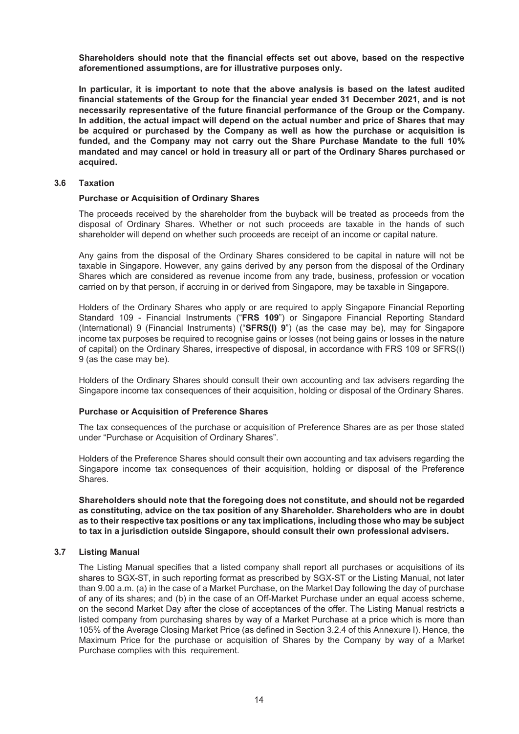**Shareholders should note that the financial effects set out above, based on the respective aforementioned assumptions, are for illustrative purposes only.**

**In particular, it is important to note that the above analysis is based on the latest audited financial statements of the Group for the financial year ended 31 December 2021, and is not necessarily representative of the future financial performance of the Group or the Company. In addition, the actual impact will depend on the actual number and price of Shares that may be acquired or purchased by the Company as well as how the purchase or acquisition is funded, and the Company may not carry out the Share Purchase Mandate to the full 10% mandated and may cancel or hold in treasury all or part of the Ordinary Shares purchased or acquired.**

### 3.6 Taxation

**Purchase or Acquisition of Ordinary Shares**

The proceeds received by the shareholder from the buyback will be treated as proceeds from the disposal of Ordinary Shares. Whether or not such proceeds are taxable in the hands of such shareholder will depend on whether such proceeds are receipt of an income or capital nature.

Any gains from the disposal of the Ordinary Shares considered to be capital in nature will not be taxable in Singapore. However, any gains derived by any person from the disposal of the Ordinary Shares which are considered as revenue income from any trade, business, profession or vocation carried on by that person, if accruing in or derived from Singapore, may be taxable in Singapore.

Holders of the Ordinary Shares who apply or are required to apply Singapore Financial Reporting Standard 109 - Financial Instruments ("**FRS 109**") or Singapore Financial Reporting Standard (International) 9 (Financial Instruments) ("**SFRS(I) 9**") (as the case may be), may for Singapore income tax purposes be required to recognise gains or losses (not being gains or losses in the nature of capital) on the Ordinary Shares, irrespective of disposal, in accordance with FRS 109 or SFRS(I) 9 (as the case may be).

Holders of the Ordinary Shares should consult their own accounting and tax advisers regarding the Singapore income tax consequences of their acquisition, holding or disposal of the Ordinary Shares.

**Purchase or Acquisition of Preference Shares**

The tax consequences of the purchase or acquisition of Preference Shares are as per those stated under "Purchase or Acquisition of Ordinary Shares".

Holders of the Preference Shares should consult their own accounting and tax advisers regarding the Singapore income tax consequences of their acquisition, holding or disposal of the Preference Shares.

**Shareholders should note that the foregoing does not constitute, and should not be regarded as constituting, advice on the tax position of any Shareholder. Shareholders who are in doubt as to their respective tax positions or any tax implications, including those who may be subject to tax in a jurisdiction outside Singapore, should consult their own professional advisers.**

### 3.7 Listing Manual

The Listing Manual specifies that a listed company shall report all purchases or acquisitions of its shares to SGX-ST, in such reporting format as prescribed by SGX-ST or the Listing Manual, not later than 9.00 a.m. (a) in the case of a Market Purchase, on the Market Day following the day of purchase of any of its shares; and (b) in the case of an Off-Market Purchase under an equal access scheme, on the second Market Day after the close of acceptances of the offer. The Listing Manual restricts a listed company from purchasing shares by way of a Market Purchase at a price which is more than 105% of the Average Closing Market Price (as defined in Section 3.2.4 of this Annexure I). Hence, the Maximum Price for the purchase or acquisition of Shares by the Company by way of a Market Purchase complies with this requirement.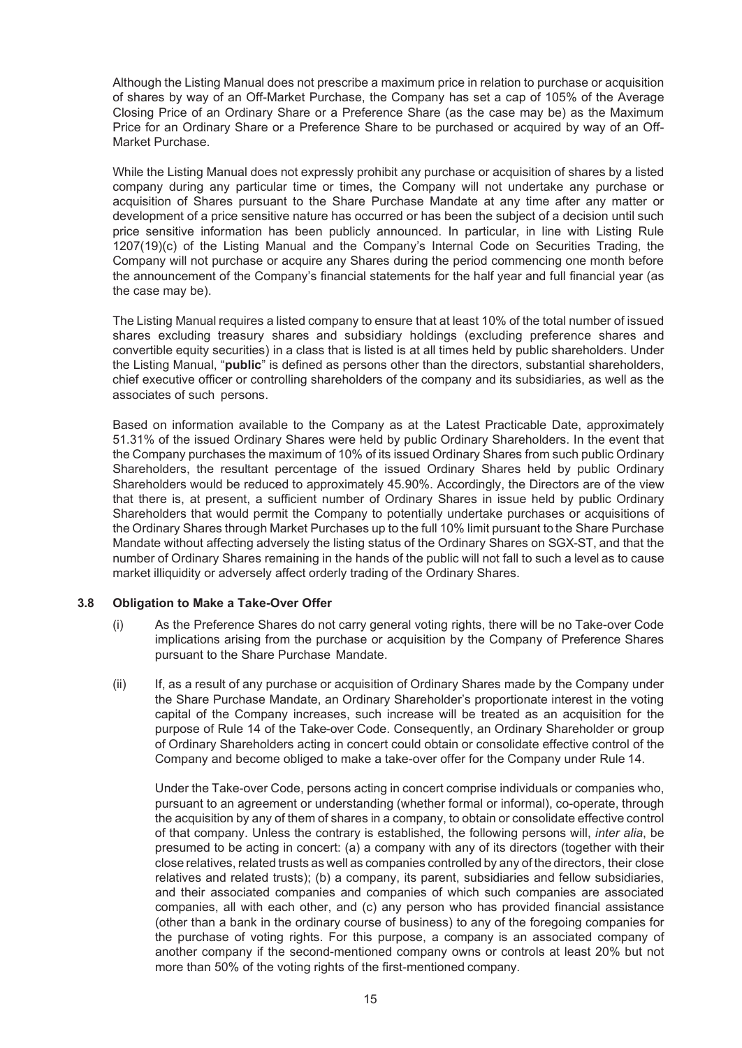Although the Listing Manual does not prescribe a maximum price in relation to purchase or acquisition of shares by way of an Off-Market Purchase, the Company has set a cap of 105% of the Average Closing Price of an Ordinary Share or a Preference Share (as the case may be) as the Maximum Price for an Ordinary Share or a Preference Share to be purchased or acquired by way of an Off-Market Purchase.

While the Listing Manual does not expressly prohibit any purchase or acquisition of shares by a listed company during any particular time or times, the Company will not undertake any purchase or acquisition of Shares pursuant to the Share Purchase Mandate at any time after any matter or development of a price sensitive nature has occurred or has been the subject of a decision until such price sensitive information has been publicly announced. In particular, in line with Listing Rule 1207(19)(c) of the Listing Manual and the Company's Internal Code on Securities Trading, the Company will not purchase or acquire any Shares during the period commencing one month before the announcement of the Company's financial statements for the half year and full financial year (as the case may be).

The Listing Manual requires a listed company to ensure that at least 10% of the total number of issued shares excluding treasury shares and subsidiary holdings (excluding preference shares and convertible equity securities) in a class that is listed is at all times held by public shareholders. Under the Listing Manual, "**public**" is defined as persons other than the directors, substantial shareholders, chief executive officer or controlling shareholders of the company and its subsidiaries, as well as the associates of such persons.

Based on information available to the Company as at the Latest Practicable Date, approximately 51.31% of the issued Ordinary Shares were held by public Ordinary Shareholders. In the event that the Company purchases the maximum of 10% of its issued Ordinary Shares from such public Ordinary Shareholders, the resultant percentage of the issued Ordinary Shares held by public Ordinary Shareholders would be reduced to approximately 45.90%. Accordingly, the Directors are of the view that there is, at present, a sufficient number of Ordinary Shares in issue held by public Ordinary Shareholders that would permit the Company to potentially undertake purchases or acquisitions of the Ordinary Shares through Market Purchases up to the full 10% limit pursuant to the Share Purchase Mandate without affecting adversely the listing status of the Ordinary Shares on SGX-ST, and that the number of Ordinary Shares remaining in the hands of the public will not fall to such a level as to cause market illiquidity or adversely affect orderly trading of the Ordinary Shares.

### 3.8 Obligation to Make a Take-Over Offer

(i) As the Preference Shares do not carry general voting rights, there will be no Take-over Code implications arising from the purchase or acquisition by the Company of Preference Shares pursuant to the Share Purchase Mandate.

(ii) If, as a result of any purchase or acquisition of Ordinary Shares made by the Company under the Share Purchase Mandate, an Ordinary Shareholder's proportionate interest in the voting capital of the Company increases, such increase will be treated as an acquisition for the purpose of Rule 14 of the Take-over Code. Consequently, an Ordinary Shareholder or group of Ordinary Shareholders acting in concert could obtain or consolidate effective control of the Company and become obliged to make a take-over offer for the Company under Rule 14.

Under the Take-over Code, persons acting in concert comprise individuals or companies who, pursuant to an agreement or understanding (whether formal or informal), co-operate, through the acquisition by any of them of shares in a company, to obtain or consolidate effective control of that company. Unless the contrary is established, the following persons will, *inter alia*, be presumed to be acting in concert: (a) a company with any of its directors (together with their close relatives, related trusts as well as companies controlled by any of the directors, their close relatives and related trusts); (b) a company, its parent, subsidiaries and fellow subsidiaries, and their associated companies and companies of which such companies are associated companies, all with each other, and (c) any person who has provided financial assistance (other than a bank in the ordinary course of business) to any of the foregoing companies for the purchase of voting rights. For this purpose, a company is an associated company of another company if the second-mentioned company owns or controls at least 20% but not more than 50% of the voting rights of the first-mentioned company.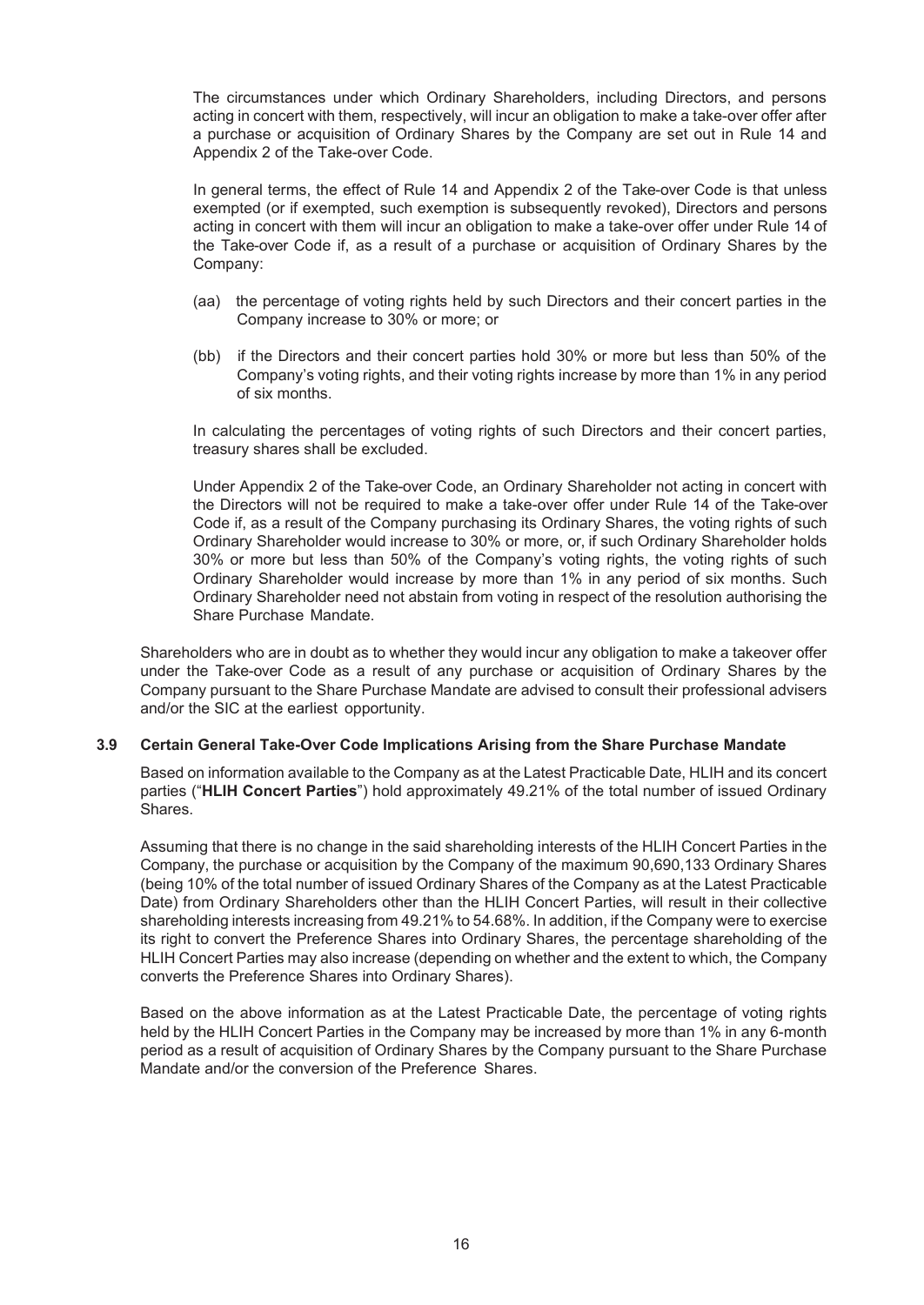The circumstances under which Ordinary Shareholders, including Directors, and persons acting in concert with them, respectively, will incur an obligation to make a take-over offer after a purchase or acquisition of Ordinary Shares by the Company are set out in Rule 14 and Appendix 2 of the Take-over Code.

In general terms, the effect of Rule 14 and Appendix 2 of the Take-over Code is that unless exempted (or if exempted, such exemption is subsequently revoked), Directors and persons acting in concert with them will incur an obligation to make a take-over offer under Rule 14 of the Take-over Code if, as a result of a purchase or acquisition of Ordinary Shares by the Company:

(aa) the percentage of voting rights held by such Directors and their concert parties in the Company increase to 30% or more; or

(bb) if the Directors and their concert parties hold 30% or more but less than 50% of the Company's voting rights, and their voting rights increase by more than 1% in any period of six months.

In calculating the percentages of voting rights of such Directors and their concert parties, treasury shares shall be excluded.

Under Appendix 2 of the Take-over Code, an Ordinary Shareholder not acting in concert with the Directors will not be required to make a take-over offer under Rule 14 of the Take-over Code if, as a result of the Company purchasing its Ordinary Shares, the voting rights of such Ordinary Shareholder would increase to 30% or more, or, if such Ordinary Shareholder holds 30% or more but less than 50% of the Company's voting rights, the voting rights of such Ordinary Shareholder would increase by more than 1% in any period of six months. Such Ordinary Shareholder need not abstain from voting in respect of the resolution authorising the Share Purchase Mandate.

Shareholders who are in doubt as to whether they would incur any obligation to make a takeover offer under the Take-over Code as a result of any purchase or acquisition of Ordinary Shares by the Company pursuant to the Share Purchase Mandate are advised to consult their professional advisers and/or the SIC at the earliest opportunity.

### 3.9 Certain General Take-Over Code Implications Arising from the Share Purchase Mandate

Based on information available to the Company as at the Latest Practicable Date, HLIH and its concert parties ("**HLIH Concert Parties**") hold approximately 49.21% of the total number of issued Ordinary Shares.

Assuming that there is no change in the said shareholding interests of the HLIH Concert Parties in the Company, the purchase or acquisition by the Company of the maximum 90,690,133 Ordinary Shares (being 10% of the total number of issued Ordinary Shares of the Company as at the Latest Practicable Date) from Ordinary Shareholders other than the HLIH Concert Parties, will result in their collective shareholding interests increasing from 49.21% to 54.68%. In addition, if the Company were to exercise its right to convert the Preference Shares into Ordinary Shares, the percentage shareholding of the HLIH Concert Parties may also increase (depending on whether and the extent to which, the Company converts the Preference Shares into Ordinary Shares).

Based on the above information as at the Latest Practicable Date, the percentage of voting rights held by the HLIH Concert Parties in the Company may be increased by more than 1% in any 6-month period as a result of acquisition of Ordinary Shares by the Company pursuant to the Share Purchase Mandate and/or the conversion of the Preference Shares.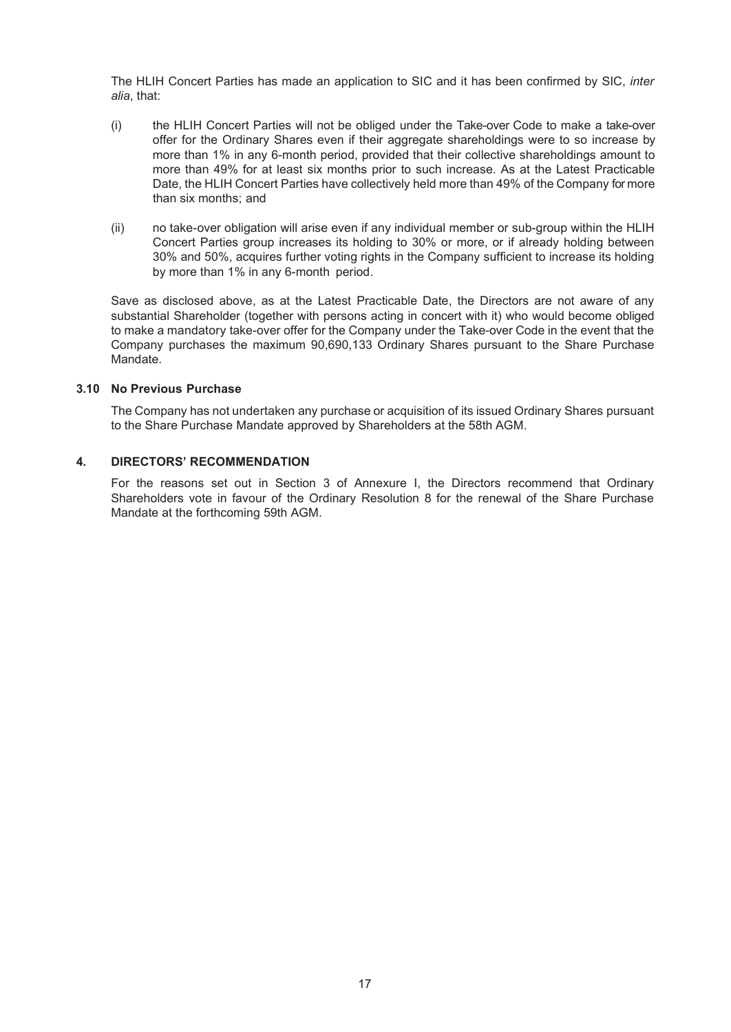The HLIH Concert Parties has made an application to SIC and it has been confirmed by SIC, *inter alia*, that:

(i) the HLIH Concert Parties will not be obliged under the Take-over Code to make a take-over offer for the Ordinary Shares even if their aggregate shareholdings were to so increase by more than 1% in any 6-month period, provided that their collective shareholdings amount to more than 49% for at least six months prior to such increase. As at the Latest Practicable Date, the HLIH Concert Parties have collectively held more than 49% of the Company for more than six months; and

(ii) no take-over obligation will arise even if any individual member or sub-group within the HLIH Concert Parties group increases its holding to 30% or more, or if already holding between 30% and 50%, acquires further voting rights in the Company sufficient to increase its holding by more than 1% in any 6-month period.

Save as disclosed above, as at the Latest Practicable Date, the Directors are not aware of any substantial Shareholder (together with persons acting in concert with it) who would become obliged to make a mandatory take-over offer for the Company under the Take-over Code in the event that the Company purchases the maximum 90,690,133 Ordinary Shares pursuant to the Share Purchase Mandate.

### 3.10 No Previous Purchase

The Company has not undertaken any purchase or acquisition of its issued Ordinary Shares pursuant to the Share Purchase Mandate approved by Shareholders at the 58th AGM.

## 4. DIRECTORS' RECOMMENDATION

For the reasons set out in Section 3 of Annexure I, the Directors recommend that Ordinary Shareholders vote in favour of the Ordinary Resolution 8 for the renewal of the Share Purchase Mandate at the forthcoming 59th AGM.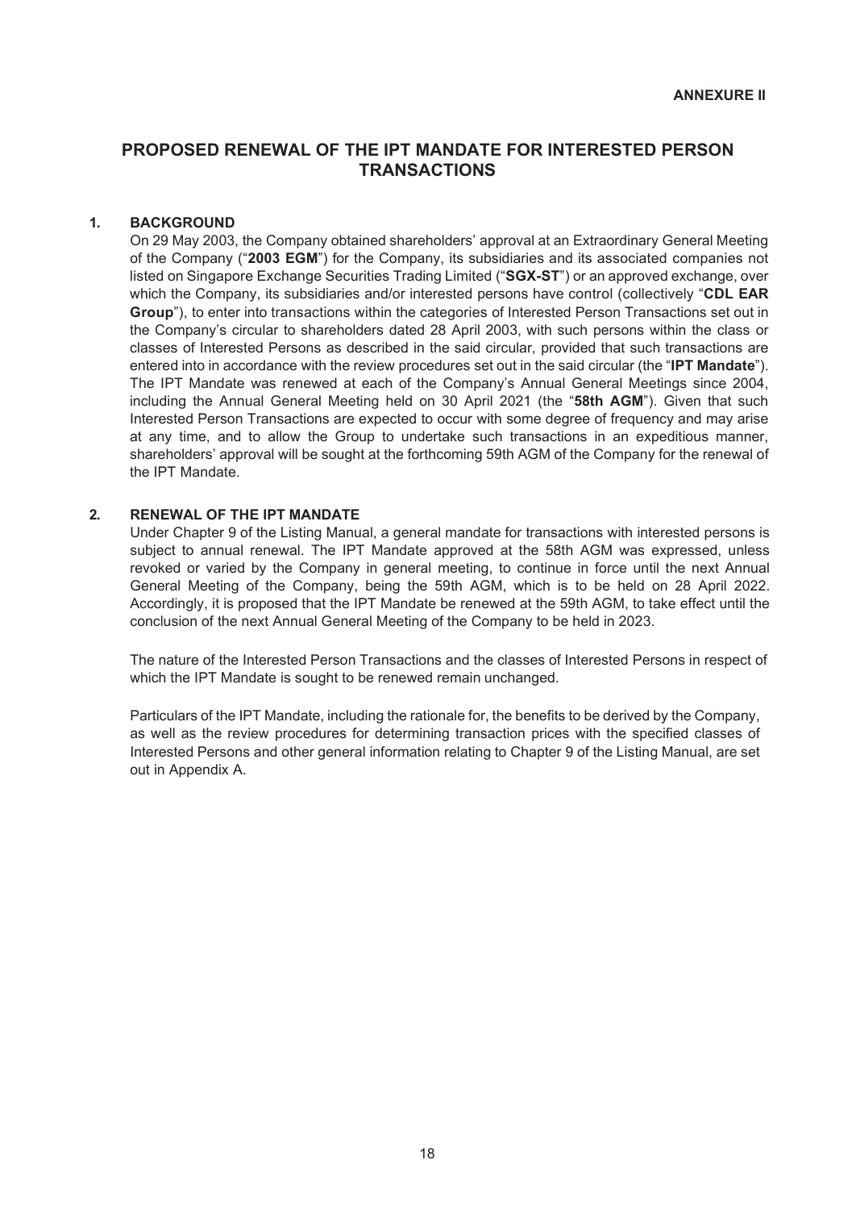**ANNEXURE II**

# PROPOSED RENEWAL OF THE IPT MANDATE FOR INTERESTED PERSON TRANSACTIONS

## 1. BACKGROUND

On 29 May 2003, the Company obtained shareholders' approval at an Extraordinary General Meeting of the Company ("**2003 EGM**") for the Company, its subsidiaries and its associated companies not listed on Singapore Exchange Securities Trading Limited ("**SGX-ST**") or an approved exchange, over which the Company, its subsidiaries and/or interested persons have control (collectively "**CDL EAR Group**"), to enter into transactions within the categories of Interested Person Transactions set out in the Company's circular to shareholders dated 28 April 2003, with such persons within the class or classes of Interested Persons as described in the said circular, provided that such transactions are entered into in accordance with the review procedures set out in the said circular (the "**IPT Mandate**"). The IPT Mandate was renewed at each of the Company's Annual General Meetings since 2004, including the Annual General Meeting held on 30 April 2021 (the "**58th AGM**"). Given that such Interested Person Transactions are expected to occur with some degree of frequency and may arise at any time, and to allow the Group to undertake such transactions in an expeditious manner, shareholders' approval will be sought at the forthcoming 59th AGM of the Company for the renewal of the IPT Mandate.

## 2. RENEWAL OF THE IPT MANDATE

Under Chapter 9 of the Listing Manual, a general mandate for transactions with interested persons is subject to annual renewal. The IPT Mandate approved at the 58th AGM was expressed, unless revoked or varied by the Company in general meeting, to continue in force until the next Annual General Meeting of the Company, being the 59th AGM, which is to be held on 28 April 2022. Accordingly, it is proposed that the IPT Mandate be renewed at the 59th AGM, to take effect until the conclusion of the next Annual General Meeting of the Company to be held in 2023.

The nature of the Interested Person Transactions and the classes of Interested Persons in respect of which the IPT Mandate is sought to be renewed remain unchanged.

Particulars of the IPT Mandate, including the rationale for, the benefits to be derived by the Company, as well as the review procedures for determining transaction prices with the specified classes of Interested Persons and other general information relating to Chapter 9 of the Listing Manual, are set out in Appendix A.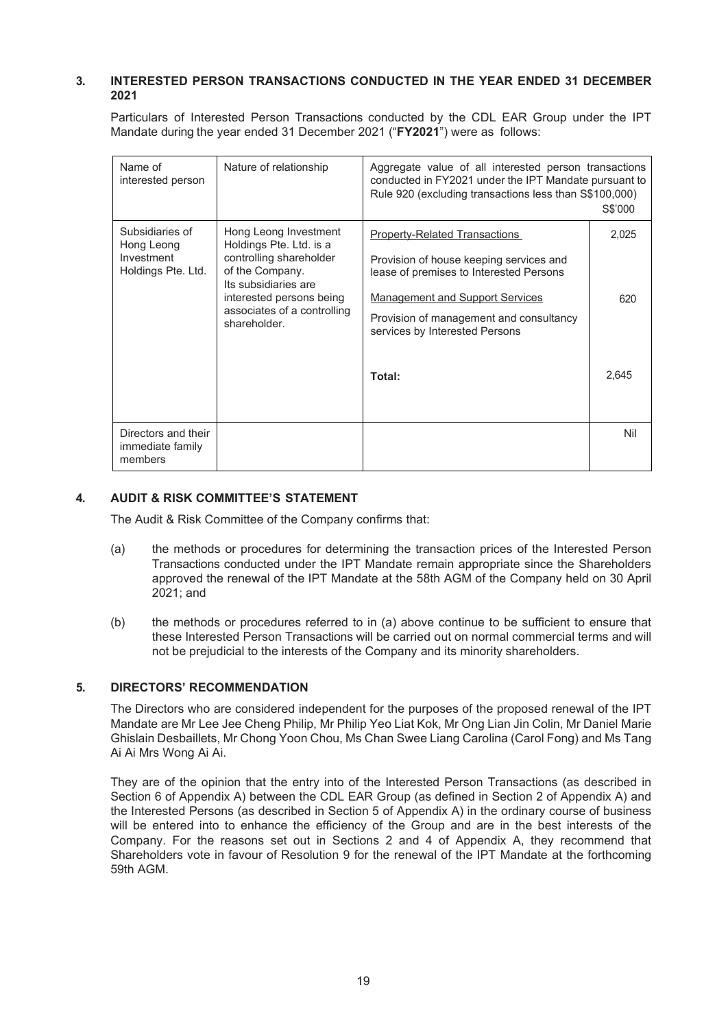## 3. INTERESTED PERSON TRANSACTIONS CONDUCTED IN THE YEAR ENDED 31 DECEMBER 2021

Particulars of Interested Person Transactions conducted by the CDL EAR Group under the IPT Mandate during the year ended 31 December 2021 ("**FY2021**") were as follows:

| Name of interested person | Nature of relationship | Aggregate value of all interested person transactions conducted in FY2021 under the IPT Mandate pursuant to Rule 920 (excluding transactions less than S$100,000) | S$'000 |
|---|---|---|---|
| Subsidiaries of Hong Leong Investment Holdings Pte. Ltd. | Hong Leong Investment Holdings Pte. Ltd. is a controlling shareholder of the Company. Its subsidiaries are interested persons being associates of a controlling shareholder. | <u>Property-Related Transactions</u><br>Provision of house keeping services and lease of premises to Interested Persons | 2,025 |
| | | <u>Management and Support Services</u><br>Provision of management and consultancy services by Interested Persons | 620 |
| | | **Total:** | 2,645 |
| Directors and their immediate family members | | | Nil |

## 4. AUDIT & RISK COMMITTEE'S STATEMENT

The Audit & Risk Committee of the Company confirms that:

(a) the methods or procedures for determining the transaction prices of the Interested Person Transactions conducted under the IPT Mandate remain appropriate since the Shareholders approved the renewal of the IPT Mandate at the 58th AGM of the Company held on 30 April 2021; and

(b) the methods or procedures referred to in (a) above continue to be sufficient to ensure that these Interested Person Transactions will be carried out on normal commercial terms and will not be prejudicial to the interests of the Company and its minority shareholders.

## 5. DIRECTORS' RECOMMENDATION

The Directors who are considered independent for the purposes of the proposed renewal of the IPT Mandate are Mr Lee Jee Cheng Philip, Mr Philip Yeo Liat Kok, Mr Ong Lian Jin Colin, Mr Daniel Marie Ghislain Desbaillets, Mr Chong Yoon Chou, Ms Chan Swee Liang Carolina (Carol Fong) and Ms Tang Ai Ai Mrs Wong Ai Ai.

They are of the opinion that the entry into of the Interested Person Transactions (as described in Section 6 of Appendix A) between the CDL EAR Group (as defined in Section 2 of Appendix A) and the Interested Persons (as described in Section 5 of Appendix A) in the ordinary course of business will be entered into to enhance the efficiency of the Group and are in the best interests of the Company. For the reasons set out in Sections 2 and 4 of Appendix A, they recommend that Shareholders vote in favour of Resolution 9 for the renewal of the IPT Mandate at the forthcoming 59th AGM.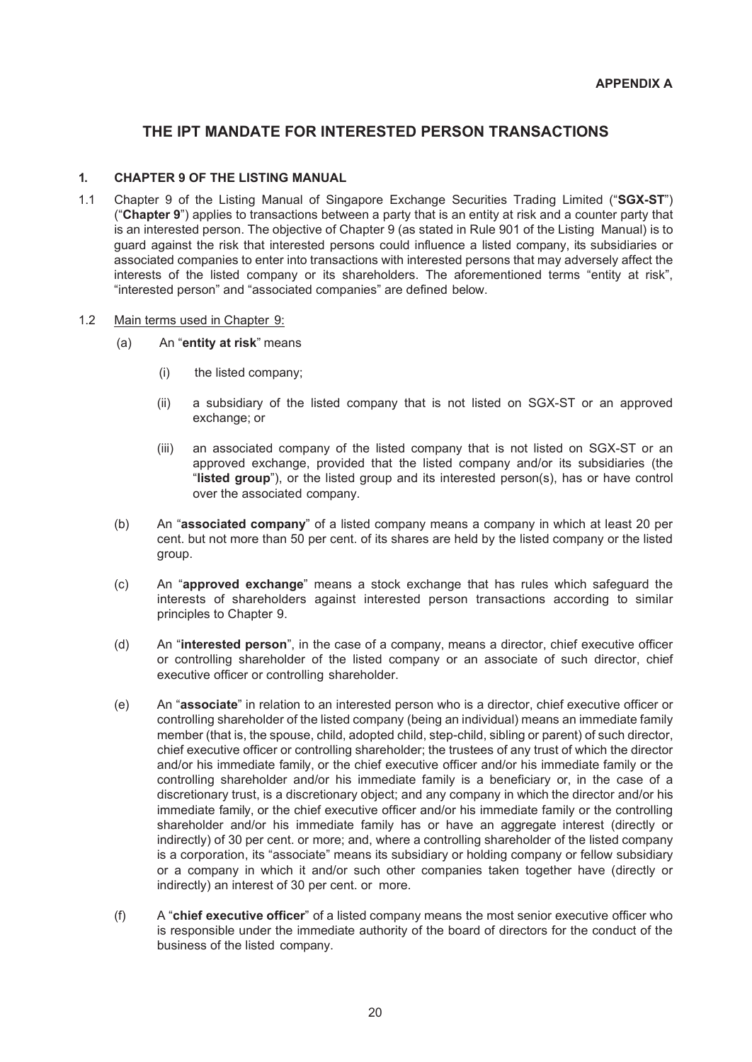**APPENDIX A**

# THE IPT MANDATE FOR INTERESTED PERSON TRANSACTIONS

## 1. CHAPTER 9 OF THE LISTING MANUAL

1.1 Chapter 9 of the Listing Manual of Singapore Exchange Securities Trading Limited ("**SGX-ST**") ("**Chapter 9**") applies to transactions between a party that is an entity at risk and a counter party that is an interested person. The objective of Chapter 9 (as stated in Rule 901 of the Listing Manual) is to guard against the risk that interested persons could influence a listed company, its subsidiaries or associated companies to enter into transactions with interested persons that may adversely affect the interests of the listed company or its shareholders. The aforementioned terms "entity at risk", "interested person" and "associated companies" are defined below.

1.2 Main terms used in Chapter 9:

(a) An "**entity at risk**" means

(i) the listed company;

(ii) a subsidiary of the listed company that is not listed on SGX-ST or an approved exchange; or

(iii) an associated company of the listed company that is not listed on SGX-ST or an approved exchange, provided that the listed company and/or its subsidiaries (the "**listed group**"), or the listed group and its interested person(s), has or have control over the associated company.

(b) An "**associated company**" of a listed company means a company in which at least 20 per cent. but not more than 50 per cent. of its shares are held by the listed company or the listed group.

(c) An "**approved exchange**" means a stock exchange that has rules which safeguard the interests of shareholders against interested person transactions according to similar principles to Chapter 9.

(d) An "**interested person**", in the case of a company, means a director, chief executive officer or controlling shareholder of the listed company or an associate of such director, chief executive officer or controlling shareholder.

(e) An "**associate**" in relation to an interested person who is a director, chief executive officer or controlling shareholder of the listed company (being an individual) means an immediate family member (that is, the spouse, child, adopted child, step-child, sibling or parent) of such director, chief executive officer or controlling shareholder; the trustees of any trust of which the director and/or his immediate family, or the chief executive officer and/or his immediate family or the controlling shareholder and/or his immediate family is a beneficiary or, in the case of a discretionary trust, is a discretionary object; and any company in which the director and/or his immediate family, or the chief executive officer and/or his immediate family or the controlling shareholder and/or his immediate family has or have an aggregate interest (directly or indirectly) of 30 per cent. or more; and, where a controlling shareholder of the listed company is a corporation, its "associate" means its subsidiary or holding company or fellow subsidiary or a company in which it and/or such other companies taken together have (directly or indirectly) an interest of 30 per cent. or more.

(f) A "**chief executive officer**" of a listed company means the most senior executive officer who is responsible under the immediate authority of the board of directors for the conduct of the business of the listed company.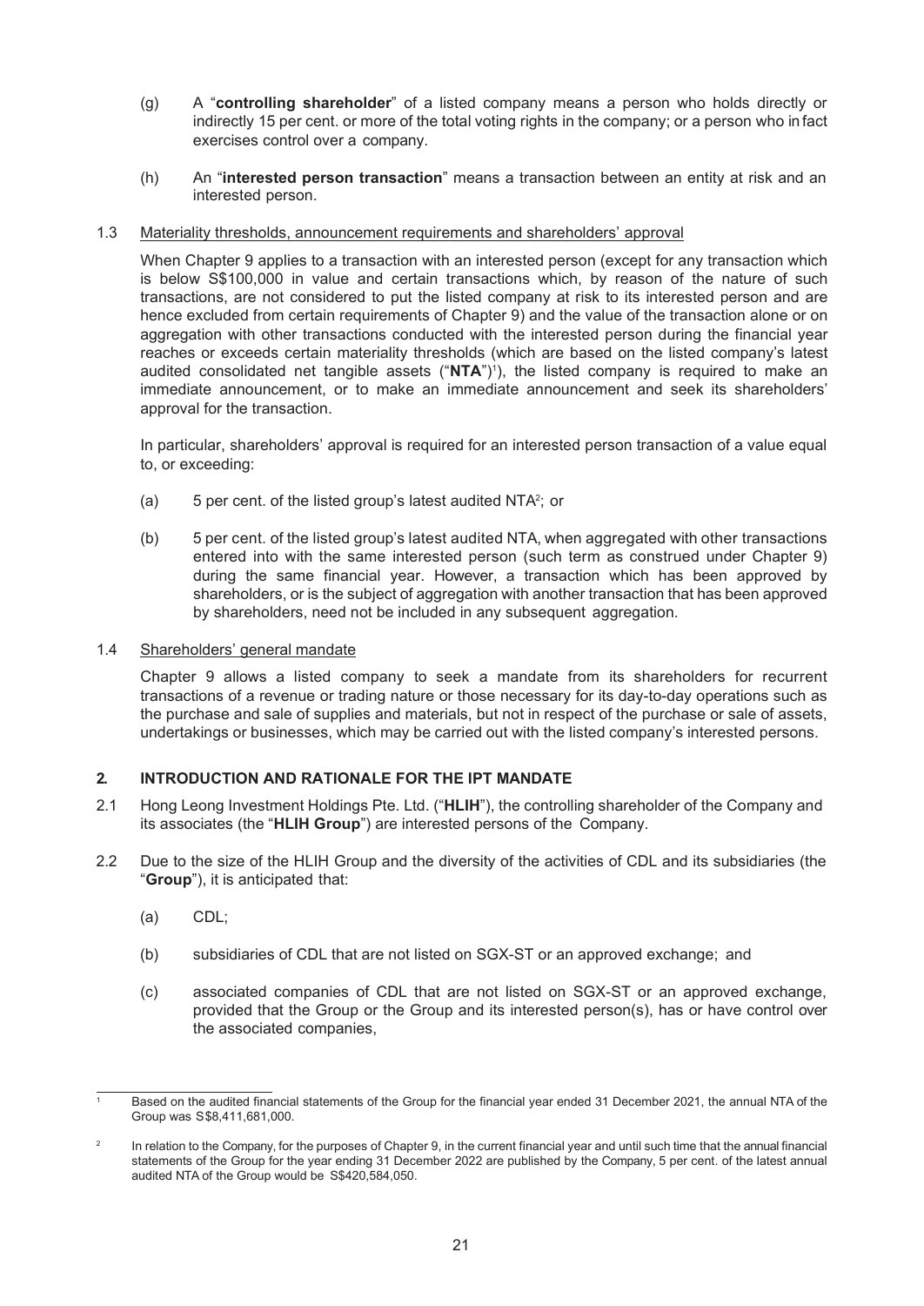(g) A "**controlling shareholder**" of a listed company means a person who holds directly or indirectly 15 per cent. or more of the total voting rights in the company; or a person who in fact exercises control over a company.

(h) An "**interested person transaction**" means a transaction between an entity at risk and an interested person.

1.3 Materiality thresholds, announcement requirements and shareholders' approval

When Chapter 9 applies to a transaction with an interested person (except for any transaction which is below S$100,000 in value and certain transactions which, by reason of the nature of such transactions, are not considered to put the listed company at risk to its interested person and are hence excluded from certain requirements of Chapter 9) and the value of the transaction alone or on aggregation with other transactions conducted with the interested person during the financial year reaches or exceeds certain materiality thresholds (which are based on the listed company's latest audited consolidated net tangible assets ("**NTA**")[1]), the listed company is required to make an immediate announcement, or to make an immediate announcement and seek its shareholders' approval for the transaction.

In particular, shareholders' approval is required for an interested person transaction of a value equal to, or exceeding:

(a) 5 per cent. of the listed group's latest audited NTA[2]; or

(b) 5 per cent. of the listed group's latest audited NTA, when aggregated with other transactions entered into with the same interested person (such term as construed under Chapter 9) during the same financial year. However, a transaction which has been approved by shareholders, or is the subject of aggregation with another transaction that has been approved by shareholders, need not be included in any subsequent aggregation.

1.4 Shareholders' general mandate

Chapter 9 allows a listed company to seek a mandate from its shareholders for recurrent transactions of a revenue or trading nature or those necessary for its day-to-day operations such as the purchase and sale of supplies and materials, but not in respect of the purchase or sale of assets, undertakings or businesses, which may be carried out with the listed company's interested persons.

## 2. INTRODUCTION AND RATIONALE FOR THE IPT MANDATE

2.1 Hong Leong Investment Holdings Pte. Ltd. ("**HLIH**"), the controlling shareholder of the Company and its associates (the "**HLIH Group**") are interested persons of the Company.

2.2 Due to the size of the HLIH Group and the diversity of the activities of CDL and its subsidiaries (the "**Group**"), it is anticipated that:

(a) CDL;

(b) subsidiaries of CDL that are not listed on SGX-ST or an approved exchange; and

(c) associated companies of CDL that are not listed on SGX-ST or an approved exchange, provided that the Group or the Group and its interested person(s), has or have control over the associated companies,

---

[1] Based on the audited financial statements of the Group for the financial year ended 31 December 2021, the annual NTA of the Group was S$8,411,681,000.

[2] In relation to the Company, for the purposes of Chapter 9, in the current financial year and until such time that the annual financial statements of the Group for the year ending 31 December 2022 are published by the Company, 5 per cent. of the latest annual audited NTA of the Group would be S$420,584,050.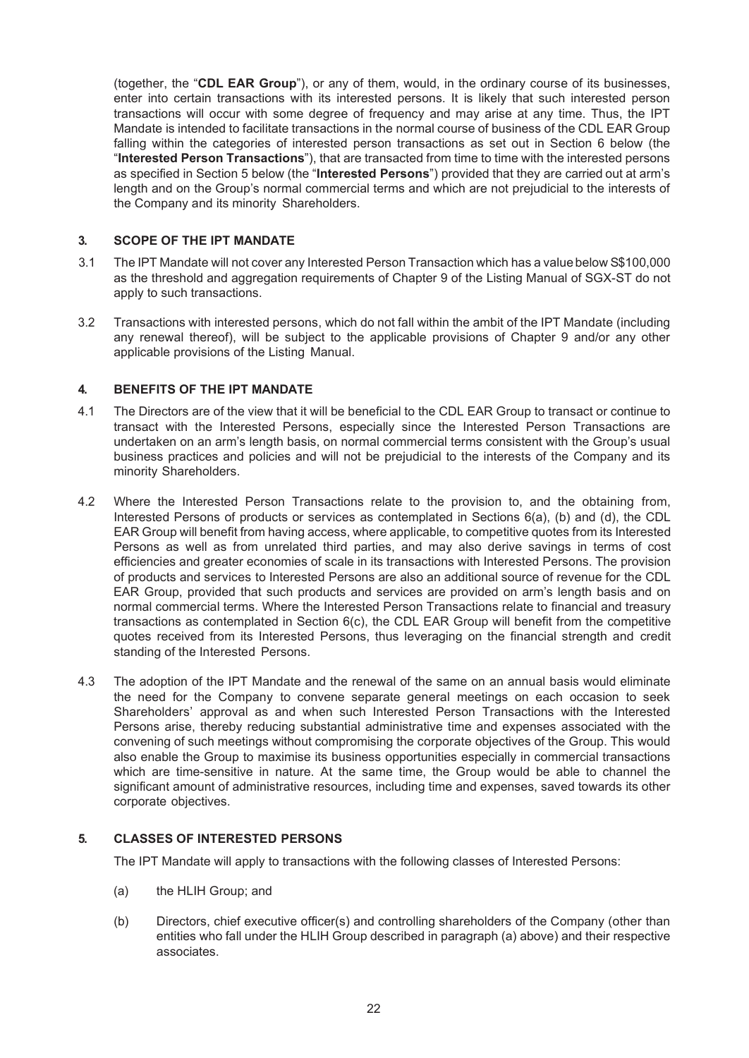(together, the "**CDL EAR Group**"), or any of them, would, in the ordinary course of its businesses, enter into certain transactions with its interested persons. It is likely that such interested person transactions will occur with some degree of frequency and may arise at any time. Thus, the IPT Mandate is intended to facilitate transactions in the normal course of business of the CDL EAR Group falling within the categories of interested person transactions as set out in Section 6 below (the "**Interested Person Transactions**"), that are transacted from time to time with the interested persons as specified in Section 5 below (the "**Interested Persons**") provided that they are carried out at arm's length and on the Group's normal commercial terms and which are not prejudicial to the interests of the Company and its minority Shareholders.

## 3. SCOPE OF THE IPT MANDATE

3.1 The IPT Mandate will not cover any Interested Person Transaction which has a value below S$100,000 as the threshold and aggregation requirements of Chapter 9 of the Listing Manual of SGX-ST do not apply to such transactions.

3.2 Transactions with interested persons, which do not fall within the ambit of the IPT Mandate (including any renewal thereof), will be subject to the applicable provisions of Chapter 9 and/or any other applicable provisions of the Listing Manual.

## 4. BENEFITS OF THE IPT MANDATE

4.1 The Directors are of the view that it will be beneficial to the CDL EAR Group to transact or continue to transact with the Interested Persons, especially since the Interested Person Transactions are undertaken on an arm's length basis, on normal commercial terms consistent with the Group's usual business practices and policies and will not be prejudicial to the interests of the Company and its minority Shareholders.

4.2 Where the Interested Person Transactions relate to the provision to, and the obtaining from, Interested Persons of products or services as contemplated in Sections 6(a), (b) and (d), the CDL EAR Group will benefit from having access, where applicable, to competitive quotes from its Interested Persons as well as from unrelated third parties, and may also derive savings in terms of cost efficiencies and greater economies of scale in its transactions with Interested Persons. The provision of products and services to Interested Persons are also an additional source of revenue for the CDL EAR Group, provided that such products and services are provided on arm's length basis and on normal commercial terms. Where the Interested Person Transactions relate to financial and treasury transactions as contemplated in Section 6(c), the CDL EAR Group will benefit from the competitive quotes received from its Interested Persons, thus leveraging on the financial strength and credit standing of the Interested Persons.

4.3 The adoption of the IPT Mandate and the renewal of the same on an annual basis would eliminate the need for the Company to convene separate general meetings on each occasion to seek Shareholders' approval as and when such Interested Person Transactions with the Interested Persons arise, thereby reducing substantial administrative time and expenses associated with the convening of such meetings without compromising the corporate objectives of the Group. This would also enable the Group to maximise its business opportunities especially in commercial transactions which are time-sensitive in nature. At the same time, the Group would be able to channel the significant amount of administrative resources, including time and expenses, saved towards its other corporate objectives.

## 5. CLASSES OF INTERESTED PERSONS

The IPT Mandate will apply to transactions with the following classes of Interested Persons:

(a) the HLIH Group; and

(b) Directors, chief executive officer(s) and controlling shareholders of the Company (other than entities who fall under the HLIH Group described in paragraph (a) above) and their respective associates.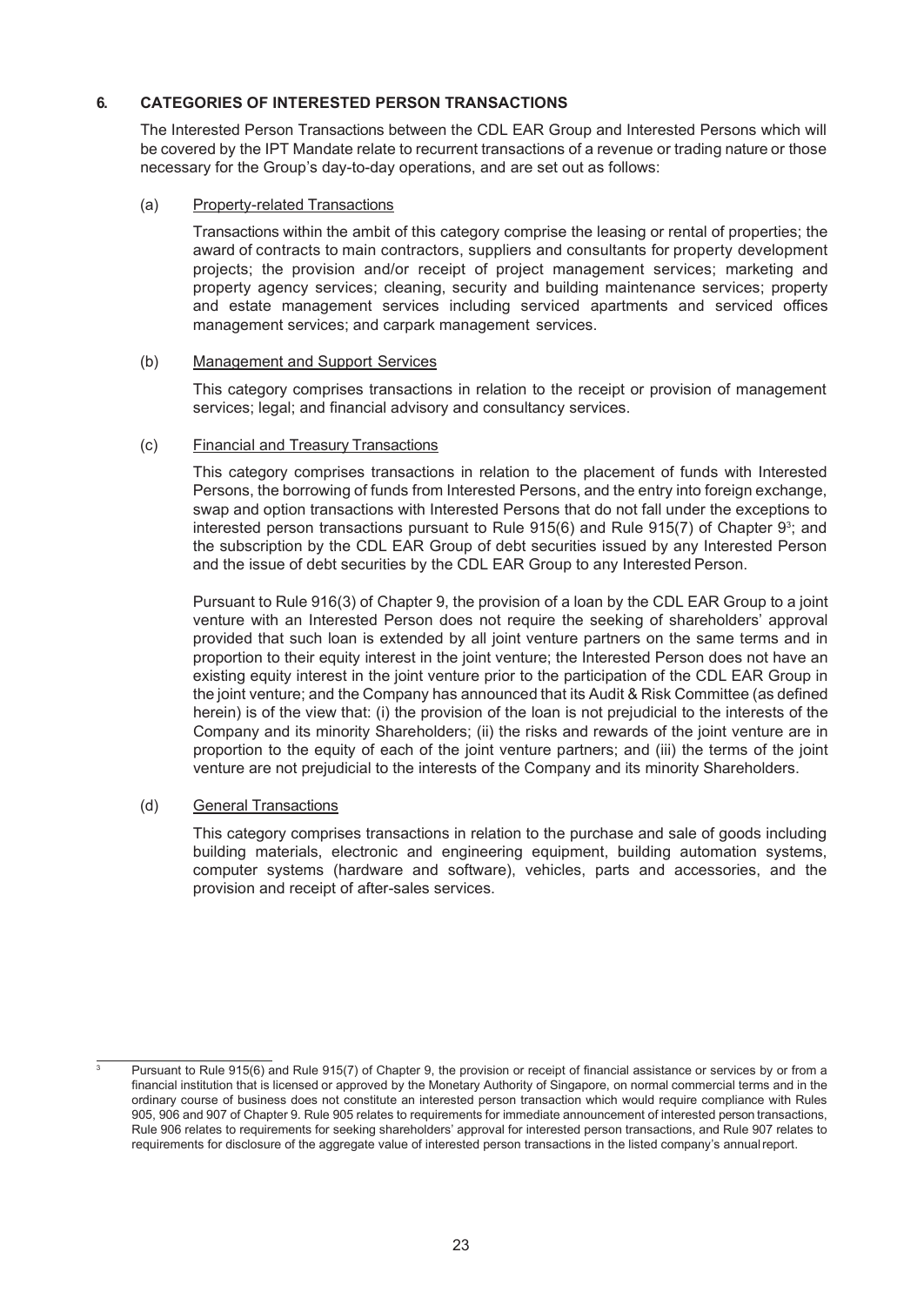## 6. CATEGORIES OF INTERESTED PERSON TRANSACTIONS

The Interested Person Transactions between the CDL EAR Group and Interested Persons which will be covered by the IPT Mandate relate to recurrent transactions of a revenue or trading nature or those necessary for the Group's day-to-day operations, and are set out as follows:

(a) Property-related Transactions

Transactions within the ambit of this category comprise the leasing or rental of properties; the award of contracts to main contractors, suppliers and consultants for property development projects; the provision and/or receipt of project management services; marketing and property agency services; cleaning, security and building maintenance services; property and estate management services including serviced apartments and serviced offices management services; and carpark management services.

(b) Management and Support Services

This category comprises transactions in relation to the receipt or provision of management services; legal; and financial advisory and consultancy services.

(c) Financial and Treasury Transactions

This category comprises transactions in relation to the placement of funds with Interested Persons, the borrowing of funds from Interested Persons, and the entry into foreign exchange, swap and option transactions with Interested Persons that do not fall under the exceptions to interested person transactions pursuant to Rule 915(6) and Rule 915(7) of Chapter 9[3]; and the subscription by the CDL EAR Group of debt securities issued by any Interested Person and the issue of debt securities by the CDL EAR Group to any Interested Person.

Pursuant to Rule 916(3) of Chapter 9, the provision of a loan by the CDL EAR Group to a joint venture with an Interested Person does not require the seeking of shareholders' approval provided that such loan is extended by all joint venture partners on the same terms and in proportion to their equity interest in the joint venture; the Interested Person does not have an existing equity interest in the joint venture prior to the participation of the CDL EAR Group in the joint venture; and the Company has announced that its Audit & Risk Committee (as defined herein) is of the view that: (i) the provision of the loan is not prejudicial to the interests of the Company and its minority Shareholders; (ii) the risks and rewards of the joint venture are in proportion to the equity of each of the joint venture partners; and (iii) the terms of the joint venture are not prejudicial to the interests of the Company and its minority Shareholders.

(d) General Transactions

This category comprises transactions in relation to the purchase and sale of goods including building materials, electronic and engineering equipment, building automation systems, computer systems (hardware and software), vehicles, parts and accessories, and the provision and receipt of after-sales services.

---

[3] Pursuant to Rule 915(6) and Rule 915(7) of Chapter 9, the provision or receipt of financial assistance or services by or from a financial institution that is licensed or approved by the Monetary Authority of Singapore, on normal commercial terms and in the ordinary course of business does not constitute an interested person transaction which would require compliance with Rules 905, 906 and 907 of Chapter 9. Rule 905 relates to requirements for immediate announcement of interested person transactions, Rule 906 relates to requirements for seeking shareholders' approval for interested person transactions, and Rule 907 relates to requirements for disclosure of the aggregate value of interested person transactions in the listed company's annual report.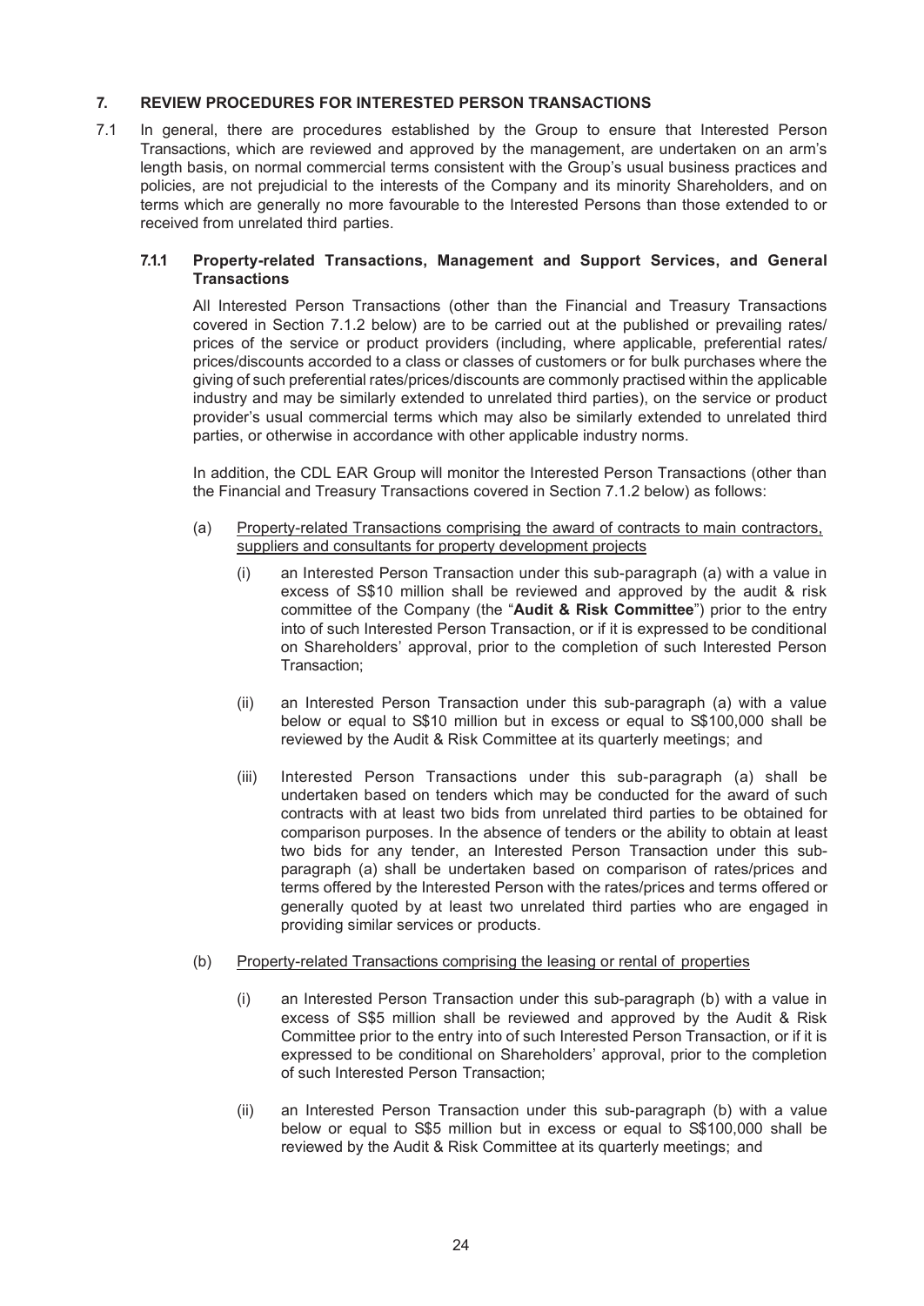## 7. REVIEW PROCEDURES FOR INTERESTED PERSON TRANSACTIONS

7.1 In general, there are procedures established by the Group to ensure that Interested Person Transactions, which are reviewed and approved by the management, are undertaken on an arm's length basis, on normal commercial terms consistent with the Group's usual business practices and policies, are not prejudicial to the interests of the Company and its minority Shareholders, and on terms which are generally no more favourable to the Interested Persons than those extended to or received from unrelated third parties.

### 7.1.1 Property-related Transactions, Management and Support Services, and General Transactions

All Interested Person Transactions (other than the Financial and Treasury Transactions covered in Section 7.1.2 below) are to be carried out at the published or prevailing rates/ prices of the service or product providers (including, where applicable, preferential rates/ prices/discounts accorded to a class or classes of customers or for bulk purchases where the giving of such preferential rates/prices/discounts are commonly practised within the applicable industry and may be similarly extended to unrelated third parties), on the service or product provider's usual commercial terms which may also be similarly extended to unrelated third parties, or otherwise in accordance with other applicable industry norms.

In addition, the CDL EAR Group will monitor the Interested Person Transactions (other than the Financial and Treasury Transactions covered in Section 7.1.2 below) as follows:

(a) Property-related Transactions comprising the award of contracts to main contractors, suppliers and consultants for property development projects

(i) an Interested Person Transaction under this sub-paragraph (a) with a value in excess of S$10 million shall be reviewed and approved by the audit & risk committee of the Company (the "**Audit & Risk Committee**") prior to the entry into of such Interested Person Transaction, or if it is expressed to be conditional on Shareholders' approval, prior to the completion of such Interested Person Transaction;

(ii) an Interested Person Transaction under this sub-paragraph (a) with a value below or equal to S$10 million but in excess or equal to S$100,000 shall be reviewed by the Audit & Risk Committee at its quarterly meetings; and

(iii) Interested Person Transactions under this sub-paragraph (a) shall be undertaken based on tenders which may be conducted for the award of such contracts with at least two bids from unrelated third parties to be obtained for comparison purposes. In the absence of tenders or the ability to obtain at least two bids for any tender, an Interested Person Transaction under this sub-paragraph (a) shall be undertaken based on comparison of rates/prices and terms offered by the Interested Person with the rates/prices and terms offered or generally quoted by at least two unrelated third parties who are engaged in providing similar services or products.

(b) Property-related Transactions comprising the leasing or rental of properties

(i) an Interested Person Transaction under this sub-paragraph (b) with a value in excess of S$5 million shall be reviewed and approved by the Audit & Risk Committee prior to the entry into of such Interested Person Transaction, or if it is expressed to be conditional on Shareholders' approval, prior to the completion of such Interested Person Transaction;

(ii) an Interested Person Transaction under this sub-paragraph (b) with a value below or equal to S$5 million but in excess or equal to S$100,000 shall be reviewed by the Audit & Risk Committee at its quarterly meetings; and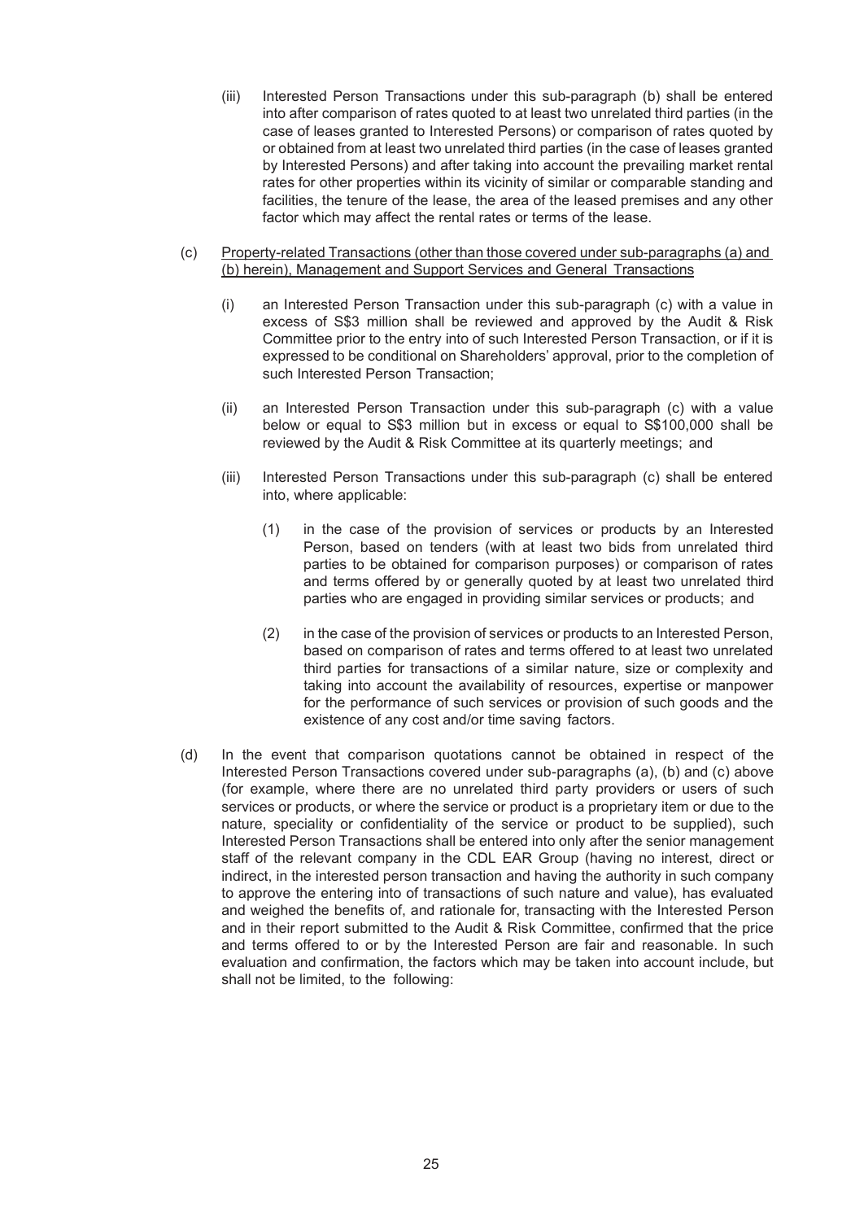(iii) Interested Person Transactions under this sub-paragraph (b) shall be entered into after comparison of rates quoted to at least two unrelated third parties (in the case of leases granted to Interested Persons) or comparison of rates quoted by or obtained from at least two unrelated third parties (in the case of leases granted by Interested Persons) and after taking into account the prevailing market rental rates for other properties within its vicinity of similar or comparable standing and facilities, the tenure of the lease, the area of the leased premises and any other factor which may affect the rental rates or terms of the lease.

(c) Property-related Transactions (other than those covered under sub-paragraphs (a) and (b) herein), Management and Support Services and General Transactions

(i) an Interested Person Transaction under this sub-paragraph (c) with a value in excess of S$3 million shall be reviewed and approved by the Audit & Risk Committee prior to the entry into of such Interested Person Transaction, or if it is expressed to be conditional on Shareholders' approval, prior to the completion of such Interested Person Transaction;

(ii) an Interested Person Transaction under this sub-paragraph (c) with a value below or equal to S$3 million but in excess or equal to S$100,000 shall be reviewed by the Audit & Risk Committee at its quarterly meetings; and

(iii) Interested Person Transactions under this sub-paragraph (c) shall be entered into, where applicable:

(1) in the case of the provision of services or products by an Interested Person, based on tenders (with at least two bids from unrelated third parties to be obtained for comparison purposes) or comparison of rates and terms offered by or generally quoted by at least two unrelated third parties who are engaged in providing similar services or products; and

(2) in the case of the provision of services or products to an Interested Person, based on comparison of rates and terms offered to at least two unrelated third parties for transactions of a similar nature, size or complexity and taking into account the availability of resources, expertise or manpower for the performance of such services or provision of such goods and the existence of any cost and/or time saving factors.

(d) In the event that comparison quotations cannot be obtained in respect of the Interested Person Transactions covered under sub-paragraphs (a), (b) and (c) above (for example, where there are no unrelated third party providers or users of such services or products, or where the service or product is a proprietary item or due to the nature, speciality or confidentiality of the service or product to be supplied), such Interested Person Transactions shall be entered into only after the senior management staff of the relevant company in the CDL EAR Group (having no interest, direct or indirect, in the interested person transaction and having the authority in such company to approve the entering into of transactions of such nature and value), has evaluated and weighed the benefits of, and rationale for, transacting with the Interested Person and in their report submitted to the Audit & Risk Committee, confirmed that the price and terms offered to or by the Interested Person are fair and reasonable. In such evaluation and confirmation, the factors which may be taken into account include, but shall not be limited, to the following: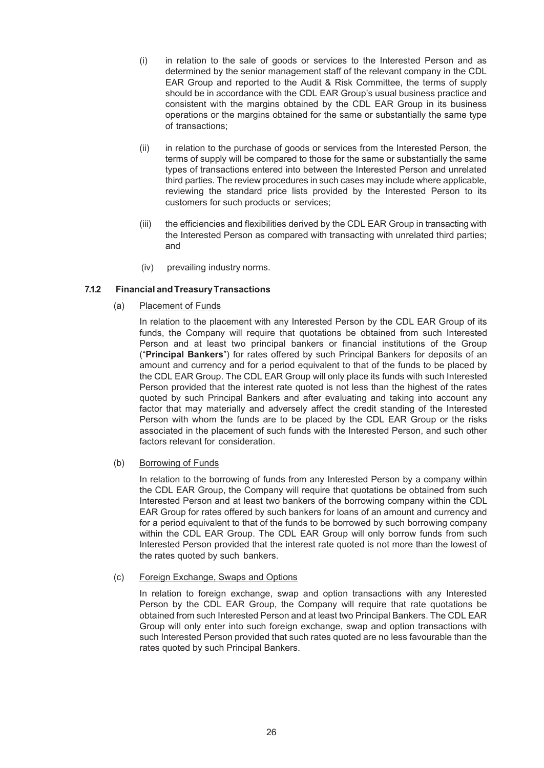(i) in relation to the sale of goods or services to the Interested Person and as determined by the senior management staff of the relevant company in the CDL EAR Group and reported to the Audit & Risk Committee, the terms of supply should be in accordance with the CDL EAR Group's usual business practice and consistent with the margins obtained by the CDL EAR Group in its business operations or the margins obtained for the same or substantially the same type of transactions;

(ii) in relation to the purchase of goods or services from the Interested Person, the terms of supply will be compared to those for the same or substantially the same types of transactions entered into between the Interested Person and unrelated third parties. The review procedures in such cases may include where applicable, reviewing the standard price lists provided by the Interested Person to its customers for such products or services;

(iii) the efficiencies and flexibilities derived by the CDL EAR Group in transacting with the Interested Person as compared with transacting with unrelated third parties; and

(iv) prevailing industry norms.

### 7.1.2 Financial and Treasury Transactions

(a) Placement of Funds

In relation to the placement with any Interested Person by the CDL EAR Group of its funds, the Company will require that quotations be obtained from such Interested Person and at least two principal bankers or financial institutions of the Group ("**Principal Bankers**") for rates offered by such Principal Bankers for deposits of an amount and currency and for a period equivalent to that of the funds to be placed by the CDL EAR Group. The CDL EAR Group will only place its funds with such Interested Person provided that the interest rate quoted is not less than the highest of the rates quoted by such Principal Bankers and after evaluating and taking into account any factor that may materially and adversely affect the credit standing of the Interested Person with whom the funds are to be placed by the CDL EAR Group or the risks associated in the placement of such funds with the Interested Person, and such other factors relevant for consideration.

(b) Borrowing of Funds

In relation to the borrowing of funds from any Interested Person by a company within the CDL EAR Group, the Company will require that quotations be obtained from such Interested Person and at least two bankers of the borrowing company within the CDL EAR Group for rates offered by such bankers for loans of an amount and currency and for a period equivalent to that of the funds to be borrowed by such borrowing company within the CDL EAR Group. The CDL EAR Group will only borrow funds from such Interested Person provided that the interest rate quoted is not more than the lowest of the rates quoted by such bankers.

(c) Foreign Exchange, Swaps and Options

In relation to foreign exchange, swap and option transactions with any Interested Person by the CDL EAR Group, the Company will require that rate quotations be obtained from such Interested Person and at least two Principal Bankers. The CDL EAR Group will only enter into such foreign exchange, swap and option transactions with such Interested Person provided that such rates quoted are no less favourable than the rates quoted by such Principal Bankers.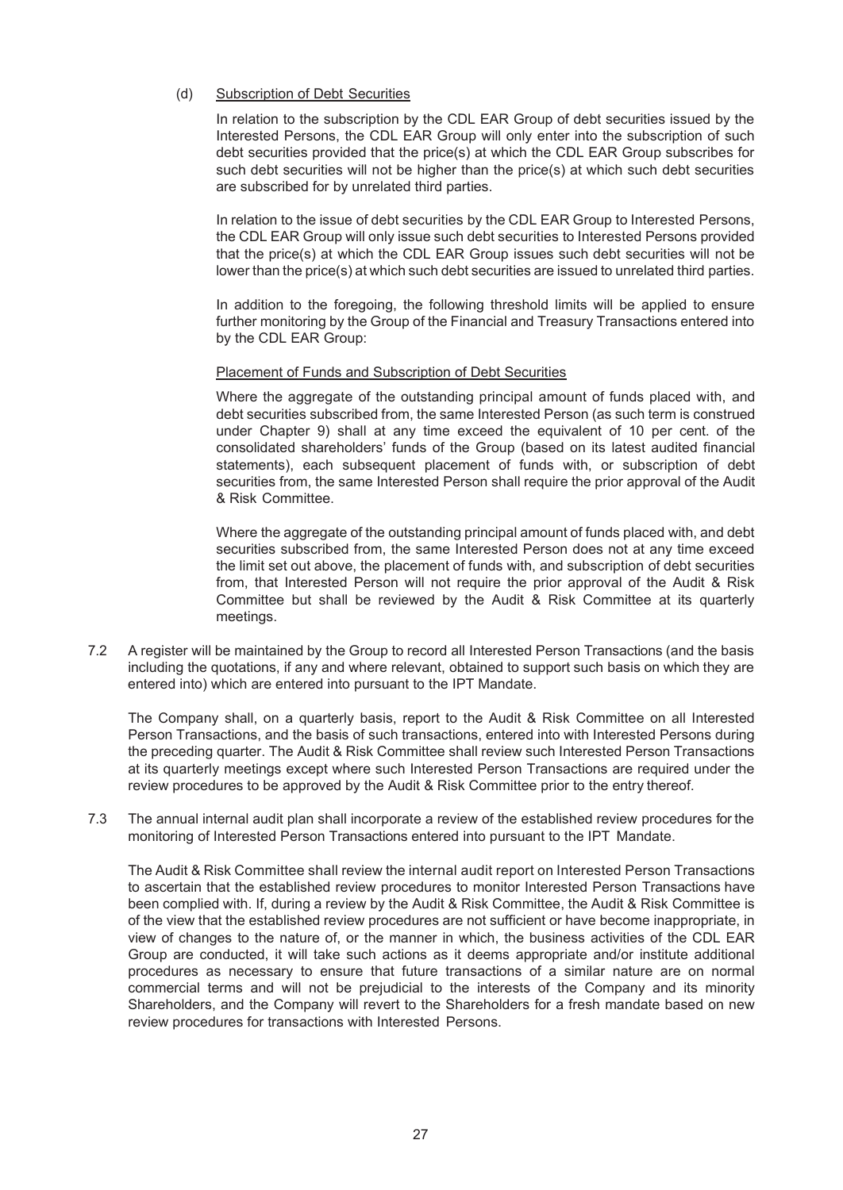(d) <u>Subscription of Debt Securities</u>

In relation to the subscription by the CDL EAR Group of debt securities issued by the Interested Persons, the CDL EAR Group will only enter into the subscription of such debt securities provided that the price(s) at which the CDL EAR Group subscribes for such debt securities will not be higher than the price(s) at which such debt securities are subscribed for by unrelated third parties.

In relation to the issue of debt securities by the CDL EAR Group to Interested Persons, the CDL EAR Group will only issue such debt securities to Interested Persons provided that the price(s) at which the CDL EAR Group issues such debt securities will not be lower than the price(s) at which such debt securities are issued to unrelated third parties.

In addition to the foregoing, the following threshold limits will be applied to ensure further monitoring by the Group of the Financial and Treasury Transactions entered into by the CDL EAR Group:

<u>Placement of Funds and Subscription of Debt Securities</u>

Where the aggregate of the outstanding principal amount of funds placed with, and debt securities subscribed from, the same Interested Person (as such term is construed under Chapter 9) shall at any time exceed the equivalent of 10 per cent. of the consolidated shareholders' funds of the Group (based on its latest audited financial statements), each subsequent placement of funds with, or subscription of debt securities from, the same Interested Person shall require the prior approval of the Audit & Risk Committee.

Where the aggregate of the outstanding principal amount of funds placed with, and debt securities subscribed from, the same Interested Person does not at any time exceed the limit set out above, the placement of funds with, and subscription of debt securities from, that Interested Person will not require the prior approval of the Audit & Risk Committee but shall be reviewed by the Audit & Risk Committee at its quarterly meetings.

7.2 A register will be maintained by the Group to record all Interested Person Transactions (and the basis including the quotations, if any and where relevant, obtained to support such basis on which they are entered into) which are entered into pursuant to the IPT Mandate.

The Company shall, on a quarterly basis, report to the Audit & Risk Committee on all Interested Person Transactions, and the basis of such transactions, entered into with Interested Persons during the preceding quarter. The Audit & Risk Committee shall review such Interested Person Transactions at its quarterly meetings except where such Interested Person Transactions are required under the review procedures to be approved by the Audit & Risk Committee prior to the entry thereof.

7.3 The annual internal audit plan shall incorporate a review of the established review procedures for the monitoring of Interested Person Transactions entered into pursuant to the IPT Mandate.

The Audit & Risk Committee shall review the internal audit report on Interested Person Transactions to ascertain that the established review procedures to monitor Interested Person Transactions have been complied with. If, during a review by the Audit & Risk Committee, the Audit & Risk Committee is of the view that the established review procedures are not sufficient or have become inappropriate, in view of changes to the nature of, or the manner in which, the business activities of the CDL EAR Group are conducted, it will take such actions as it deems appropriate and/or institute additional procedures as necessary to ensure that future transactions of a similar nature are on normal commercial terms and will not be prejudicial to the interests of the Company and its minority Shareholders, and the Company will revert to the Shareholders for a fresh mandate based on new review procedures for transactions with Interested Persons.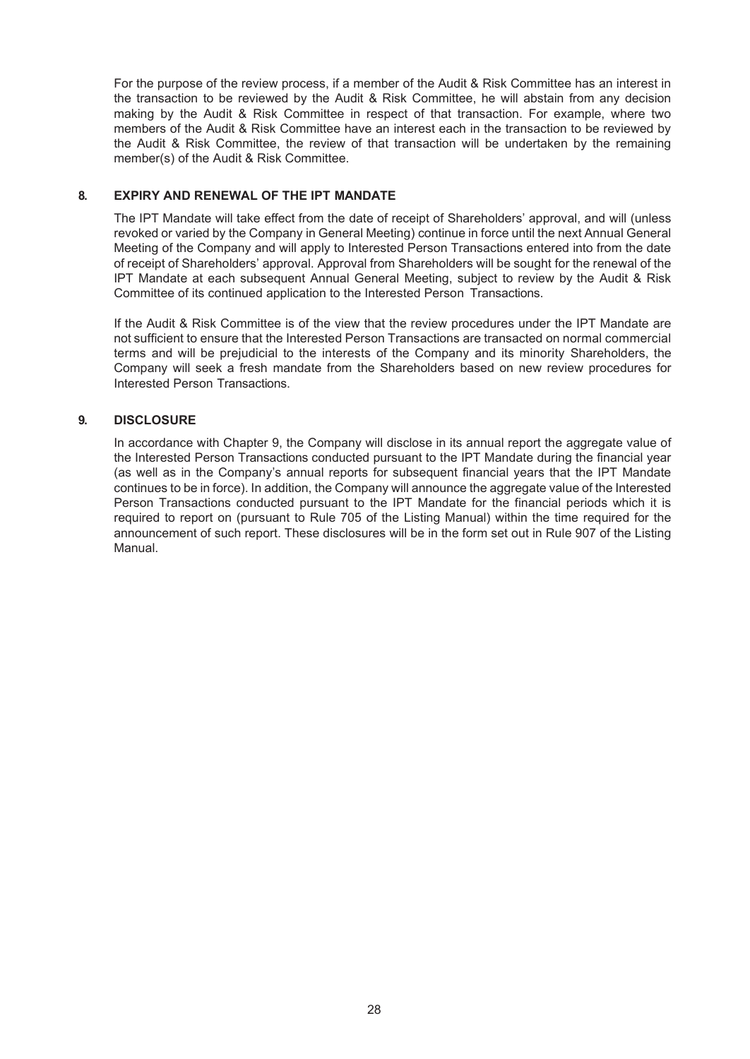For the purpose of the review process, if a member of the Audit & Risk Committee has an interest in the transaction to be reviewed by the Audit & Risk Committee, he will abstain from any decision making by the Audit & Risk Committee in respect of that transaction. For example, where two members of the Audit & Risk Committee have an interest each in the transaction to be reviewed by the Audit & Risk Committee, the review of that transaction will be undertaken by the remaining member(s) of the Audit & Risk Committee.

## 8. EXPIRY AND RENEWAL OF THE IPT MANDATE

The IPT Mandate will take effect from the date of receipt of Shareholders' approval, and will (unless revoked or varied by the Company in General Meeting) continue in force until the next Annual General Meeting of the Company and will apply to Interested Person Transactions entered into from the date of receipt of Shareholders' approval. Approval from Shareholders will be sought for the renewal of the IPT Mandate at each subsequent Annual General Meeting, subject to review by the Audit & Risk Committee of its continued application to the Interested Person Transactions.

If the Audit & Risk Committee is of the view that the review procedures under the IPT Mandate are not sufficient to ensure that the Interested Person Transactions are transacted on normal commercial terms and will be prejudicial to the interests of the Company and its minority Shareholders, the Company will seek a fresh mandate from the Shareholders based on new review procedures for Interested Person Transactions.

## 9. DISCLOSURE

In accordance with Chapter 9, the Company will disclose in its annual report the aggregate value of the Interested Person Transactions conducted pursuant to the IPT Mandate during the financial year (as well as in the Company's annual reports for subsequent financial years that the IPT Mandate continues to be in force). In addition, the Company will announce the aggregate value of the Interested Person Transactions conducted pursuant to the IPT Mandate for the financial periods which it is required to report on (pursuant to Rule 705 of the Listing Manual) within the time required for the announcement of such report. These disclosures will be in the form set out in Rule 907 of the Listing Manual.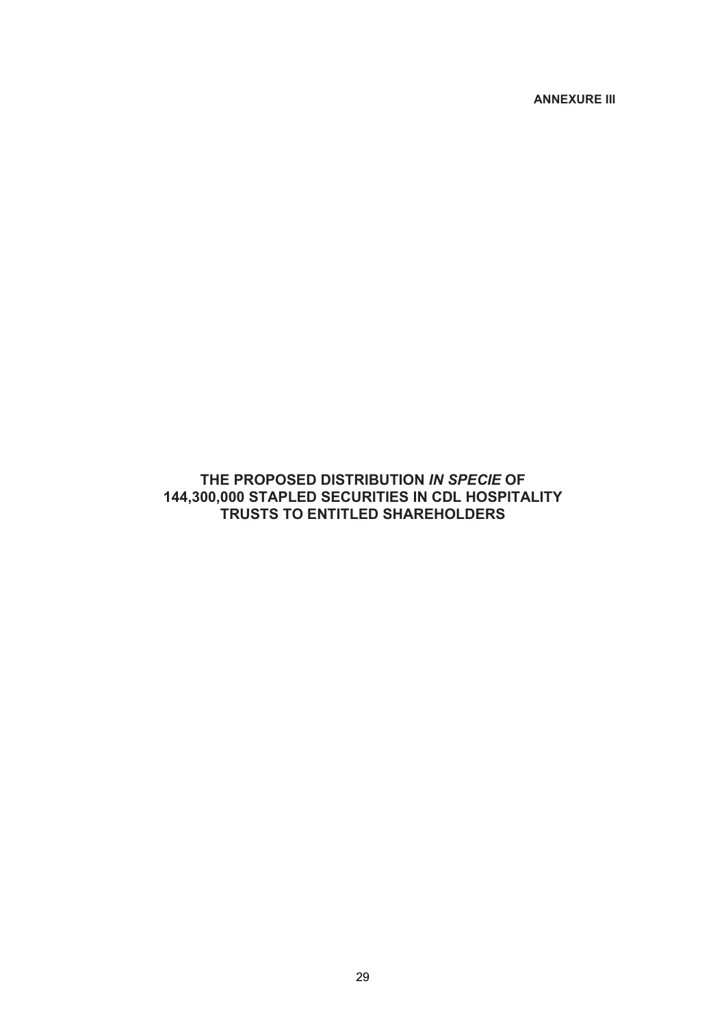**ANNEXURE III**

# THE PROPOSED DISTRIBUTION *IN SPECIE* OF 144,300,000 STAPLED SECURITIES IN CDL HOSPITALITY TRUSTS TO ENTITLED SHAREHOLDERS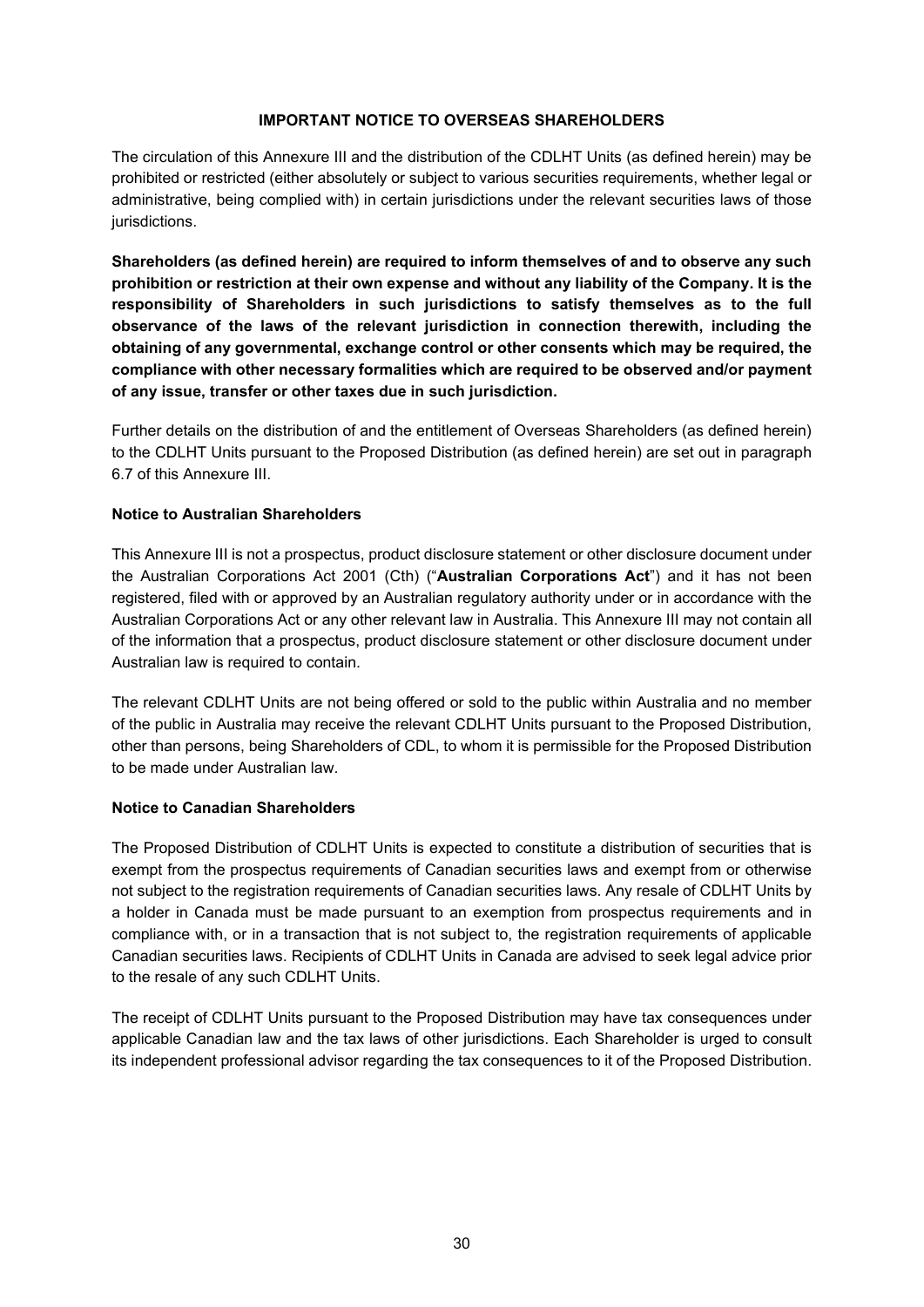## IMPORTANT NOTICE TO OVERSEAS SHAREHOLDERS

The circulation of this Annexure III and the distribution of the CDLHT Units (as defined herein) may be prohibited or restricted (either absolutely or subject to various securities requirements, whether legal or administrative, being complied with) in certain jurisdictions under the relevant securities laws of those jurisdictions.

**Shareholders (as defined herein) are required to inform themselves of and to observe any such prohibition or restriction at their own expense and without any liability of the Company. It is the responsibility of Shareholders in such jurisdictions to satisfy themselves as to the full observance of the laws of the relevant jurisdiction in connection therewith, including the obtaining of any governmental, exchange control or other consents which may be required, the compliance with other necessary formalities which are required to be observed and/or payment of any issue, transfer or other taxes due in such jurisdiction.**

Further details on the distribution of and the entitlement of Overseas Shareholders (as defined herein) to the CDLHT Units pursuant to the Proposed Distribution (as defined herein) are set out in paragraph 6.7 of this Annexure III.

### Notice to Australian Shareholders

This Annexure III is not a prospectus, product disclosure statement or other disclosure document under the Australian Corporations Act 2001 (Cth) ("**Australian Corporations Act**") and it has not been registered, filed with or approved by an Australian regulatory authority under or in accordance with the Australian Corporations Act or any other relevant law in Australia. This Annexure III may not contain all of the information that a prospectus, product disclosure statement or other disclosure document under Australian law is required to contain.

The relevant CDLHT Units are not being offered or sold to the public within Australia and no member of the public in Australia may receive the relevant CDLHT Units pursuant to the Proposed Distribution, other than persons, being Shareholders of CDL, to whom it is permissible for the Proposed Distribution to be made under Australian law.

### Notice to Canadian Shareholders

The Proposed Distribution of CDLHT Units is expected to constitute a distribution of securities that is exempt from the prospectus requirements of Canadian securities laws and exempt from or otherwise not subject to the registration requirements of Canadian securities laws. Any resale of CDLHT Units by a holder in Canada must be made pursuant to an exemption from prospectus requirements and in compliance with, or in a transaction that is not subject to, the registration requirements of applicable Canadian securities laws. Recipients of CDLHT Units in Canada are advised to seek legal advice prior to the resale of any such CDLHT Units.

The receipt of CDLHT Units pursuant to the Proposed Distribution may have tax consequences under applicable Canadian law and the tax laws of other jurisdictions. Each Shareholder is urged to consult its independent professional advisor regarding the tax consequences to it of the Proposed Distribution.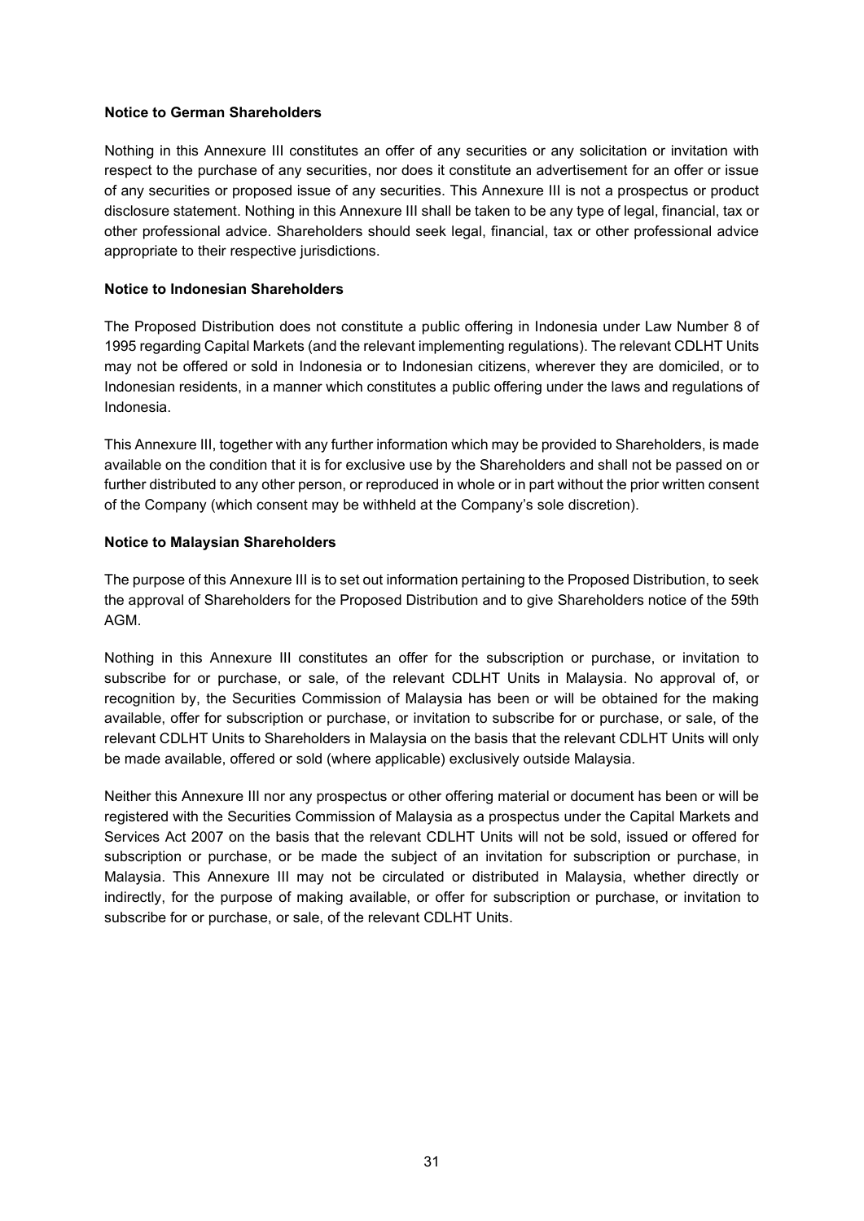**Notice to German Shareholders**

Nothing in this Annexure III constitutes an offer of any securities or any solicitation or invitation with respect to the purchase of any securities, nor does it constitute an advertisement for an offer or issue of any securities or proposed issue of any securities. This Annexure III is not a prospectus or product disclosure statement. Nothing in this Annexure III shall be taken to be any type of legal, financial, tax or other professional advice. Shareholders should seek legal, financial, tax or other professional advice appropriate to their respective jurisdictions.

**Notice to Indonesian Shareholders**

The Proposed Distribution does not constitute a public offering in Indonesia under Law Number 8 of 1995 regarding Capital Markets (and the relevant implementing regulations). The relevant CDLHT Units may not be offered or sold in Indonesia or to Indonesian citizens, wherever they are domiciled, or to Indonesian residents, in a manner which constitutes a public offering under the laws and regulations of Indonesia.

This Annexure III, together with any further information which may be provided to Shareholders, is made available on the condition that it is for exclusive use by the Shareholders and shall not be passed on or further distributed to any other person, or reproduced in whole or in part without the prior written consent of the Company (which consent may be withheld at the Company's sole discretion).

**Notice to Malaysian Shareholders**

The purpose of this Annexure III is to set out information pertaining to the Proposed Distribution, to seek the approval of Shareholders for the Proposed Distribution and to give Shareholders notice of the 59th AGM.

Nothing in this Annexure III constitutes an offer for the subscription or purchase, or invitation to subscribe for or purchase, or sale, of the relevant CDLHT Units in Malaysia. No approval of, or recognition by, the Securities Commission of Malaysia has been or will be obtained for the making available, offer for subscription or purchase, or invitation to subscribe for or purchase, or sale, of the relevant CDLHT Units to Shareholders in Malaysia on the basis that the relevant CDLHT Units will only be made available, offered or sold (where applicable) exclusively outside Malaysia.

Neither this Annexure III nor any prospectus or other offering material or document has been or will be registered with the Securities Commission of Malaysia as a prospectus under the Capital Markets and Services Act 2007 on the basis that the relevant CDLHT Units will not be sold, issued or offered for subscription or purchase, or be made the subject of an invitation for subscription or purchase, in Malaysia. This Annexure III may not be circulated or distributed in Malaysia, whether directly or indirectly, for the purpose of making available, or offer for subscription or purchase, or invitation to subscribe for or purchase, or sale, of the relevant CDLHT Units.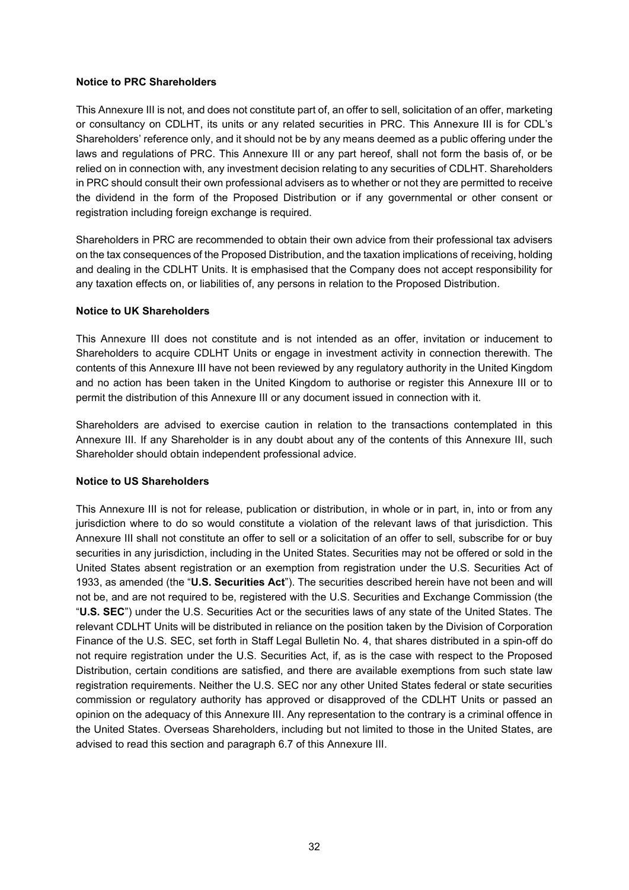**Notice to PRC Shareholders**

This Annexure III is not, and does not constitute part of, an offer to sell, solicitation of an offer, marketing or consultancy on CDLHT, its units or any related securities in PRC. This Annexure III is for CDL's Shareholders' reference only, and it should not be by any means deemed as a public offering under the laws and regulations of PRC. This Annexure III or any part hereof, shall not form the basis of, or be relied on in connection with, any investment decision relating to any securities of CDLHT. Shareholders in PRC should consult their own professional advisers as to whether or not they are permitted to receive the dividend in the form of the Proposed Distribution or if any governmental or other consent or registration including foreign exchange is required.

Shareholders in PRC are recommended to obtain their own advice from their professional tax advisers on the tax consequences of the Proposed Distribution, and the taxation implications of receiving, holding and dealing in the CDLHT Units. It is emphasised that the Company does not accept responsibility for any taxation effects on, or liabilities of, any persons in relation to the Proposed Distribution.

**Notice to UK Shareholders**

This Annexure III does not constitute and is not intended as an offer, invitation or inducement to Shareholders to acquire CDLHT Units or engage in investment activity in connection therewith. The contents of this Annexure III have not been reviewed by any regulatory authority in the United Kingdom and no action has been taken in the United Kingdom to authorise or register this Annexure III or to permit the distribution of this Annexure III or any document issued in connection with it.

Shareholders are advised to exercise caution in relation to the transactions contemplated in this Annexure III. If any Shareholder is in any doubt about any of the contents of this Annexure III, such Shareholder should obtain independent professional advice.

**Notice to US Shareholders**

This Annexure III is not for release, publication or distribution, in whole or in part, in, into or from any jurisdiction where to do so would constitute a violation of the relevant laws of that jurisdiction. This Annexure III shall not constitute an offer to sell or a solicitation of an offer to sell, subscribe for or buy securities in any jurisdiction, including in the United States. Securities may not be offered or sold in the United States absent registration or an exemption from registration under the U.S. Securities Act of 1933, as amended (the "**U.S. Securities Act**"). The securities described herein have not been and will not be, and are not required to be, registered with the U.S. Securities and Exchange Commission (the "**U.S. SEC**") under the U.S. Securities Act or the securities laws of any state of the United States. The relevant CDLHT Units will be distributed in reliance on the position taken by the Division of Corporation Finance of the U.S. SEC, set forth in Staff Legal Bulletin No. 4, that shares distributed in a spin-off do not require registration under the U.S. Securities Act, if, as is the case with respect to the Proposed Distribution, certain conditions are satisfied, and there are available exemptions from such state law registration requirements. Neither the U.S. SEC nor any other United States federal or state securities commission or regulatory authority has approved or disapproved of the CDLHT Units or passed an opinion on the adequacy of this Annexure III. Any representation to the contrary is a criminal offence in the United States. Overseas Shareholders, including but not limited to those in the United States, are advised to read this section and paragraph 6.7 of this Annexure III.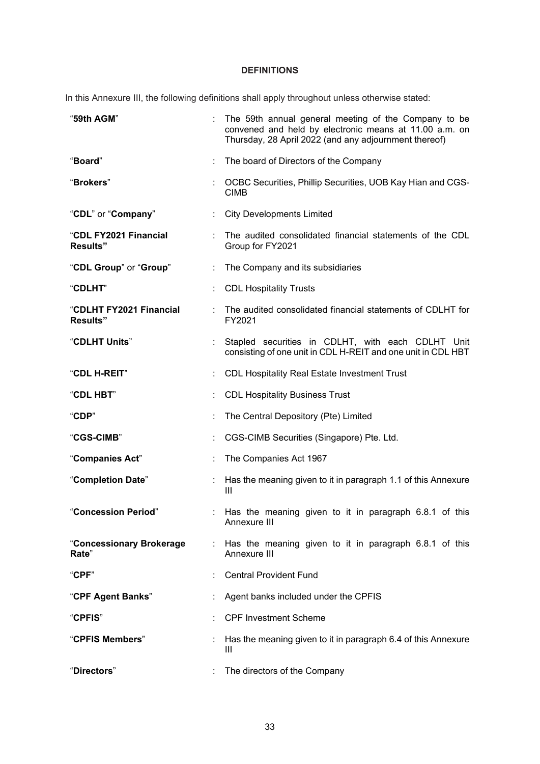## DEFINITIONS

In this Annexure III, the following definitions shall apply throughout unless otherwise stated:

| | | |
|---|---|---|
| "**59th AGM**" | : | The 59th annual general meeting of the Company to be convened and held by electronic means at 11.00 a.m. on Thursday, 28 April 2022 (and any adjournment thereof) |
| "**Board**" | : | The board of Directors of the Company |
| "**Brokers**" | : | OCBC Securities, Phillip Securities, UOB Kay Hian and CGS-CIMB |
| "**CDL**" or "**Company**" | : | City Developments Limited |
| "**CDL FY2021 Financial Results"** | : | The audited consolidated financial statements of the CDL Group for FY2021 |
| "**CDL Group**" or "**Group**" | : | The Company and its subsidiaries |
| "**CDLHT**" | : | CDL Hospitality Trusts |
| "**CDLHT FY2021 Financial Results"** | : | The audited consolidated financial statements of CDLHT for FY2021 |
| "**CDLHT Units**" | : | Stapled securities in CDLHT, with each CDLHT Unit consisting of one unit in CDL H-REIT and one unit in CDL HBT |
| "**CDL H-REIT**" | : | CDL Hospitality Real Estate Investment Trust |
| "**CDL HBT**" | : | CDL Hospitality Business Trust |
| "**CDP**" | : | The Central Depository (Pte) Limited |
| "**CGS-CIMB**" | : | CGS-CIMB Securities (Singapore) Pte. Ltd. |
| "**Companies Act**" | : | The Companies Act 1967 |
| "**Completion Date**" | : | Has the meaning given to it in paragraph 1.1 of this Annexure III |
| "**Concession Period**" | : | Has the meaning given to it in paragraph 6.8.1 of this Annexure III |
| "**Concessionary Brokerage Rate**" | : | Has the meaning given to it in paragraph 6.8.1 of this Annexure III |
| "**CPF**" | : | Central Provident Fund |
| "**CPF Agent Banks**" | : | Agent banks included under the CPFIS |
| "**CPFIS**" | : | CPF Investment Scheme |
| "**CPFIS Members**" | : | Has the meaning given to it in paragraph 6.4 of this Annexure III |
| "**Directors**" | : | The directors of the Company |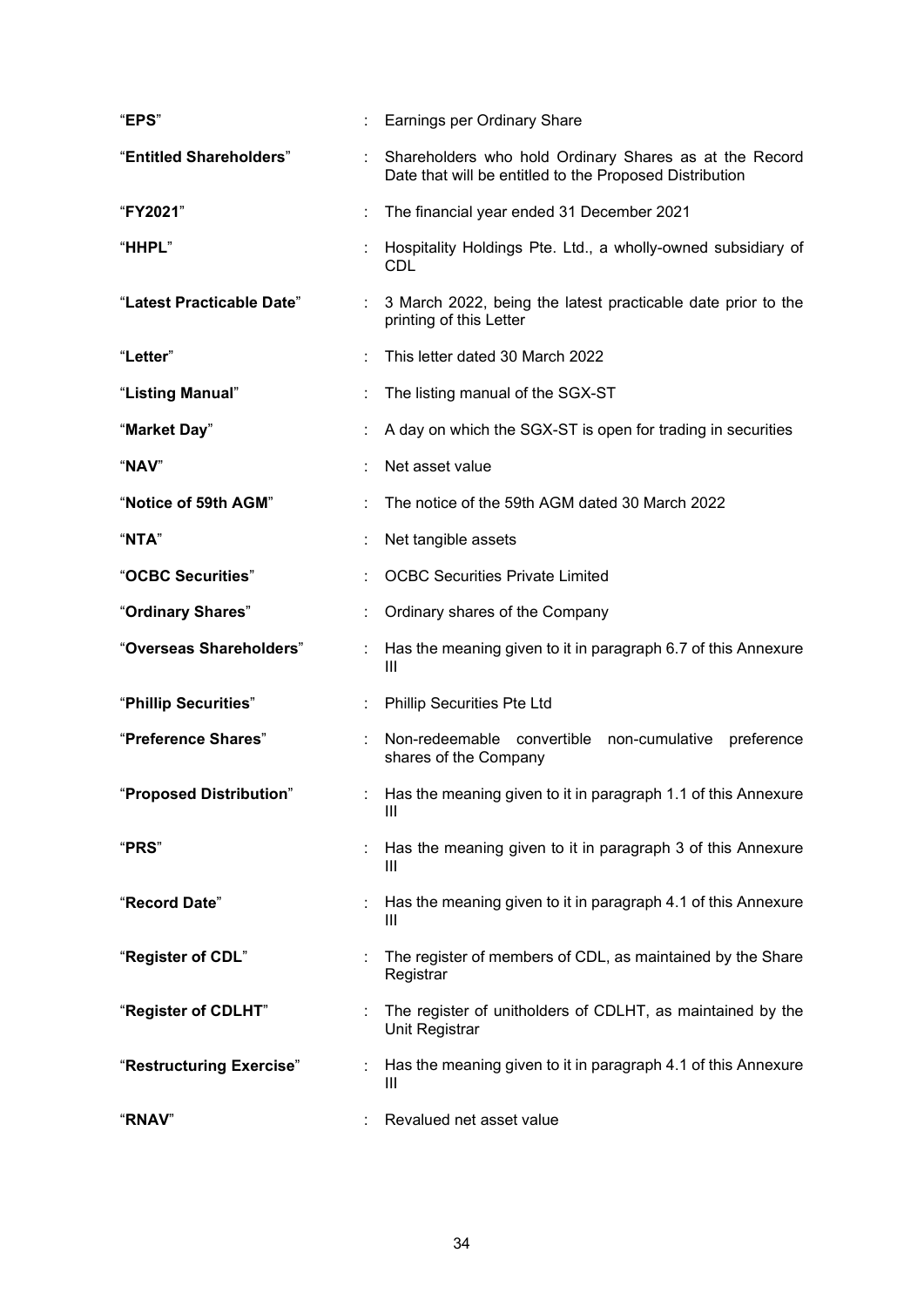| | | |
|---|---|---|
| "**EPS**" | : | Earnings per Ordinary Share |
| "**Entitled Shareholders**" | : | Shareholders who hold Ordinary Shares as at the Record Date that will be entitled to the Proposed Distribution |
| "**FY2021**" | : | The financial year ended 31 December 2021 |
| "**HHPL**" | : | Hospitality Holdings Pte. Ltd., a wholly-owned subsidiary of CDL |
| "**Latest Practicable Date**" | : | 3 March 2022, being the latest practicable date prior to the printing of this Letter |
| "**Letter**" | : | This letter dated 30 March 2022 |
| "**Listing Manual**" | : | The listing manual of the SGX-ST |
| "**Market Day**" | : | A day on which the SGX-ST is open for trading in securities |
| "**NAV**" | : | Net asset value |
| "**Notice of 59th AGM**" | : | The notice of the 59th AGM dated 30 March 2022 |
| "**NTA**" | : | Net tangible assets |
| "**OCBC Securities**" | : | OCBC Securities Private Limited |
| "**Ordinary Shares**" | : | Ordinary shares of the Company |
| "**Overseas Shareholders**" | : | Has the meaning given to it in paragraph 6.7 of this Annexure III |
| "**Phillip Securities**" | : | Phillip Securities Pte Ltd |
| "**Preference Shares**" | : | Non-redeemable convertible non-cumulative preference shares of the Company |
| "**Proposed Distribution**" | : | Has the meaning given to it in paragraph 1.1 of this Annexure III |
| "**PRS**" | : | Has the meaning given to it in paragraph 3 of this Annexure III |
| "**Record Date**" | : | Has the meaning given to it in paragraph 4.1 of this Annexure III |
| "**Register of CDL**" | : | The register of members of CDL, as maintained by the Share Registrar |
| "**Register of CDLHT**" | : | The register of unitholders of CDLHT, as maintained by the Unit Registrar |
| "**Restructuring Exercise**" | : | Has the meaning given to it in paragraph 4.1 of this Annexure III |
| "**RNAV**" | : | Revalued net asset value |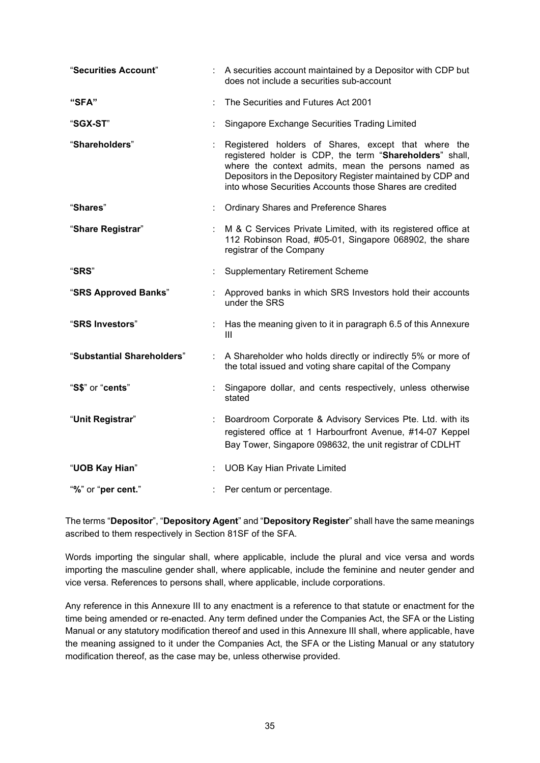| | | |
|---|---|---|
| "**Securities Account**" | : | A securities account maintained by a Depositor with CDP but does not include a securities sub-account |
| **"SFA"** | : | The Securities and Futures Act 2001 |
| "**SGX-ST**" | : | Singapore Exchange Securities Trading Limited |
| "**Shareholders**" | : | Registered holders of Shares, except that where the registered holder is CDP, the term "**Shareholders**" shall, where the context admits, mean the persons named as Depositors in the Depository Register maintained by CDP and into whose Securities Accounts those Shares are credited |
| "**Shares**" | : | Ordinary Shares and Preference Shares |
| "**Share Registrar**" | : | M & C Services Private Limited, with its registered office at 112 Robinson Road, #05-01, Singapore 068902, the share registrar of the Company |
| "**SRS**" | : | Supplementary Retirement Scheme |
| "**SRS Approved Banks**" | : | Approved banks in which SRS Investors hold their accounts under the SRS |
| "**SRS Investors**" | : | Has the meaning given to it in paragraph 6.5 of this Annexure III |
| "**Substantial Shareholders**" | : | A Shareholder who holds directly or indirectly 5% or more of the total issued and voting share capital of the Company |
| "**S$**" or "**cents**" | : | Singapore dollar, and cents respectively, unless otherwise stated |
| "**Unit Registrar**" | : | Boardroom Corporate & Advisory Services Pte. Ltd. with its registered office at 1 Harbourfront Avenue, #14-07 Keppel Bay Tower, Singapore 098632, the unit registrar of CDLHT |
| "**UOB Kay Hian**" | : | UOB Kay Hian Private Limited |
| "**%**" or "**per cent.**" | : | Per centum or percentage. |

The terms "**Depositor**", "**Depository Agent**" and "**Depository Register**" shall have the same meanings ascribed to them respectively in Section 81SF of the SFA.

Words importing the singular shall, where applicable, include the plural and vice versa and words importing the masculine gender shall, where applicable, include the feminine and neuter gender and vice versa. References to persons shall, where applicable, include corporations.

Any reference in this Annexure III to any enactment is a reference to that statute or enactment for the time being amended or re-enacted. Any term defined under the Companies Act, the SFA or the Listing Manual or any statutory modification thereof and used in this Annexure III shall, where applicable, have the meaning assigned to it under the Companies Act, the SFA or the Listing Manual or any statutory modification thereof, as the case may be, unless otherwise provided.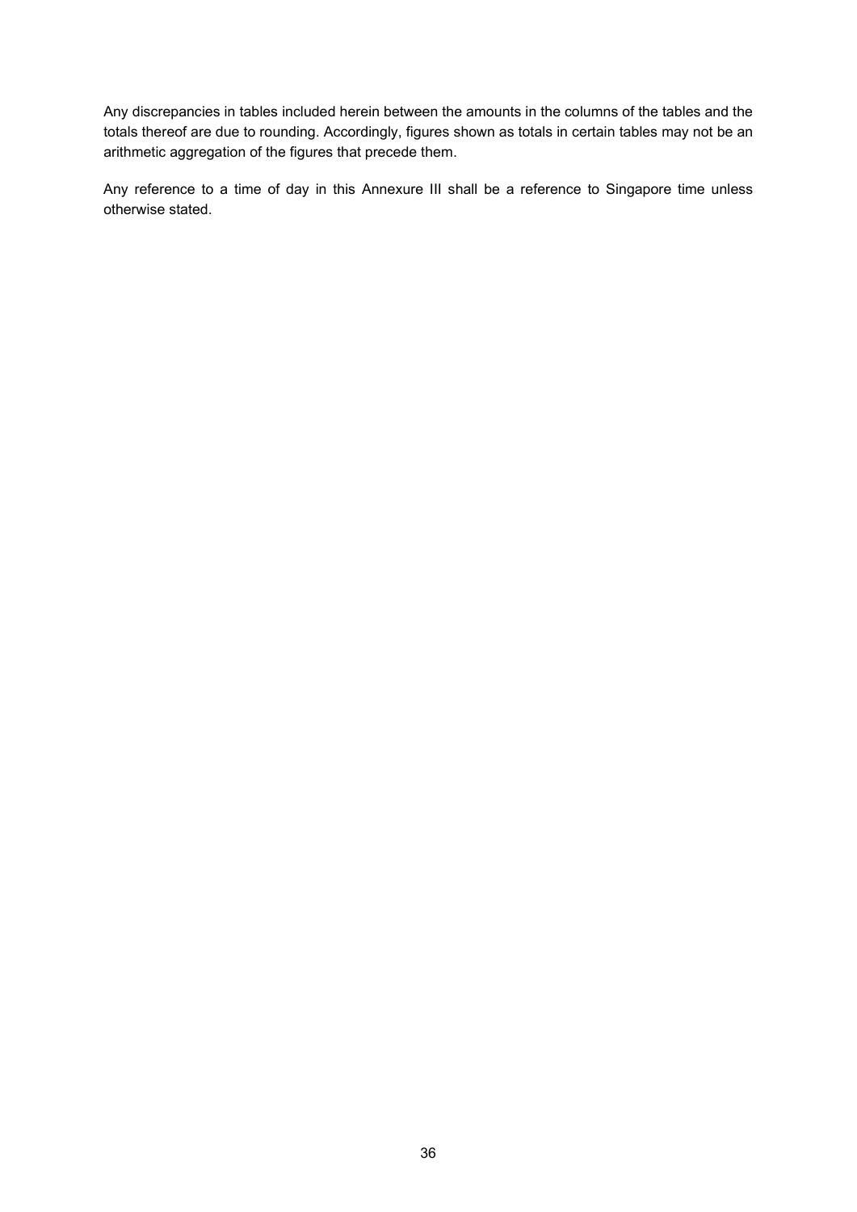Any discrepancies in tables included herein between the amounts in the columns of the tables and the totals thereof are due to rounding. Accordingly, figures shown as totals in certain tables may not be an arithmetic aggregation of the figures that precede them.

Any reference to a time of day in this Annexure III shall be a reference to Singapore time unless otherwise stated.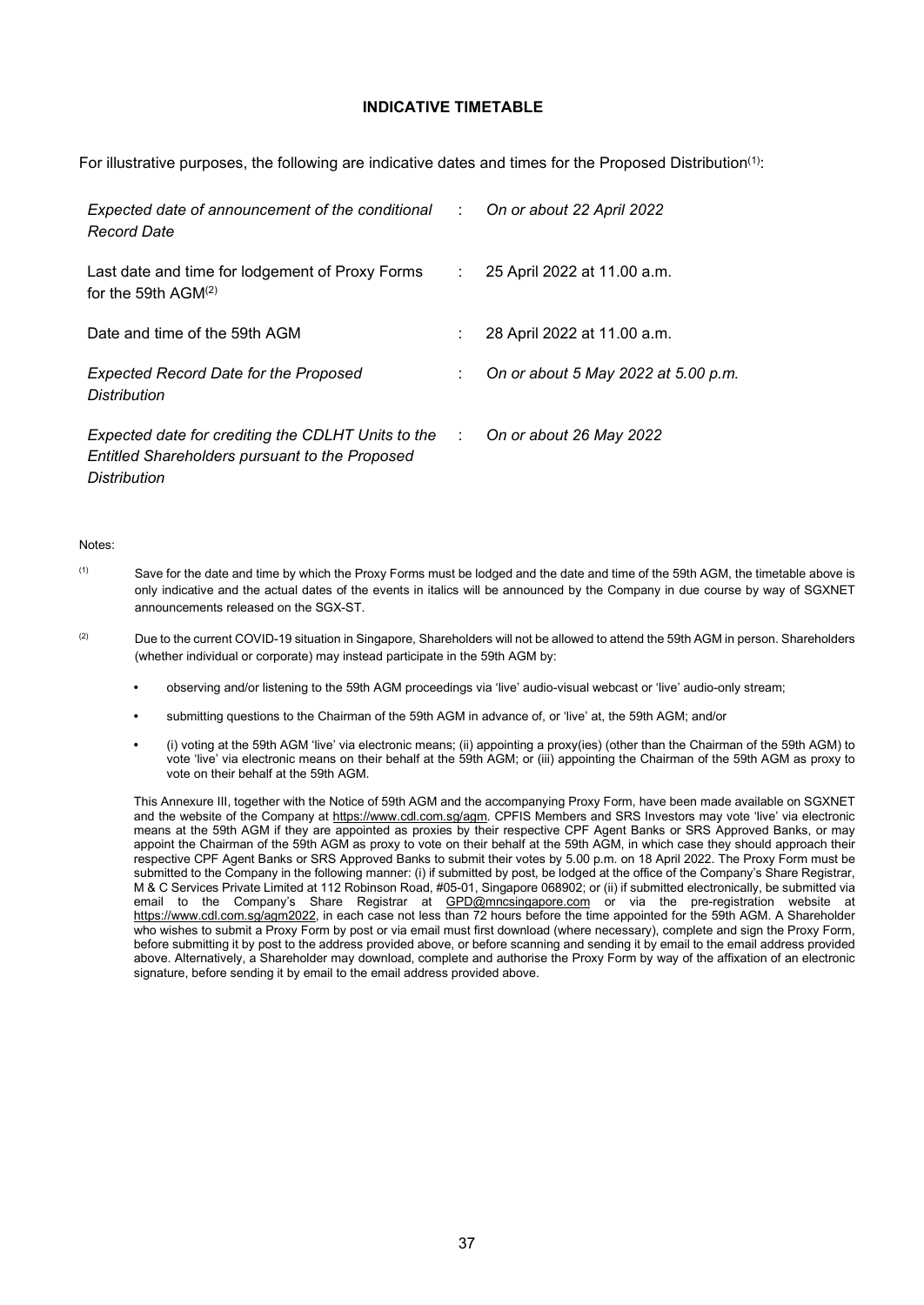## INDICATIVE TIMETABLE

For illustrative purposes, the following are indicative dates and times for the Proposed Distribution[(1)]:

| | | |
|---|---|---|
| *Expected date of announcement of the conditional Record Date* | : | *On or about 22 April 2022* |
| Last date and time for lodgement of Proxy Forms for the 59th AGM[(2)] | : | 25 April 2022 at 11.00 a.m. |
| Date and time of the 59th AGM | : | 28 April 2022 at 11.00 a.m. |
| *Expected Record Date for the Proposed Distribution* | : | *On or about 5 May 2022 at 5.00 p.m.* |
| *Expected date for crediting the CDLHT Units to the Entitled Shareholders pursuant to the Proposed Distribution* | : | *On or about 26 May 2022* |

Notes:

(1) Save for the date and time by which the Proxy Forms must be lodged and the date and time of the 59th AGM, the timetable above is only indicative and the actual dates of the events in italics will be announced by the Company in due course by way of SGXNET announcements released on the SGX-ST.

(2) Due to the current COVID-19 situation in Singapore, Shareholders will not be allowed to attend the 59th AGM in person. Shareholders (whether individual or corporate) may instead participate in the 59th AGM by:

- observing and/or listening to the 59th AGM proceedings via 'live' audio-visual webcast or 'live' audio-only stream;
- submitting questions to the Chairman of the 59th AGM in advance of, or 'live' at, the 59th AGM; and/or
- (i) voting at the 59th AGM 'live' via electronic means; (ii) appointing a proxy(ies) (other than the Chairman of the 59th AGM) to vote 'live' via electronic means on their behalf at the 59th AGM; or (iii) appointing the Chairman of the 59th AGM as proxy to vote on their behalf at the 59th AGM.

This Annexure III, together with the Notice of 59th AGM and the accompanying Proxy Form, have been made available on SGXNET and the website of the Company at https://www.cdl.com.sg/agm. CPFIS Members and SRS Investors may vote 'live' via electronic means at the 59th AGM if they are appointed as proxies by their respective CPF Agent Banks or SRS Approved Banks, or may appoint the Chairman of the 59th AGM as proxy to vote on their behalf at the 59th AGM, in which case they should approach their respective CPF Agent Banks or SRS Approved Banks to submit their votes by 5.00 p.m. on 18 April 2022. The Proxy Form must be submitted to the Company in the following manner: (i) if submitted by post, be lodged at the office of the Company's Share Registrar, M & C Services Private Limited at 112 Robinson Road, #05-01, Singapore 068902; or (ii) if submitted electronically, be submitted via email to the Company's Share Registrar at GPD@mncsingapore.com or via the pre-registration website at https://www.cdl.com.sg/agm2022, in each case not less than 72 hours before the time appointed for the 59th AGM. A Shareholder who wishes to submit a Proxy Form by post or via email must first download (where necessary), complete and sign the Proxy Form, before submitting it by post to the address provided above, or before scanning and sending it by email to the email address provided above. Alternatively, a Shareholder may download, complete and authorise the Proxy Form by way of the affixation of an electronic signature, before sending it by email to the email address provided above.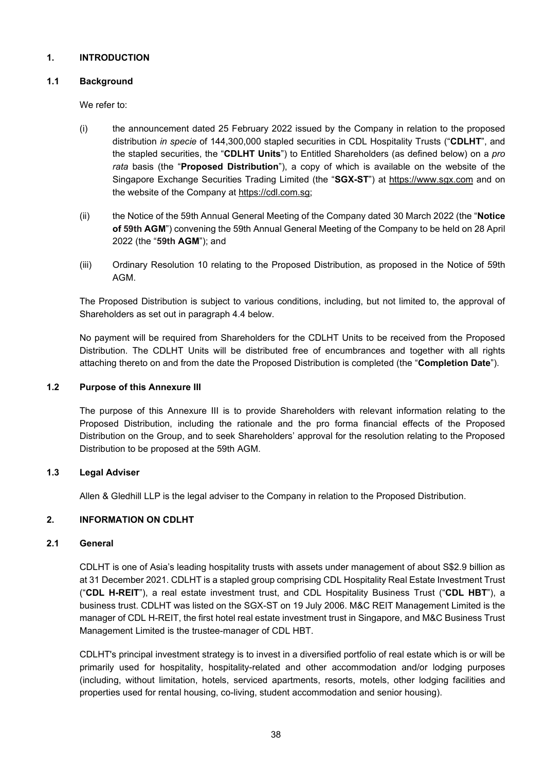## 1. INTRODUCTION

### 1.1 Background

We refer to:

(i) the announcement dated 25 February 2022 issued by the Company in relation to the proposed distribution *in specie* of 144,300,000 stapled securities in CDL Hospitality Trusts ("**CDLHT**", and the stapled securities, the "**CDLHT Units**") to Entitled Shareholders (as defined below) on a *pro rata* basis (the "**Proposed Distribution**"), a copy of which is available on the website of the Singapore Exchange Securities Trading Limited (the "**SGX-ST**") at https://www.sgx.com and on the website of the Company at https://cdl.com.sg;

(ii) the Notice of the 59th Annual General Meeting of the Company dated 30 March 2022 (the "**Notice of 59th AGM**") convening the 59th Annual General Meeting of the Company to be held on 28 April 2022 (the "**59th AGM**"); and

(iii) Ordinary Resolution 10 relating to the Proposed Distribution, as proposed in the Notice of 59th AGM.

The Proposed Distribution is subject to various conditions, including, but not limited to, the approval of Shareholders as set out in paragraph 4.4 below.

No payment will be required from Shareholders for the CDLHT Units to be received from the Proposed Distribution. The CDLHT Units will be distributed free of encumbrances and together with all rights attaching thereto on and from the date the Proposed Distribution is completed (the "**Completion Date**").

### 1.2 Purpose of this Annexure III

The purpose of this Annexure III is to provide Shareholders with relevant information relating to the Proposed Distribution, including the rationale and the pro forma financial effects of the Proposed Distribution on the Group, and to seek Shareholders' approval for the resolution relating to the Proposed Distribution to be proposed at the 59th AGM.

### 1.3 Legal Adviser

Allen & Gledhill LLP is the legal adviser to the Company in relation to the Proposed Distribution.

## 2. INFORMATION ON CDLHT

### 2.1 General

CDLHT is one of Asia's leading hospitality trusts with assets under management of about S$2.9 billion as at 31 December 2021. CDLHT is a stapled group comprising CDL Hospitality Real Estate Investment Trust ("**CDL H-REIT**"), a real estate investment trust, and CDL Hospitality Business Trust ("**CDL HBT**"), a business trust. CDLHT was listed on the SGX-ST on 19 July 2006. M&C REIT Management Limited is the manager of CDL H-REIT, the first hotel real estate investment trust in Singapore, and M&C Business Trust Management Limited is the trustee-manager of CDL HBT.

CDLHT's principal investment strategy is to invest in a diversified portfolio of real estate which is or will be primarily used for hospitality, hospitality-related and other accommodation and/or lodging purposes (including, without limitation, hotels, serviced apartments, resorts, motels, other lodging facilities and properties used for rental housing, co-living, student accommodation and senior housing).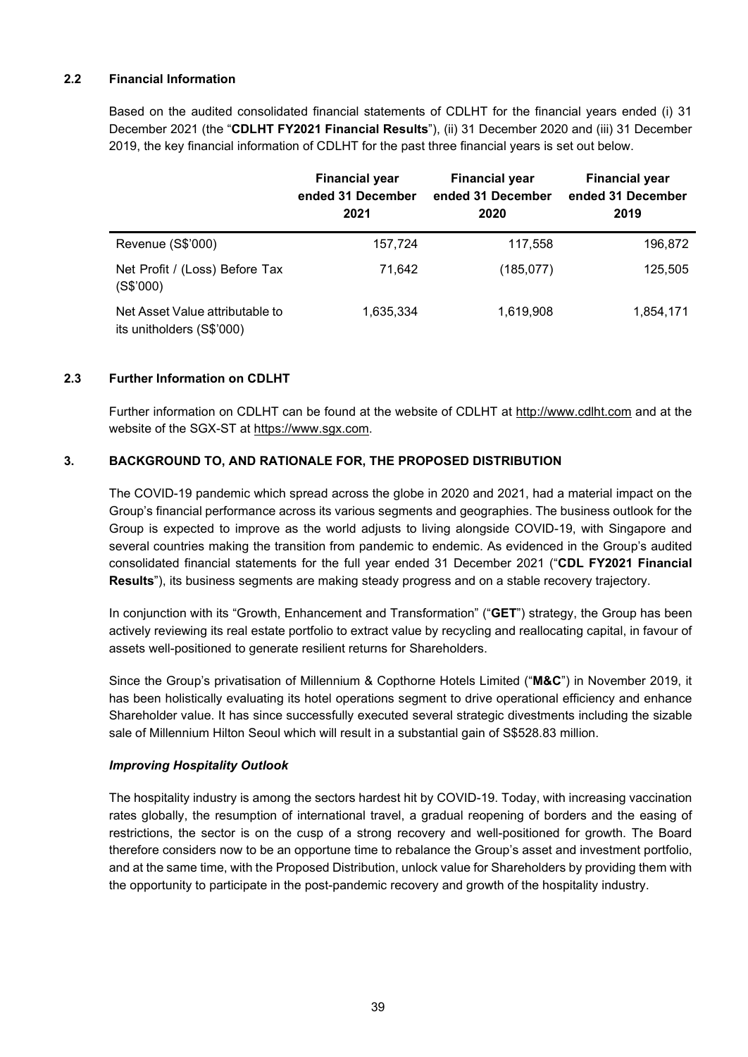### 2.2 Financial Information

Based on the audited consolidated financial statements of CDLHT for the financial years ended (i) 31 December 2021 (the "**CDLHT FY2021 Financial Results**"), (ii) 31 December 2020 and (iii) 31 December 2019, the key financial information of CDLHT for the past three financial years is set out below.

| | Financial year ended 31 December 2021 | Financial year ended 31 December 2020 | Financial year ended 31 December 2019 |
|---|---|---|---|
| Revenue (S$'000) | 157,724 | 117,558 | 196,872 |
| Net Profit / (Loss) Before Tax (S$'000) | 71,642 | (185,077) | 125,505 |
| Net Asset Value attributable to its unitholders (S$'000) | 1,635,334 | 1,619,908 | 1,854,171 |

### 2.3 Further Information on CDLHT

Further information on CDLHT can be found at the website of CDLHT at http://www.cdlht.com and at the website of the SGX-ST at https://www.sgx.com.

## 3. BACKGROUND TO, AND RATIONALE FOR, THE PROPOSED DISTRIBUTION

The COVID-19 pandemic which spread across the globe in 2020 and 2021, had a material impact on the Group's financial performance across its various segments and geographies. The business outlook for the Group is expected to improve as the world adjusts to living alongside COVID-19, with Singapore and several countries making the transition from pandemic to endemic. As evidenced in the Group's audited consolidated financial statements for the full year ended 31 December 2021 ("**CDL FY2021 Financial Results**"), its business segments are making steady progress and on a stable recovery trajectory.

In conjunction with its "Growth, Enhancement and Transformation" ("**GET**") strategy, the Group has been actively reviewing its real estate portfolio to extract value by recycling and reallocating capital, in favour of assets well-positioned to generate resilient returns for Shareholders.

Since the Group's privatisation of Millennium & Copthorne Hotels Limited ("**M&C**") in November 2019, it has been holistically evaluating its hotel operations segment to drive operational efficiency and enhance Shareholder value. It has since successfully executed several strategic divestments including the sizable sale of Millennium Hilton Seoul which will result in a substantial gain of S$528.83 million.

***Improving Hospitality Outlook***

The hospitality industry is among the sectors hardest hit by COVID-19. Today, with increasing vaccination rates globally, the resumption of international travel, a gradual reopening of borders and the easing of restrictions, the sector is on the cusp of a strong recovery and well-positioned for growth. The Board therefore considers now to be an opportune time to rebalance the Group's asset and investment portfolio, and at the same time, with the Proposed Distribution, unlock value for Shareholders by providing them with the opportunity to participate in the post-pandemic recovery and growth of the hospitality industry.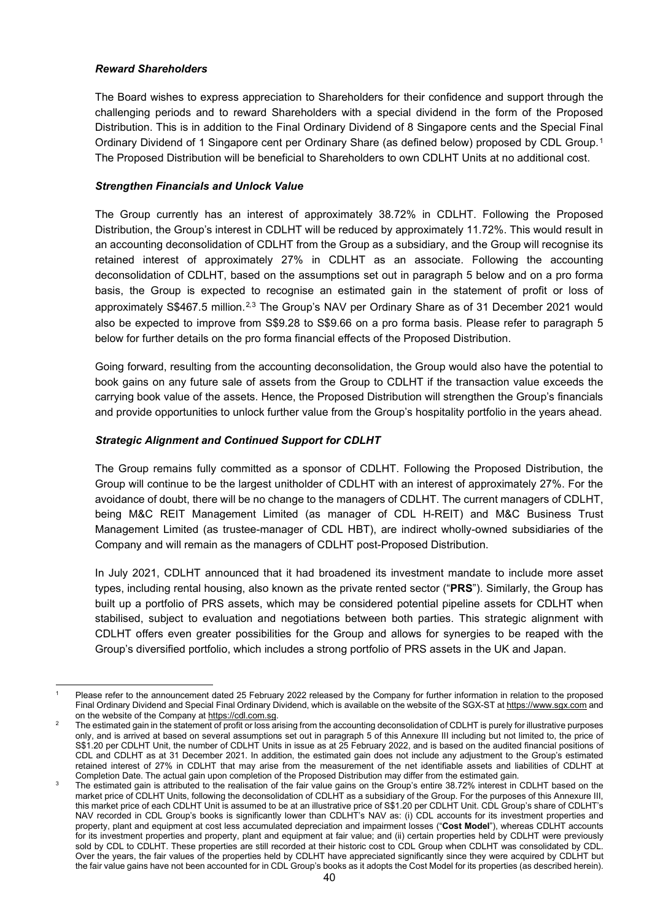***Reward Shareholders***

The Board wishes to express appreciation to Shareholders for their confidence and support through the challenging periods and to reward Shareholders with a special dividend in the form of the Proposed Distribution. This is in addition to the Final Ordinary Dividend of 8 Singapore cents and the Special Final Ordinary Dividend of 1 Singapore cent per Ordinary Share (as defined below) proposed by CDL Group.[1] The Proposed Distribution will be beneficial to Shareholders to own CDLHT Units at no additional cost.

***Strengthen Financials and Unlock Value***

The Group currently has an interest of approximately 38.72% in CDLHT. Following the Proposed Distribution, the Group's interest in CDLHT will be reduced by approximately 11.72%. This would result in an accounting deconsolidation of CDLHT from the Group as a subsidiary, and the Group will recognise its retained interest of approximately 27% in CDLHT as an associate. Following the accounting deconsolidation of CDLHT, based on the assumptions set out in paragraph 5 below and on a pro forma basis, the Group is expected to recognise an estimated gain in the statement of profit or loss of approximately S$467.5 million.[2,3] The Group's NAV per Ordinary Share as of 31 December 2021 would also be expected to improve from S$9.28 to S$9.66 on a pro forma basis. Please refer to paragraph 5 below for further details on the pro forma financial effects of the Proposed Distribution.

Going forward, resulting from the accounting deconsolidation, the Group would also have the potential to book gains on any future sale of assets from the Group to CDLHT if the transaction value exceeds the carrying book value of the assets. Hence, the Proposed Distribution will strengthen the Group's financials and provide opportunities to unlock further value from the Group's hospitality portfolio in the years ahead.

***Strategic Alignment and Continued Support for CDLHT***

The Group remains fully committed as a sponsor of CDLHT. Following the Proposed Distribution, the Group will continue to be the largest unitholder of CDLHT with an interest of approximately 27%. For the avoidance of doubt, there will be no change to the managers of CDLHT. The current managers of CDLHT, being M&C REIT Management Limited (as manager of CDL H-REIT) and M&C Business Trust Management Limited (as trustee-manager of CDL HBT), are indirect wholly-owned subsidiaries of the Company and will remain as the managers of CDLHT post-Proposed Distribution.

In July 2021, CDLHT announced that it had broadened its investment mandate to include more asset types, including rental housing, also known as the private rented sector ("**PRS**"). Similarly, the Group has built up a portfolio of PRS assets, which may be considered potential pipeline assets for CDLHT when stabilised, subject to evaluation and negotiations between both parties. This strategic alignment with CDLHT offers even greater possibilities for the Group and allows for synergies to be reaped with the Group's diversified portfolio, which includes a strong portfolio of PRS assets in the UK and Japan.

---

[1] Please refer to the announcement dated 25 February 2022 released by the Company for further information in relation to the proposed Final Ordinary Dividend and Special Final Ordinary Dividend, which is available on the website of the SGX-ST at https://www.sgx.com and on the website of the Company at https://cdl.com.sg.

[2] The estimated gain in the statement of profit or loss arising from the accounting deconsolidation of CDLHT is purely for illustrative purposes only, and is arrived at based on several assumptions set out in paragraph 5 of this Annexure III including but not limited to, the price of S$1.20 per CDLHT Unit, the number of CDLHT Units in issue as at 25 February 2022, and is based on the audited financial positions of CDL and CDLHT as at 31 December 2021. In addition, the estimated gain does not include any adjustment to the Group's estimated retained interest of 27% in CDLHT that may arise from the measurement of the net identifiable assets and liabilities of CDLHT at Completion Date. The actual gain upon completion of the Proposed Distribution may differ from the estimated gain.

[3] The estimated gain is attributed to the realisation of the fair value gains on the Group's entire 38.72% interest in CDLHT based on the market price of CDLHT Units, following the deconsolidation of CDLHT as a subsidiary of the Group. For the purposes of this Annexure III, this market price of each CDLHT Unit is assumed to be at an illustrative price of S$1.20 per CDLHT Unit. CDL Group's share of CDLHT's NAV recorded in CDL Group's books is significantly lower than CDLHT's NAV as: (i) CDL accounts for its investment properties and property, plant and equipment at cost less accumulated depreciation and impairment losses ("**Cost Model**"), whereas CDLHT accounts for its investment properties and property, plant and equipment at fair value; and (ii) certain properties held by CDLHT were previously sold by CDL to CDLHT. These properties are still recorded at their historic cost to CDL Group when CDLHT was consolidated by CDL. Over the years, the fair values of the properties held by CDLHT have appreciated significantly since they were acquired by CDLHT but the fair value gains have not been accounted for in CDL Group's books as it adopts the Cost Model for its properties (as described herein).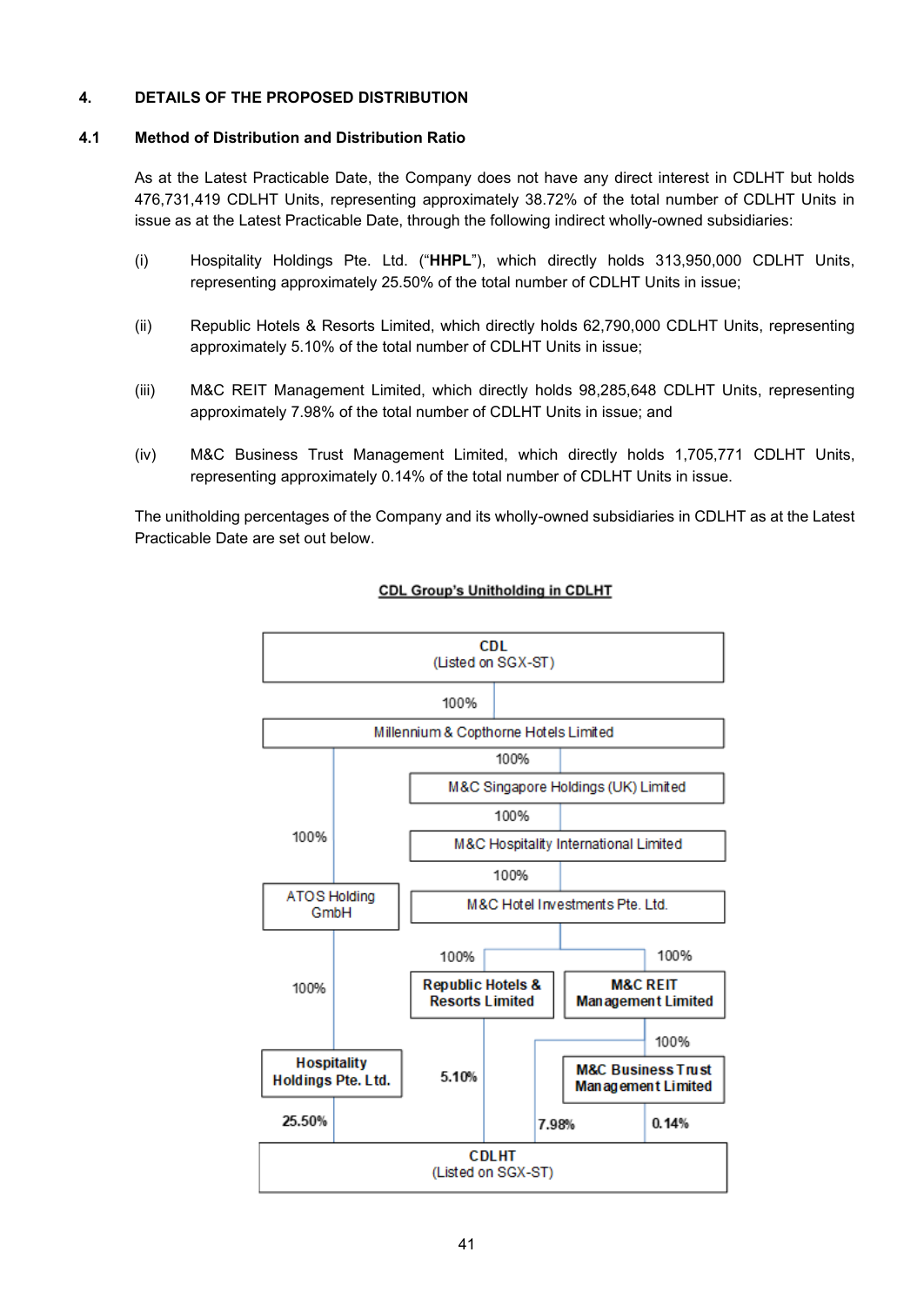## 4. DETAILS OF THE PROPOSED DISTRIBUTION

### 4.1 Method of Distribution and Distribution Ratio

As at the Latest Practicable Date, the Company does not have any direct interest in CDLHT but holds 476,731,419 CDLHT Units, representing approximately 38.72% of the total number of CDLHT Units in issue as at the Latest Practicable Date, through the following indirect wholly-owned subsidiaries:

(i) Hospitality Holdings Pte. Ltd. ("**HHPL**"), which directly holds 313,950,000 CDLHT Units, representing approximately 25.50% of the total number of CDLHT Units in issue;

(ii) Republic Hotels & Resorts Limited, which directly holds 62,790,000 CDLHT Units, representing approximately 5.10% of the total number of CDLHT Units in issue;

(iii) M&C REIT Management Limited, which directly holds 98,285,648 CDLHT Units, representing approximately 7.98% of the total number of CDLHT Units in issue; and

(iv) M&C Business Trust Management Limited, which directly holds 1,705,771 CDLHT Units, representing approximately 0.14% of the total number of CDLHT Units in issue.

The unitholding percentages of the Company and its wholly-owned subsidiaries in CDLHT as at the Latest Practicable Date are set out below.

**CDL Group's Unitholding in CDLHT**

- CDL (Listed on SGX-ST)
  - 100% — Millennium & Copthorne Hotels Limited
    - 100% — ATOS Holding GmbH
      - 100% — **Hospitality Holdings Pte. Ltd.** — 25.50% — CDLHT (Listed on SGX-ST)
    - 100% — M&C Singapore Holdings (UK) Limited
      - 100% — M&C Hospitality International Limited
        - 100% — M&C Hotel Investments Pte. Ltd.
          - 100% — **Republic Hotels & Resorts Limited** — 5.10% — CDLHT (Listed on SGX-ST)
          - 100% — **M&C REIT Management Limited** — 7.98% — CDLHT (Listed on SGX-ST)
            - 100% — **M&C Business Trust Management Limited** — 0.14% — CDLHT (Listed on SGX-ST)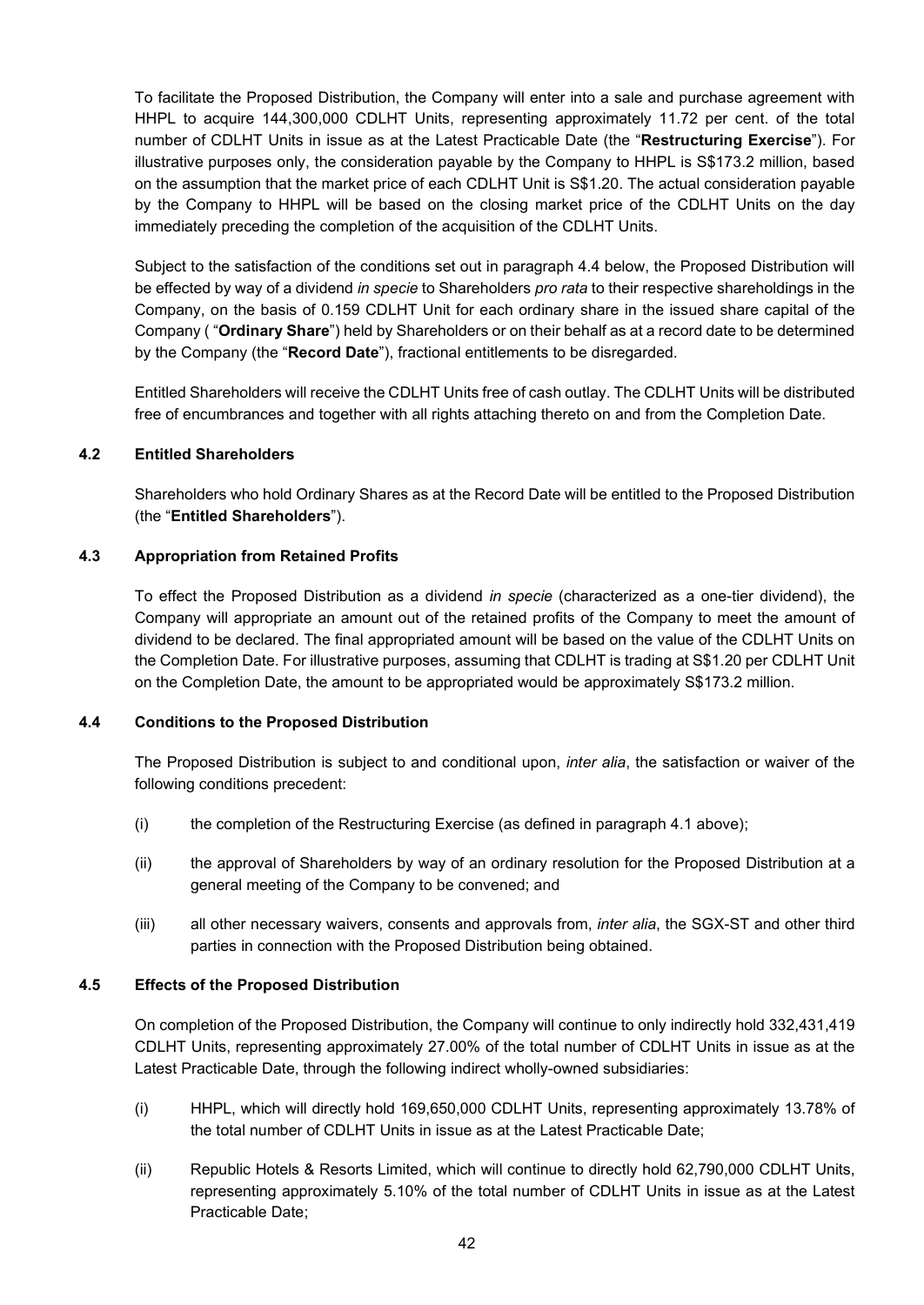To facilitate the Proposed Distribution, the Company will enter into a sale and purchase agreement with HHPL to acquire 144,300,000 CDLHT Units, representing approximately 11.72 per cent. of the total number of CDLHT Units in issue as at the Latest Practicable Date (the "**Restructuring Exercise**"). For illustrative purposes only, the consideration payable by the Company to HHPL is S$173.2 million, based on the assumption that the market price of each CDLHT Unit is S$1.20. The actual consideration payable by the Company to HHPL will be based on the closing market price of the CDLHT Units on the day immediately preceding the completion of the acquisition of the CDLHT Units.

Subject to the satisfaction of the conditions set out in paragraph 4.4 below, the Proposed Distribution will be effected by way of a dividend *in specie* to Shareholders *pro rata* to their respective shareholdings in the Company, on the basis of 0.159 CDLHT Unit for each ordinary share in the issued share capital of the Company ( "**Ordinary Share**") held by Shareholders or on their behalf as at a record date to be determined by the Company (the "**Record Date**"), fractional entitlements to be disregarded.

Entitled Shareholders will receive the CDLHT Units free of cash outlay. The CDLHT Units will be distributed free of encumbrances and together with all rights attaching thereto on and from the Completion Date.

### 4.2 Entitled Shareholders

Shareholders who hold Ordinary Shares as at the Record Date will be entitled to the Proposed Distribution (the "**Entitled Shareholders**").

### 4.3 Appropriation from Retained Profits

To effect the Proposed Distribution as a dividend *in specie* (characterized as a one-tier dividend), the Company will appropriate an amount out of the retained profits of the Company to meet the amount of dividend to be declared. The final appropriated amount will be based on the value of the CDLHT Units on the Completion Date. For illustrative purposes, assuming that CDLHT is trading at S$1.20 per CDLHT Unit on the Completion Date, the amount to be appropriated would be approximately S$173.2 million.

### 4.4 Conditions to the Proposed Distribution

The Proposed Distribution is subject to and conditional upon, *inter alia*, the satisfaction or waiver of the following conditions precedent:

(i) the completion of the Restructuring Exercise (as defined in paragraph 4.1 above);

(ii) the approval of Shareholders by way of an ordinary resolution for the Proposed Distribution at a general meeting of the Company to be convened; and

(iii) all other necessary waivers, consents and approvals from, *inter alia*, the SGX-ST and other third parties in connection with the Proposed Distribution being obtained.

### 4.5 Effects of the Proposed Distribution

On completion of the Proposed Distribution, the Company will continue to only indirectly hold 332,431,419 CDLHT Units, representing approximately 27.00% of the total number of CDLHT Units in issue as at the Latest Practicable Date, through the following indirect wholly-owned subsidiaries:

(i) HHPL, which will directly hold 169,650,000 CDLHT Units, representing approximately 13.78% of the total number of CDLHT Units in issue as at the Latest Practicable Date;

(ii) Republic Hotels & Resorts Limited, which will continue to directly hold 62,790,000 CDLHT Units, representing approximately 5.10% of the total number of CDLHT Units in issue as at the Latest Practicable Date;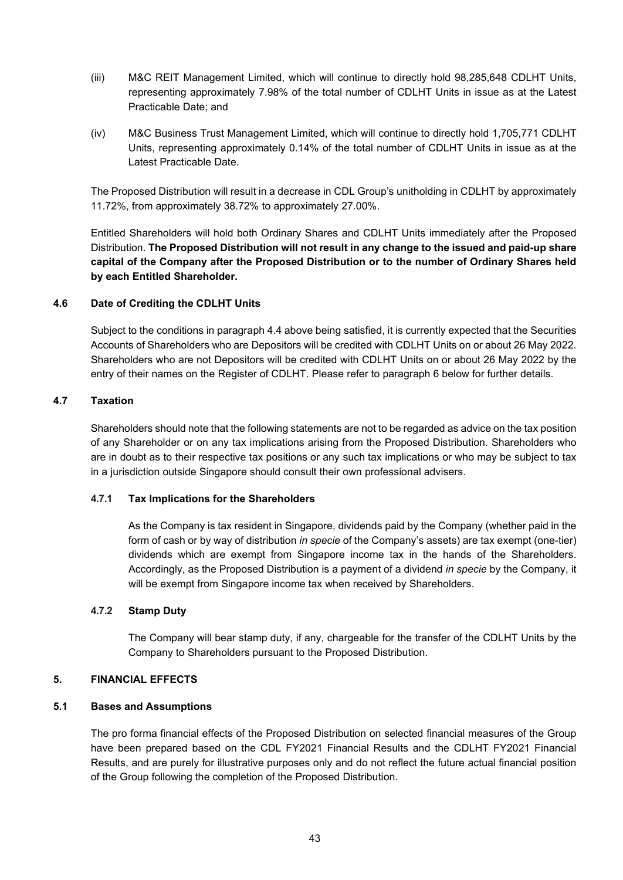(iii) M&C REIT Management Limited, which will continue to directly hold 98,285,648 CDLHT Units, representing approximately 7.98% of the total number of CDLHT Units in issue as at the Latest Practicable Date; and

(iv) M&C Business Trust Management Limited, which will continue to directly hold 1,705,771 CDLHT Units, representing approximately 0.14% of the total number of CDLHT Units in issue as at the Latest Practicable Date.

The Proposed Distribution will result in a decrease in CDL Group's unitholding in CDLHT by approximately 11.72%, from approximately 38.72% to approximately 27.00%.

Entitled Shareholders will hold both Ordinary Shares and CDLHT Units immediately after the Proposed Distribution. **The Proposed Distribution will not result in any change to the issued and paid-up share capital of the Company after the Proposed Distribution or to the number of Ordinary Shares held by each Entitled Shareholder.**

### 4.6 Date of Crediting the CDLHT Units

Subject to the conditions in paragraph 4.4 above being satisfied, it is currently expected that the Securities Accounts of Shareholders who are Depositors will be credited with CDLHT Units on or about 26 May 2022. Shareholders who are not Depositors will be credited with CDLHT Units on or about 26 May 2022 by the entry of their names on the Register of CDLHT. Please refer to paragraph 6 below for further details.

### 4.7 Taxation

Shareholders should note that the following statements are not to be regarded as advice on the tax position of any Shareholder or on any tax implications arising from the Proposed Distribution. Shareholders who are in doubt as to their respective tax positions or any such tax implications or who may be subject to tax in a jurisdiction outside Singapore should consult their own professional advisers.

#### 4.7.1 Tax Implications for the Shareholders

As the Company is tax resident in Singapore, dividends paid by the Company (whether paid in the form of cash or by way of distribution *in specie* of the Company's assets) are tax exempt (one-tier) dividends which are exempt from Singapore income tax in the hands of the Shareholders. Accordingly, as the Proposed Distribution is a payment of a dividend *in specie* by the Company, it will be exempt from Singapore income tax when received by Shareholders.

#### 4.7.2 Stamp Duty

The Company will bear stamp duty, if any, chargeable for the transfer of the CDLHT Units by the Company to Shareholders pursuant to the Proposed Distribution.

## 5. FINANCIAL EFFECTS

### 5.1 Bases and Assumptions

The pro forma financial effects of the Proposed Distribution on selected financial measures of the Group have been prepared based on the CDL FY2021 Financial Results and the CDLHT FY2021 Financial Results, and are purely for illustrative purposes only and do not reflect the future actual financial position of the Group following the completion of the Proposed Distribution.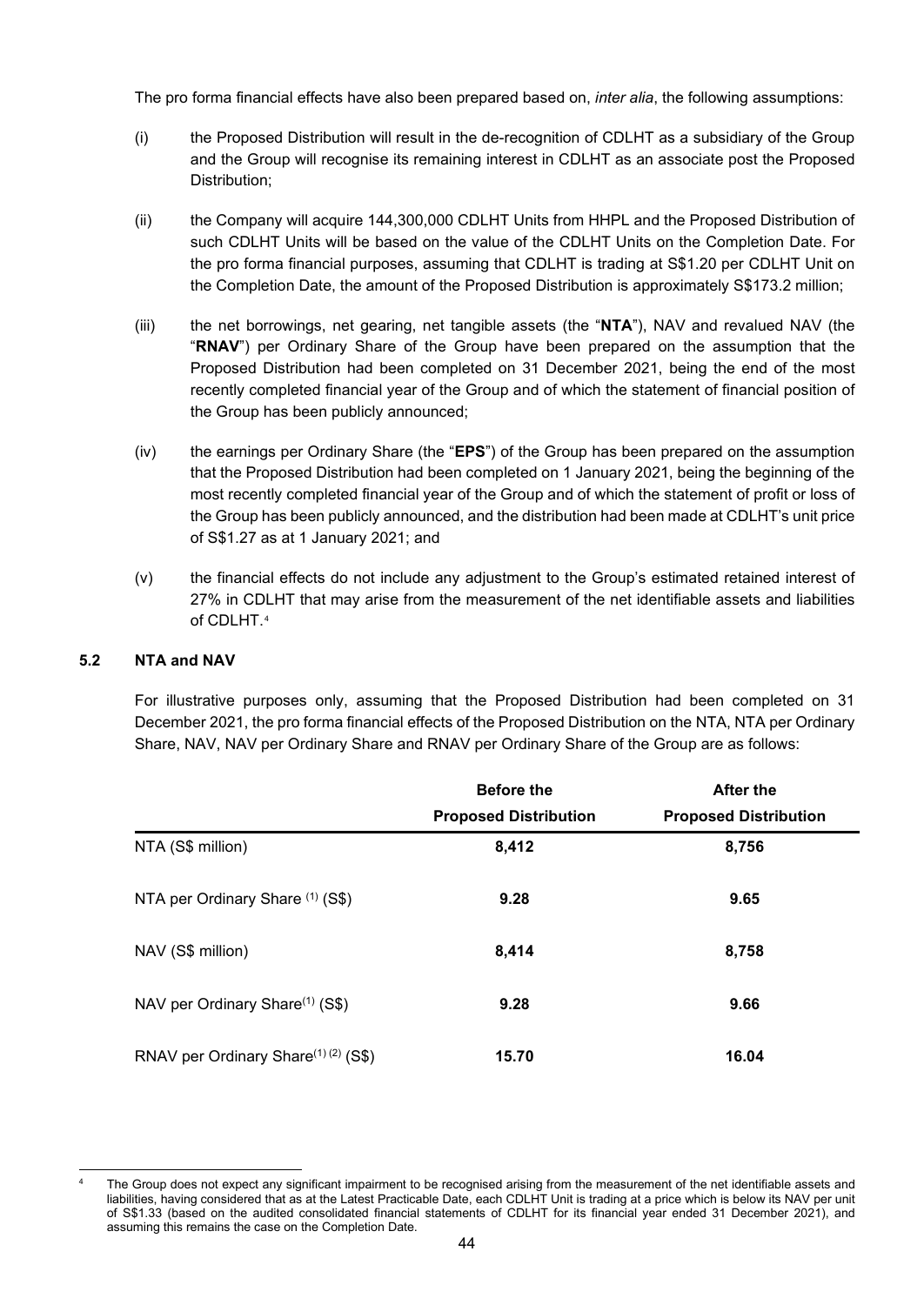The pro forma financial effects have also been prepared based on, *inter alia*, the following assumptions:

(i) the Proposed Distribution will result in the de-recognition of CDLHT as a subsidiary of the Group and the Group will recognise its remaining interest in CDLHT as an associate post the Proposed Distribution;

(ii) the Company will acquire 144,300,000 CDLHT Units from HHPL and the Proposed Distribution of such CDLHT Units will be based on the value of the CDLHT Units on the Completion Date. For the pro forma financial purposes, assuming that CDLHT is trading at S$1.20 per CDLHT Unit on the Completion Date, the amount of the Proposed Distribution is approximately S$173.2 million;

(iii) the net borrowings, net gearing, net tangible assets (the "**NTA**"), NAV and revalued NAV (the "**RNAV**") per Ordinary Share of the Group have been prepared on the assumption that the Proposed Distribution had been completed on 31 December 2021, being the end of the most recently completed financial year of the Group and of which the statement of financial position of the Group has been publicly announced;

(iv) the earnings per Ordinary Share (the "**EPS**") of the Group has been prepared on the assumption that the Proposed Distribution had been completed on 1 January 2021, being the beginning of the most recently completed financial year of the Group and of which the statement of profit or loss of the Group has been publicly announced, and the distribution had been made at CDLHT's unit price of S$1.27 as at 1 January 2021; and

(v) the financial effects do not include any adjustment to the Group's estimated retained interest of 27% in CDLHT that may arise from the measurement of the net identifiable assets and liabilities of CDLHT.[4]

## 5.2 NTA and NAV

For illustrative purposes only, assuming that the Proposed Distribution had been completed on 31 December 2021, the pro forma financial effects of the Proposed Distribution on the NTA, NTA per Ordinary Share, NAV, NAV per Ordinary Share and RNAV per Ordinary Share of the Group are as follows:

| | **Before the Proposed Distribution** | **After the Proposed Distribution** |
|---|---|---|
| NTA (S$ million) | **8,412** | **8,756** |
| NTA per Ordinary Share [(1)] (S$) | **9.28** | **9.65** |
| NAV (S$ million) | **8,414** | **8,758** |
| NAV per Ordinary Share[(1)] (S$) | **9.28** | **9.66** |
| RNAV per Ordinary Share[(1)(2)] (S$) | **15.70** | **16.04** |

[4] The Group does not expect any significant impairment to be recognised arising from the measurement of the net identifiable assets and liabilities, having considered that as at the Latest Practicable Date, each CDLHT Unit is trading at a price which is below its NAV per unit of S$1.33 (based on the audited consolidated financial statements of CDLHT for its financial year ended 31 December 2021), and assuming this remains the case on the Completion Date.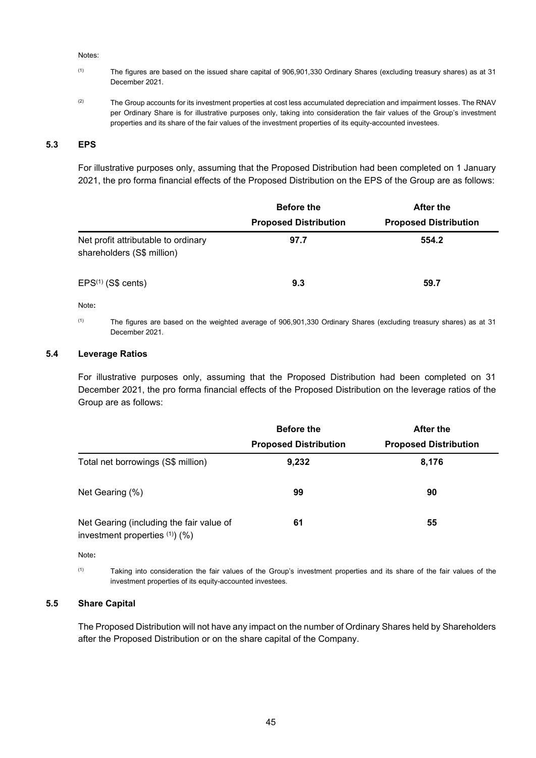Notes:

(1) The figures are based on the issued share capital of 906,901,330 Ordinary Shares (excluding treasury shares) as at 31 December 2021.

(2) The Group accounts for its investment properties at cost less accumulated depreciation and impairment losses. The RNAV per Ordinary Share is for illustrative purposes only, taking into consideration the fair values of the Group's investment properties and its share of the fair values of the investment properties of its equity-accounted investees.

### 5.3 EPS

For illustrative purposes only, assuming that the Proposed Distribution had been completed on 1 January 2021, the pro forma financial effects of the Proposed Distribution on the EPS of the Group are as follows:

| | Before the Proposed Distribution | After the Proposed Distribution |
|---|---|---|
| Net profit attributable to ordinary shareholders (S$ million) | **97.7** | **554.2** |
| EPS[(1)] (S$ cents) | **9.3** | **59.7** |

Note**:**

(1) The figures are based on the weighted average of 906,901,330 Ordinary Shares (excluding treasury shares) as at 31 December 2021.

### 5.4 Leverage Ratios

For illustrative purposes only, assuming that the Proposed Distribution had been completed on 31 December 2021, the pro forma financial effects of the Proposed Distribution on the leverage ratios of the Group are as follows:

| | Before the Proposed Distribution | After the Proposed Distribution |
|---|---|---|
| Total net borrowings (S$ million) | **9,232** | **8,176** |
| Net Gearing (%) | **99** | **90** |
| Net Gearing (including the fair value of investment properties [(1)]) (%) | **61** | **55** |

Note**:**

(1) Taking into consideration the fair values of the Group's investment properties and its share of the fair values of the investment properties of its equity-accounted investees.

### 5.5 Share Capital

The Proposed Distribution will not have any impact on the number of Ordinary Shares held by Shareholders after the Proposed Distribution or on the share capital of the Company.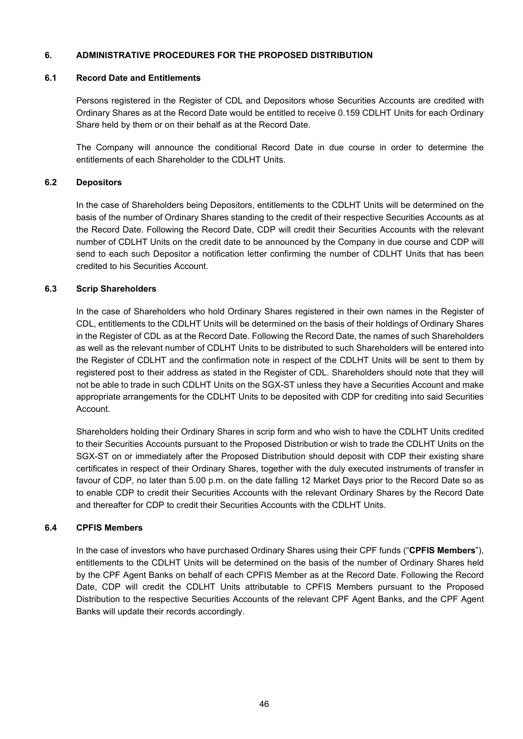## 6. ADMINISTRATIVE PROCEDURES FOR THE PROPOSED DISTRIBUTION

### 6.1 Record Date and Entitlements

Persons registered in the Register of CDL and Depositors whose Securities Accounts are credited with Ordinary Shares as at the Record Date would be entitled to receive 0.159 CDLHT Units for each Ordinary Share held by them or on their behalf as at the Record Date.

The Company will announce the conditional Record Date in due course in order to determine the entitlements of each Shareholder to the CDLHT Units.

### 6.2 Depositors

In the case of Shareholders being Depositors, entitlements to the CDLHT Units will be determined on the basis of the number of Ordinary Shares standing to the credit of their respective Securities Accounts as at the Record Date. Following the Record Date, CDP will credit their Securities Accounts with the relevant number of CDLHT Units on the credit date to be announced by the Company in due course and CDP will send to each such Depositor a notification letter confirming the number of CDLHT Units that has been credited to his Securities Account.

### 6.3 Scrip Shareholders

In the case of Shareholders who hold Ordinary Shares registered in their own names in the Register of CDL, entitlements to the CDLHT Units will be determined on the basis of their holdings of Ordinary Shares in the Register of CDL as at the Record Date. Following the Record Date, the names of such Shareholders as well as the relevant number of CDLHT Units to be distributed to such Shareholders will be entered into the Register of CDLHT and the confirmation note in respect of the CDLHT Units will be sent to them by registered post to their address as stated in the Register of CDL. Shareholders should note that they will not be able to trade in such CDLHT Units on the SGX-ST unless they have a Securities Account and make appropriate arrangements for the CDLHT Units to be deposited with CDP for crediting into said Securities Account.

Shareholders holding their Ordinary Shares in scrip form and who wish to have the CDLHT Units credited to their Securities Accounts pursuant to the Proposed Distribution or wish to trade the CDLHT Units on the SGX-ST on or immediately after the Proposed Distribution should deposit with CDP their existing share certificates in respect of their Ordinary Shares, together with the duly executed instruments of transfer in favour of CDP, no later than 5.00 p.m. on the date falling 12 Market Days prior to the Record Date so as to enable CDP to credit their Securities Accounts with the relevant Ordinary Shares by the Record Date and thereafter for CDP to credit their Securities Accounts with the CDLHT Units.

### 6.4 CPFIS Members

In the case of investors who have purchased Ordinary Shares using their CPF funds ("**CPFIS Members**"), entitlements to the CDLHT Units will be determined on the basis of the number of Ordinary Shares held by the CPF Agent Banks on behalf of each CPFIS Member as at the Record Date. Following the Record Date, CDP will credit the CDLHT Units attributable to CPFIS Members pursuant to the Proposed Distribution to the respective Securities Accounts of the relevant CPF Agent Banks, and the CPF Agent Banks will update their records accordingly.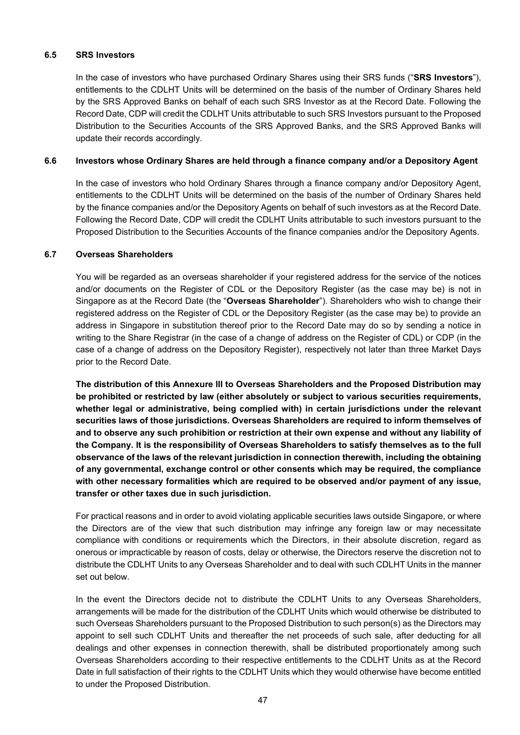### 6.5 SRS Investors

In the case of investors who have purchased Ordinary Shares using their SRS funds ("**SRS Investors**"), entitlements to the CDLHT Units will be determined on the basis of the number of Ordinary Shares held by the SRS Approved Banks on behalf of each such SRS Investor as at the Record Date. Following the Record Date, CDP will credit the CDLHT Units attributable to such SRS Investors pursuant to the Proposed Distribution to the Securities Accounts of the SRS Approved Banks, and the SRS Approved Banks will update their records accordingly.

### 6.6 Investors whose Ordinary Shares are held through a finance company and/or a Depository Agent

In the case of investors who hold Ordinary Shares through a finance company and/or Depository Agent, entitlements to the CDLHT Units will be determined on the basis of the number of Ordinary Shares held by the finance companies and/or the Depository Agents on behalf of such investors as at the Record Date. Following the Record Date, CDP will credit the CDLHT Units attributable to such investors pursuant to the Proposed Distribution to the Securities Accounts of the finance companies and/or the Depository Agents.

### 6.7 Overseas Shareholders

You will be regarded as an overseas shareholder if your registered address for the service of the notices and/or documents on the Register of CDL or the Depository Register (as the case may be) is not in Singapore as at the Record Date (the "**Overseas Shareholder**"). Shareholders who wish to change their registered address on the Register of CDL or the Depository Register (as the case may be) to provide an address in Singapore in substitution thereof prior to the Record Date may do so by sending a notice in writing to the Share Registrar (in the case of a change of address on the Register of CDL) or CDP (in the case of a change of address on the Depository Register), respectively not later than three Market Days prior to the Record Date.

**The distribution of this Annexure III to Overseas Shareholders and the Proposed Distribution may be prohibited or restricted by law (either absolutely or subject to various securities requirements, whether legal or administrative, being complied with) in certain jurisdictions under the relevant securities laws of those jurisdictions. Overseas Shareholders are required to inform themselves of and to observe any such prohibition or restriction at their own expense and without any liability of the Company. It is the responsibility of Overseas Shareholders to satisfy themselves as to the full observance of the laws of the relevant jurisdiction in connection therewith, including the obtaining of any governmental, exchange control or other consents which may be required, the compliance with other necessary formalities which are required to be observed and/or payment of any issue, transfer or other taxes due in such jurisdiction.**

For practical reasons and in order to avoid violating applicable securities laws outside Singapore, or where the Directors are of the view that such distribution may infringe any foreign law or may necessitate compliance with conditions or requirements which the Directors, in their absolute discretion, regard as onerous or impracticable by reason of costs, delay or otherwise, the Directors reserve the discretion not to distribute the CDLHT Units to any Overseas Shareholder and to deal with such CDLHT Units in the manner set out below.

In the event the Directors decide not to distribute the CDLHT Units to any Overseas Shareholders, arrangements will be made for the distribution of the CDLHT Units which would otherwise be distributed to such Overseas Shareholders pursuant to the Proposed Distribution to such person(s) as the Directors may appoint to sell such CDLHT Units and thereafter the net proceeds of such sale, after deducting for all dealings and other expenses in connection therewith, shall be distributed proportionately among such Overseas Shareholders according to their respective entitlements to the CDLHT Units as at the Record Date in full satisfaction of their rights to the CDLHT Units which they would otherwise have become entitled to under the Proposed Distribution.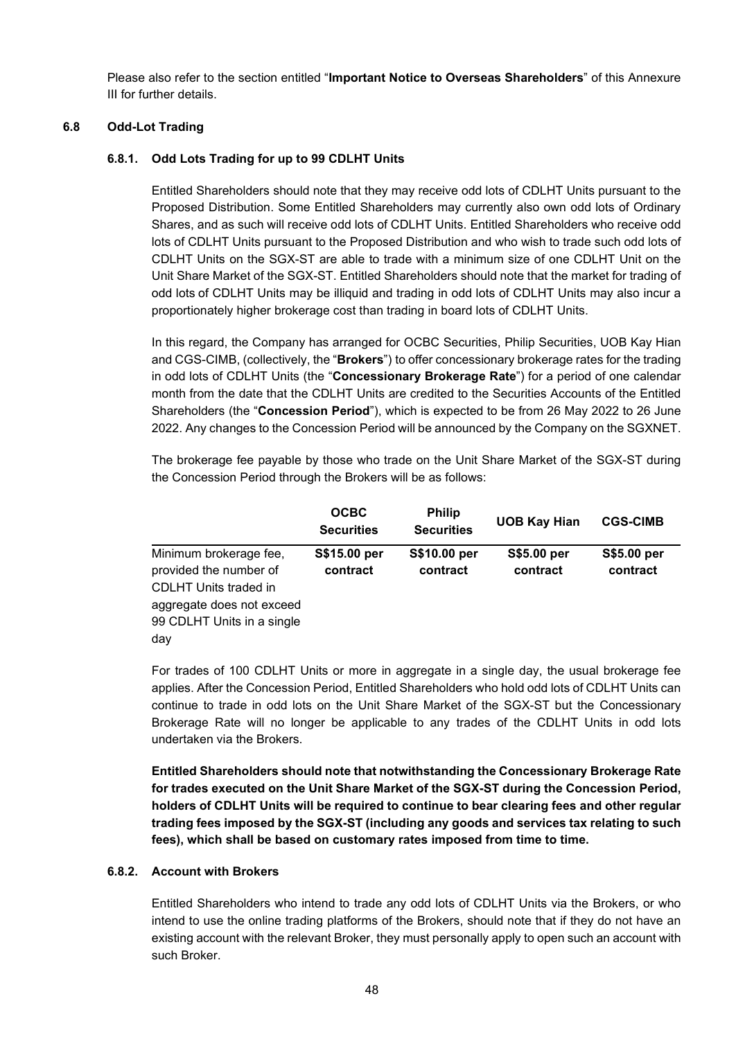Please also refer to the section entitled "**Important Notice to Overseas Shareholders**" of this Annexure III for further details.

### 6.8 Odd-Lot Trading

#### 6.8.1. Odd Lots Trading for up to 99 CDLHT Units

Entitled Shareholders should note that they may receive odd lots of CDLHT Units pursuant to the Proposed Distribution. Some Entitled Shareholders may currently also own odd lots of Ordinary Shares, and as such will receive odd lots of CDLHT Units. Entitled Shareholders who receive odd lots of CDLHT Units pursuant to the Proposed Distribution and who wish to trade such odd lots of CDLHT Units on the SGX-ST are able to trade with a minimum size of one CDLHT Unit on the Unit Share Market of the SGX-ST. Entitled Shareholders should note that the market for trading of odd lots of CDLHT Units may be illiquid and trading in odd lots of CDLHT Units may also incur a proportionately higher brokerage cost than trading in board lots of CDLHT Units.

In this regard, the Company has arranged for OCBC Securities, Philip Securities, UOB Kay Hian and CGS-CIMB, (collectively, the "**Brokers**") to offer concessionary brokerage rates for the trading in odd lots of CDLHT Units (the "**Concessionary Brokerage Rate**") for a period of one calendar month from the date that the CDLHT Units are credited to the Securities Accounts of the Entitled Shareholders (the "**Concession Period**"), which is expected to be from 26 May 2022 to 26 June 2022. Any changes to the Concession Period will be announced by the Company on the SGXNET.

The brokerage fee payable by those who trade on the Unit Share Market of the SGX-ST during the Concession Period through the Brokers will be as follows:

| | OCBC Securities | Philip Securities | UOB Kay Hian | CGS-CIMB |
|---|---|---|---|---|
| Minimum brokerage fee, provided the number of CDLHT Units traded in aggregate does not exceed 99 CDLHT Units in a single day | **S$15.00 per contract** | **S$10.00 per contract** | **S$5.00 per contract** | **S$5.00 per contract** |

For trades of 100 CDLHT Units or more in aggregate in a single day, the usual brokerage fee applies. After the Concession Period, Entitled Shareholders who hold odd lots of CDLHT Units can continue to trade in odd lots on the Unit Share Market of the SGX-ST but the Concessionary Brokerage Rate will no longer be applicable to any trades of the CDLHT Units in odd lots undertaken via the Brokers.

**Entitled Shareholders should note that notwithstanding the Concessionary Brokerage Rate for trades executed on the Unit Share Market of the SGX-ST during the Concession Period, holders of CDLHT Units will be required to continue to bear clearing fees and other regular trading fees imposed by the SGX-ST (including any goods and services tax relating to such fees), which shall be based on customary rates imposed from time to time.**

#### 6.8.2. Account with Brokers

Entitled Shareholders who intend to trade any odd lots of CDLHT Units via the Brokers, or who intend to use the online trading platforms of the Brokers, should note that if they do not have an existing account with the relevant Broker, they must personally apply to open such an account with such Broker.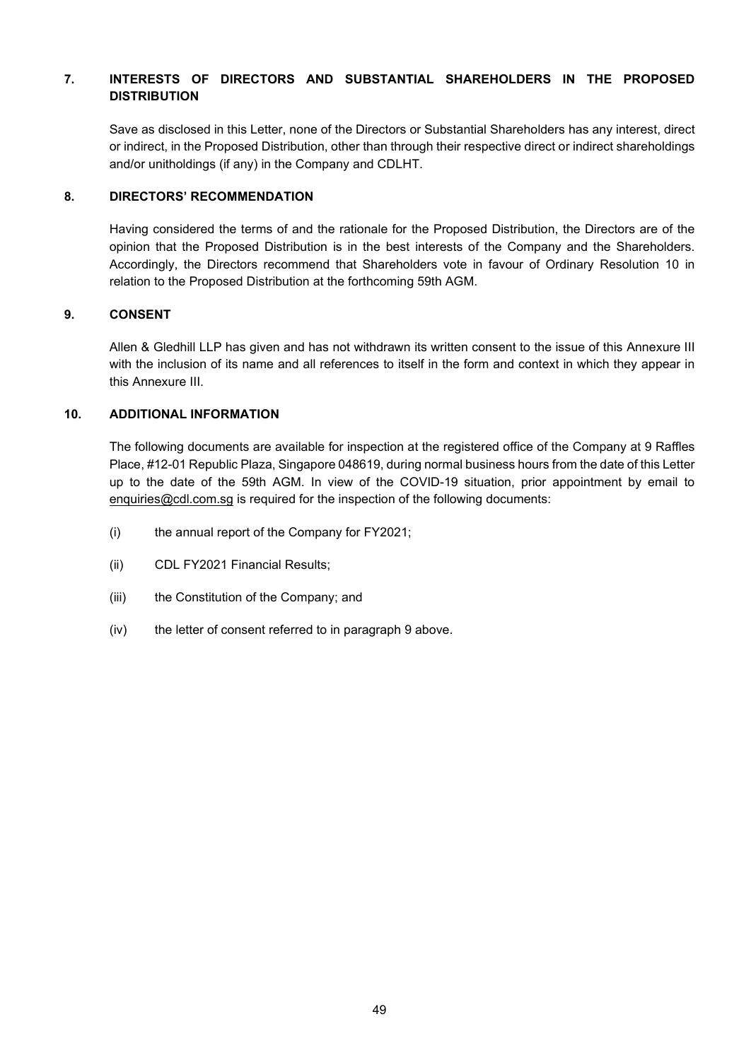## 7. INTERESTS OF DIRECTORS AND SUBSTANTIAL SHAREHOLDERS IN THE PROPOSED DISTRIBUTION

Save as disclosed in this Letter, none of the Directors or Substantial Shareholders has any interest, direct or indirect, in the Proposed Distribution, other than through their respective direct or indirect shareholdings and/or unitholdings (if any) in the Company and CDLHT.

## 8. DIRECTORS' RECOMMENDATION

Having considered the terms of and the rationale for the Proposed Distribution, the Directors are of the opinion that the Proposed Distribution is in the best interests of the Company and the Shareholders. Accordingly, the Directors recommend that Shareholders vote in favour of Ordinary Resolution 10 in relation to the Proposed Distribution at the forthcoming 59th AGM.

## 9. CONSENT

Allen & Gledhill LLP has given and has not withdrawn its written consent to the issue of this Annexure III with the inclusion of its name and all references to itself in the form and context in which they appear in this Annexure III.

## 10. ADDITIONAL INFORMATION

The following documents are available for inspection at the registered office of the Company at 9 Raffles Place, #12-01 Republic Plaza, Singapore 048619, during normal business hours from the date of this Letter up to the date of the 59th AGM. In view of the COVID-19 situation, prior appointment by email to enquiries@cdl.com.sg is required for the inspection of the following documents:

(i) the annual report of the Company for FY2021;

(ii) CDL FY2021 Financial Results;

(iii) the Constitution of the Company; and

(iv) the letter of consent referred to in paragraph 9 above.